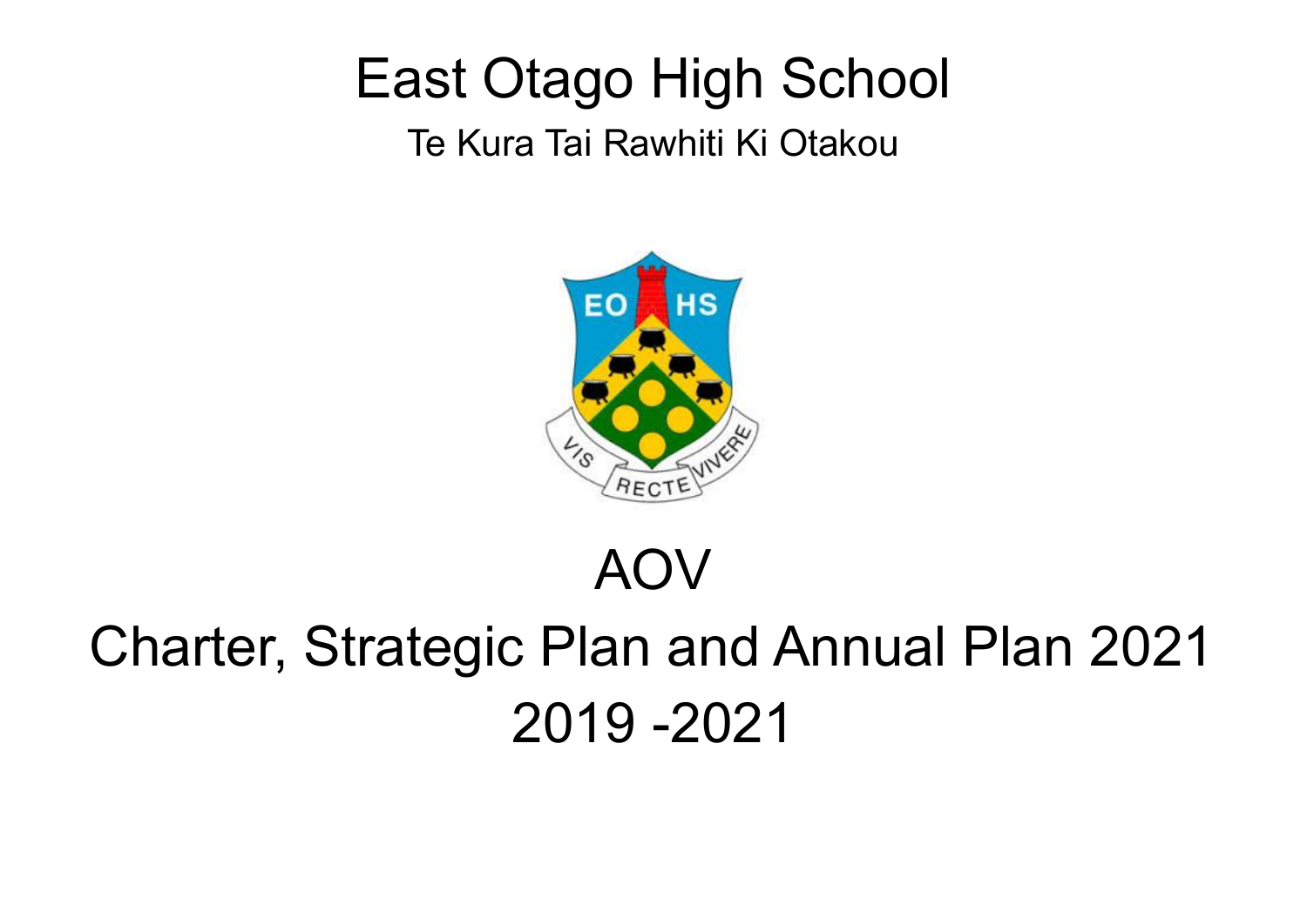# East Otago High School

Te Kura Tai Rawhiti Ki Otakou

# AOV

# Charter, Strategic Plan and Annual Plan 2021

# 2019 -2021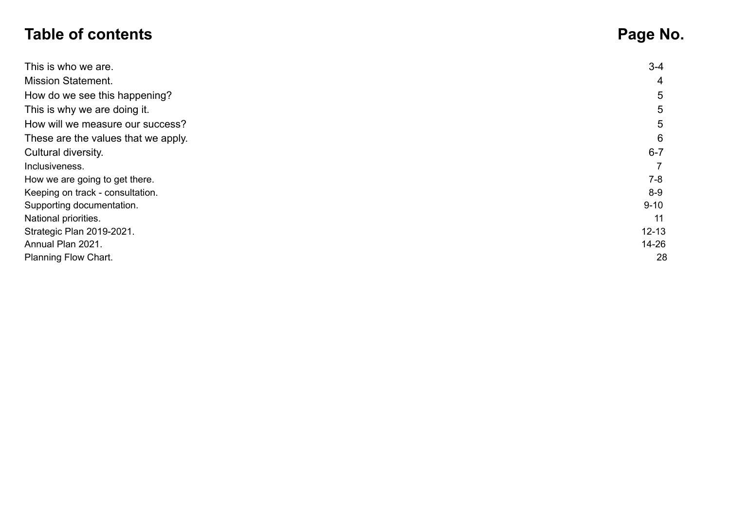# Table of contents

| Table of contents | Page No. |
| --- | --- |
| This is who we are. | 3-4 |
| Mission Statement. | 4 |
| How do we see this happening? | 5 |
| This is why we are doing it. | 5 |
| How will we measure our success? | 5 |
| These are the values that we apply. | 6 |
| Cultural diversity. | 6-7 |
| Inclusiveness. | 7 |
| How we are going to get there. | 7-8 |
| Keeping on track - consultation. | 8-9 |
| Supporting documentation. | 9-10 |
| National priorities. | 11 |
| Strategic Plan 2019-2021. | 12-13 |
| Annual Plan 2021. | 14-26 |
| Planning Flow Chart. | 28 |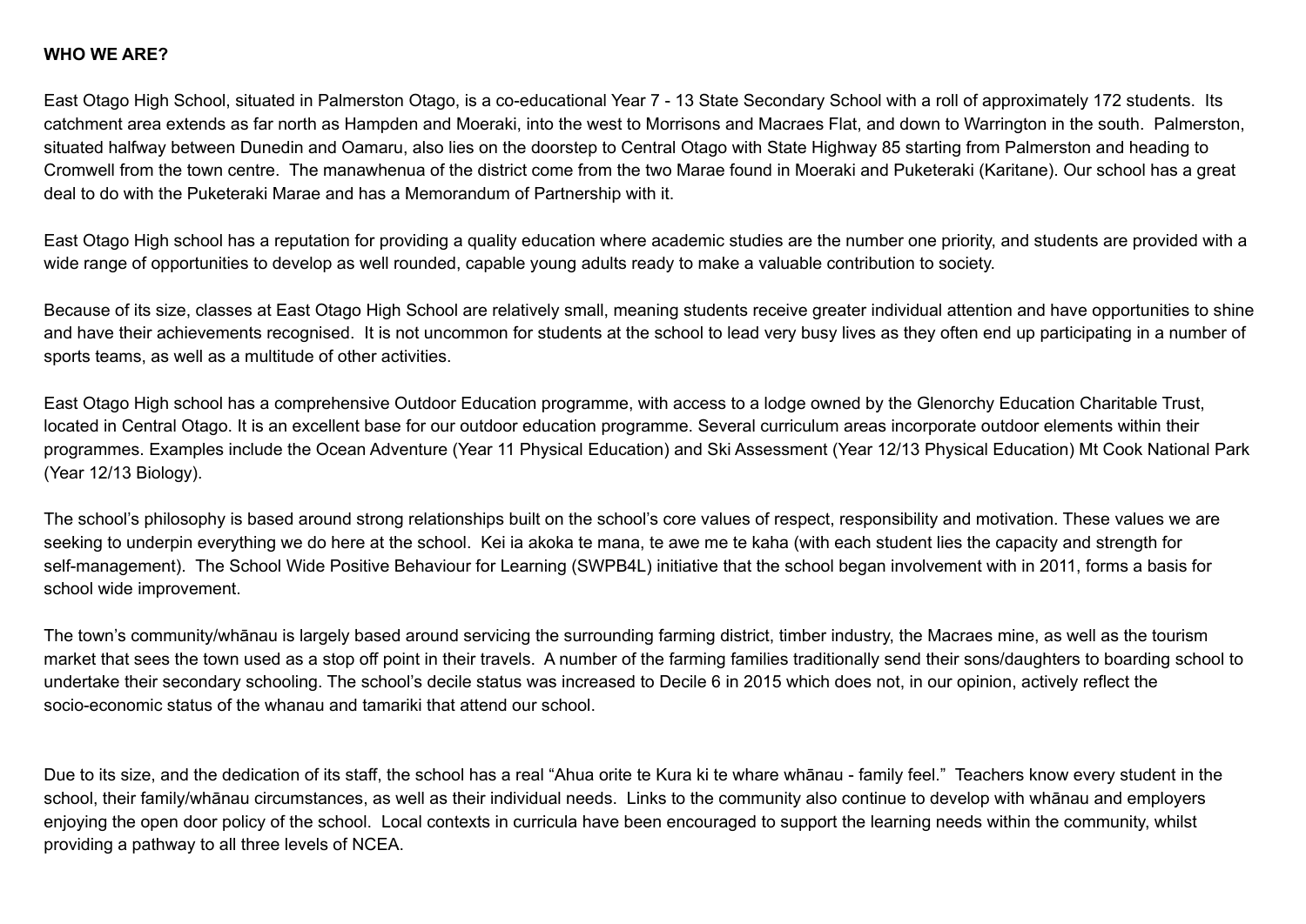**WHO WE ARE?**

East Otago High School, situated in Palmerston Otago, is a co-educational Year 7 - 13 State Secondary School with a roll of approximately 172 students. Its catchment area extends as far north as Hampden and Moeraki, into the west to Morrisons and Macraes Flat, and down to Warrington in the south. Palmerston, situated halfway between Dunedin and Oamaru, also lies on the doorstep to Central Otago with State Highway 85 starting from Palmerston and heading to Cromwell from the town centre. The manawhenua of the district come from the two Marae found in Moeraki and Puketeraki (Karitane). Our school has a great deal to do with the Puketeraki Marae and has a Memorandum of Partnership with it.

East Otago High school has a reputation for providing a quality education where academic studies are the number one priority, and students are provided with a wide range of opportunities to develop as well rounded, capable young adults ready to make a valuable contribution to society.

Because of its size, classes at East Otago High School are relatively small, meaning students receive greater individual attention and have opportunities to shine and have their achievements recognised. It is not uncommon for students at the school to lead very busy lives as they often end up participating in a number of sports teams, as well as a multitude of other activities.

East Otago High school has a comprehensive Outdoor Education programme, with access to a lodge owned by the Glenorchy Education Charitable Trust, located in Central Otago. It is an excellent base for our outdoor education programme. Several curriculum areas incorporate outdoor elements within their programmes. Examples include the Ocean Adventure (Year 11 Physical Education) and Ski Assessment (Year 12/13 Physical Education) Mt Cook National Park (Year 12/13 Biology).

The school's philosophy is based around strong relationships built on the school's core values of respect, responsibility and motivation. These values we are seeking to underpin everything we do here at the school. Kei ia akoka te mana, te awe me te kaha (with each student lies the capacity and strength for self-management). The School Wide Positive Behaviour for Learning (SWPB4L) initiative that the school began involvement with in 2011, forms a basis for school wide improvement.

The town's community/whānau is largely based around servicing the surrounding farming district, timber industry, the Macraes mine, as well as the tourism market that sees the town used as a stop off point in their travels. A number of the farming families traditionally send their sons/daughters to boarding school to undertake their secondary schooling. The school's decile status was increased to Decile 6 in 2015 which does not, in our opinion, actively reflect the socio-economic status of the whanau and tamariki that attend our school.

Due to its size, and the dedication of its staff, the school has a real "Ahua orite te Kura ki te whare whānau - family feel." Teachers know every student in the school, their family/whānau circumstances, as well as their individual needs. Links to the community also continue to develop with whānau and employers enjoying the open door policy of the school. Local contexts in curricula have been encouraged to support the learning needs within the community, whilst providing a pathway to all three levels of NCEA.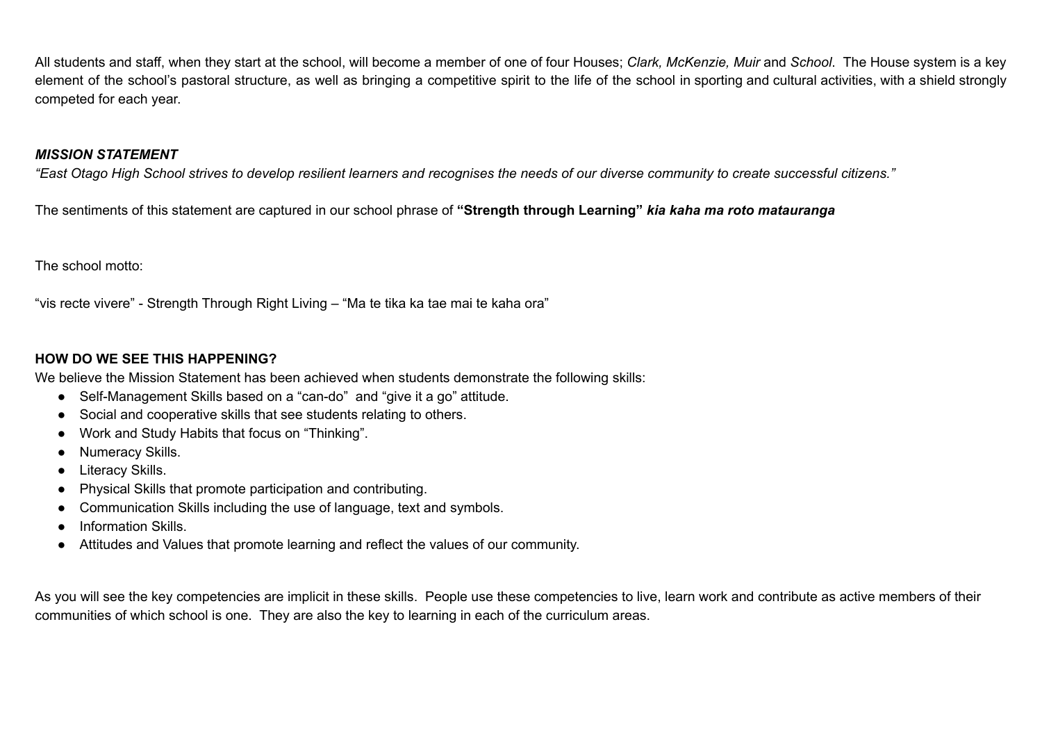All students and staff, when they start at the school, will become a member of one of four Houses; *Clark, McKenzie, Muir* and *School*. The House system is a key element of the school's pastoral structure, as well as bringing a competitive spirit to the life of the school in sporting and cultural activities, with a shield strongly competed for each year.

***MISSION STATEMENT***

*"East Otago High School strives to develop resilient learners and recognises the needs of our diverse community to create successful citizens."*

The sentiments of this statement are captured in our school phrase of **"Strength through Learning"** ***kia kaha ma roto matauranga***

The school motto:

"vis recte vivere" - Strength Through Right Living – "Ma te tika ka tae mai te kaha ora"

**HOW DO WE SEE THIS HAPPENING?**

We believe the Mission Statement has been achieved when students demonstrate the following skills:

- Self-Management Skills based on a "can-do" and "give it a go" attitude.
- Social and cooperative skills that see students relating to others.
- Work and Study Habits that focus on "Thinking".
- Numeracy Skills.
- Literacy Skills.
- Physical Skills that promote participation and contributing.
- Communication Skills including the use of language, text and symbols.
- Information Skills.
- Attitudes and Values that promote learning and reflect the values of our community.

As you will see the key competencies are implicit in these skills. People use these competencies to live, learn work and contribute as active members of their communities of which school is one. They are also the key to learning in each of the curriculum areas.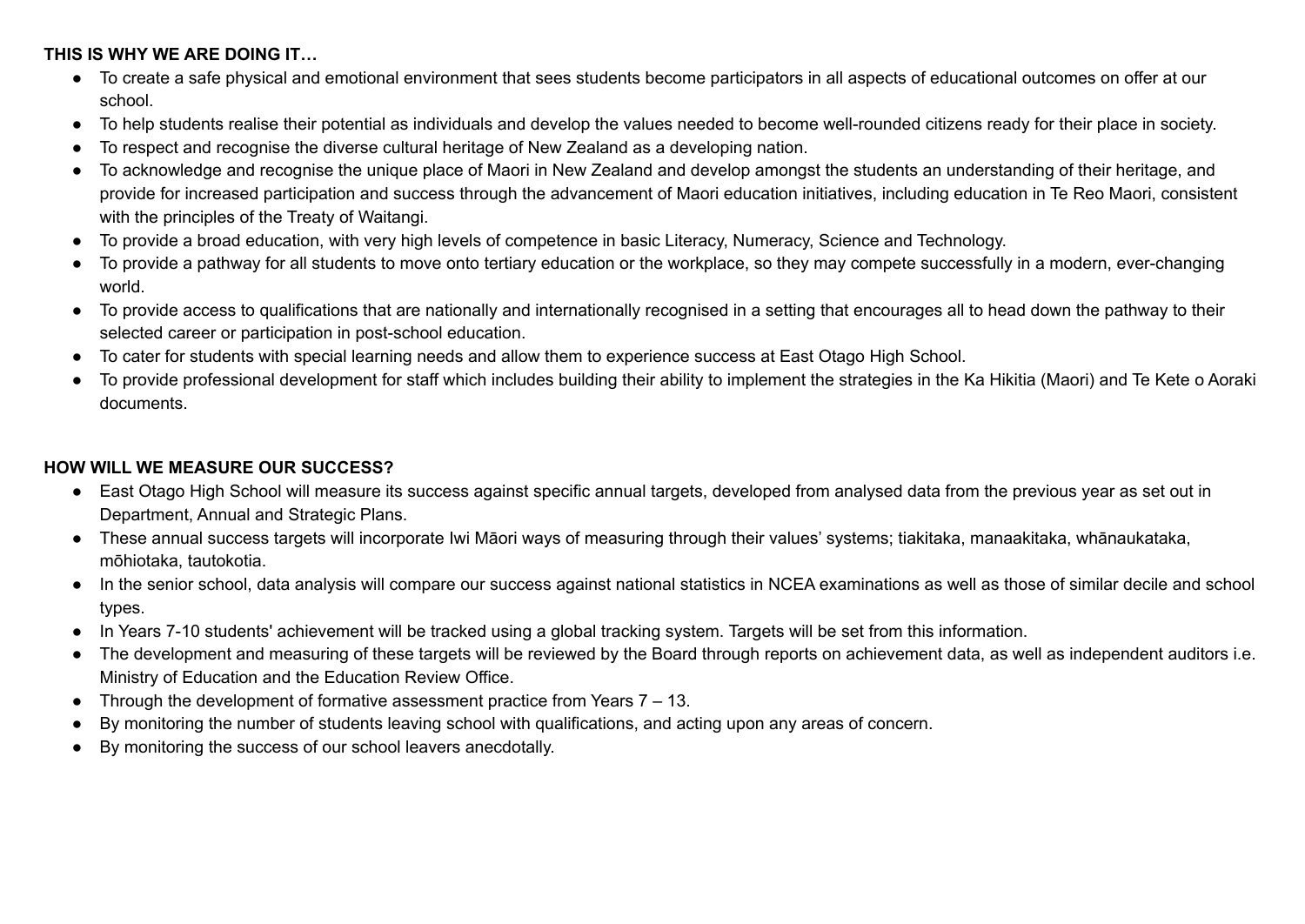**THIS IS WHY WE ARE DOING IT…**

- To create a safe physical and emotional environment that sees students become participators in all aspects of educational outcomes on offer at our school.
- To help students realise their potential as individuals and develop the values needed to become well-rounded citizens ready for their place in society.
- To respect and recognise the diverse cultural heritage of New Zealand as a developing nation.
- To acknowledge and recognise the unique place of Maori in New Zealand and develop amongst the students an understanding of their heritage, and provide for increased participation and success through the advancement of Maori education initiatives, including education in Te Reo Maori, consistent with the principles of the Treaty of Waitangi.
- To provide a broad education, with very high levels of competence in basic Literacy, Numeracy, Science and Technology.
- To provide a pathway for all students to move onto tertiary education or the workplace, so they may compete successfully in a modern, ever-changing world.
- To provide access to qualifications that are nationally and internationally recognised in a setting that encourages all to head down the pathway to their selected career or participation in post-school education.
- To cater for students with special learning needs and allow them to experience success at East Otago High School.
- To provide professional development for staff which includes building their ability to implement the strategies in the Ka Hikitia (Maori) and Te Kete o Aoraki documents.

**HOW WILL WE MEASURE OUR SUCCESS?**

- East Otago High School will measure its success against specific annual targets, developed from analysed data from the previous year as set out in Department, Annual and Strategic Plans.
- These annual success targets will incorporate Iwi Māori ways of measuring through their values' systems; tiakitaka, manaakitaka, whānaukataka, mōhiotaka, tautokotia.
- In the senior school, data analysis will compare our success against national statistics in NCEA examinations as well as those of similar decile and school types.
- In Years 7-10 students' achievement will be tracked using a global tracking system. Targets will be set from this information.
- The development and measuring of these targets will be reviewed by the Board through reports on achievement data, as well as independent auditors i.e. Ministry of Education and the Education Review Office.
- Through the development of formative assessment practice from Years 7 – 13.
- By monitoring the number of students leaving school with qualifications, and acting upon any areas of concern.
- By monitoring the success of our school leavers anecdotally.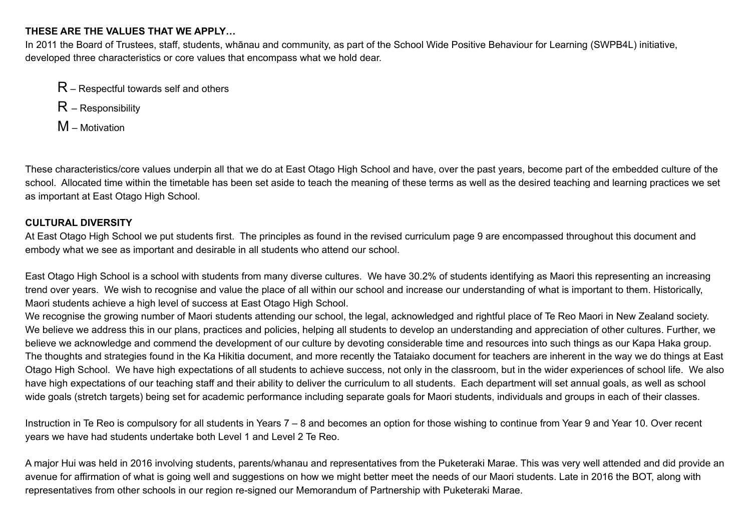**THESE ARE THE VALUES THAT WE APPLY…**

In 2011 the Board of Trustees, staff, students, whānau and community, as part of the School Wide Positive Behaviour for Learning (SWPB4L) initiative, developed three characteristics or core values that encompass what we hold dear.

R – Respectful towards self and others

R – Responsibility

M – Motivation

These characteristics/core values underpin all that we do at East Otago High School and have, over the past years, become part of the embedded culture of the school. Allocated time within the timetable has been set aside to teach the meaning of these terms as well as the desired teaching and learning practices we set as important at East Otago High School.

**CULTURAL DIVERSITY**

At East Otago High School we put students first. The principles as found in the revised curriculum page 9 are encompassed throughout this document and embody what we see as important and desirable in all students who attend our school.

East Otago High School is a school with students from many diverse cultures. We have 30.2% of students identifying as Maori this representing an increasing trend over years. We wish to recognise and value the place of all within our school and increase our understanding of what is important to them. Historically, Maori students achieve a high level of success at East Otago High School.

We recognise the growing number of Maori students attending our school, the legal, acknowledged and rightful place of Te Reo Maori in New Zealand society. We believe we address this in our plans, practices and policies, helping all students to develop an understanding and appreciation of other cultures. Further, we believe we acknowledge and commend the development of our culture by devoting considerable time and resources into such things as our Kapa Haka group. The thoughts and strategies found in the Ka Hikitia document, and more recently the Tataiako document for teachers are inherent in the way we do things at East Otago High School. We have high expectations of all students to achieve success, not only in the classroom, but in the wider experiences of school life. We also have high expectations of our teaching staff and their ability to deliver the curriculum to all students. Each department will set annual goals, as well as school wide goals (stretch targets) being set for academic performance including separate goals for Maori students, individuals and groups in each of their classes.

Instruction in Te Reo is compulsory for all students in Years 7 – 8 and becomes an option for those wishing to continue from Year 9 and Year 10. Over recent years we have had students undertake both Level 1 and Level 2 Te Reo.

A major Hui was held in 2016 involving students, parents/whanau and representatives from the Puketeraki Marae. This was very well attended and did provide an avenue for affirmation of what is going well and suggestions on how we might better meet the needs of our Maori students. Late in 2016 the BOT, along with representatives from other schools in our region re-signed our Memorandum of Partnership with Puketeraki Marae.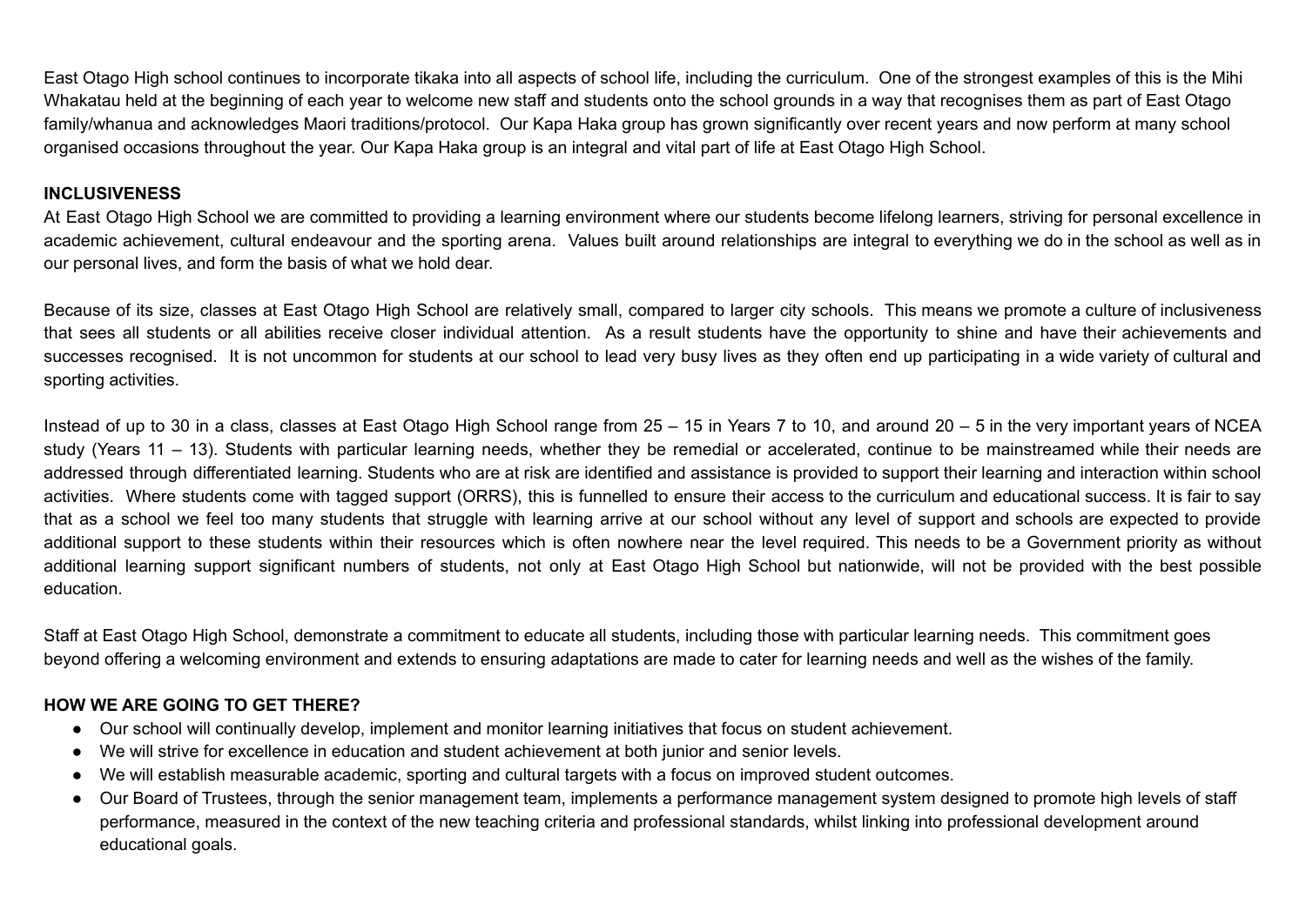East Otago High school continues to incorporate tikaka into all aspects of school life, including the curriculum. One of the strongest examples of this is the Mihi Whakatau held at the beginning of each year to welcome new staff and students onto the school grounds in a way that recognises them as part of East Otago family/whanua and acknowledges Maori traditions/protocol. Our Kapa Haka group has grown significantly over recent years and now perform at many school organised occasions throughout the year. Our Kapa Haka group is an integral and vital part of life at East Otago High School.

**INCLUSIVENESS**

At East Otago High School we are committed to providing a learning environment where our students become lifelong learners, striving for personal excellence in academic achievement, cultural endeavour and the sporting arena. Values built around relationships are integral to everything we do in the school as well as in our personal lives, and form the basis of what we hold dear.

Because of its size, classes at East Otago High School are relatively small, compared to larger city schools. This means we promote a culture of inclusiveness that sees all students or all abilities receive closer individual attention. As a result students have the opportunity to shine and have their achievements and successes recognised. It is not uncommon for students at our school to lead very busy lives as they often end up participating in a wide variety of cultural and sporting activities.

Instead of up to 30 in a class, classes at East Otago High School range from 25 – 15 in Years 7 to 10, and around 20 – 5 in the very important years of NCEA study (Years 11 – 13). Students with particular learning needs, whether they be remedial or accelerated, continue to be mainstreamed while their needs are addressed through differentiated learning. Students who are at risk are identified and assistance is provided to support their learning and interaction within school activities. Where students come with tagged support (ORRS), this is funnelled to ensure their access to the curriculum and educational success. It is fair to say that as a school we feel too many students that struggle with learning arrive at our school without any level of support and schools are expected to provide additional support to these students within their resources which is often nowhere near the level required. This needs to be a Government priority as without additional learning support significant numbers of students, not only at East Otago High School but nationwide, will not be provided with the best possible education.

Staff at East Otago High School, demonstrate a commitment to educate all students, including those with particular learning needs. This commitment goes beyond offering a welcoming environment and extends to ensuring adaptations are made to cater for learning needs and well as the wishes of the family.

**HOW WE ARE GOING TO GET THERE?**

- Our school will continually develop, implement and monitor learning initiatives that focus on student achievement.
- We will strive for excellence in education and student achievement at both junior and senior levels.
- We will establish measurable academic, sporting and cultural targets with a focus on improved student outcomes.
- Our Board of Trustees, through the senior management team, implements a performance management system designed to promote high levels of staff performance, measured in the context of the new teaching criteria and professional standards, whilst linking into professional development around educational goals.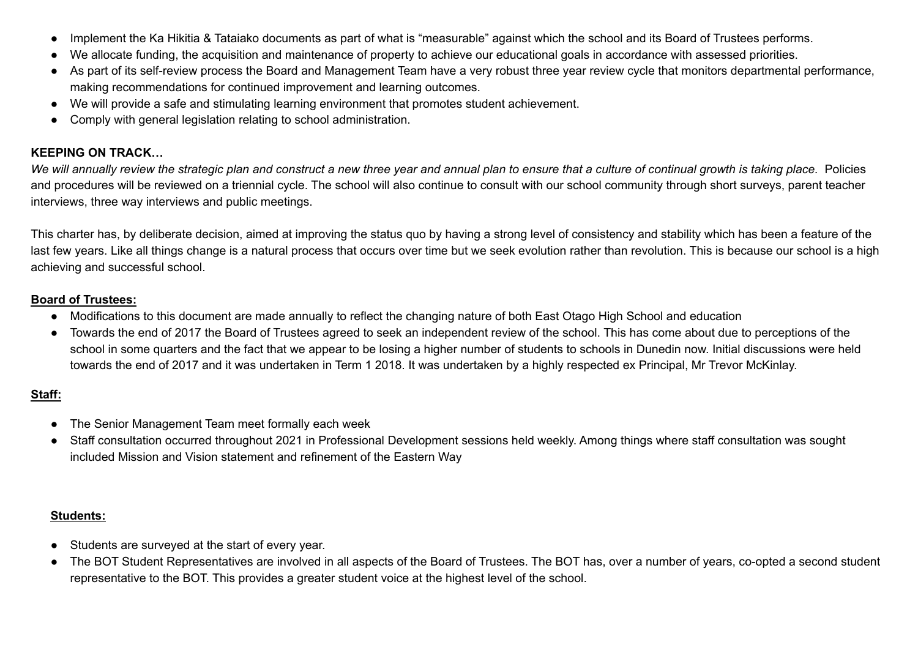- Implement the Ka Hikitia & Tataiako documents as part of what is "measurable" against which the school and its Board of Trustees performs.
- We allocate funding, the acquisition and maintenance of property to achieve our educational goals in accordance with assessed priorities.
- As part of its self-review process the Board and Management Team have a very robust three year review cycle that monitors departmental performance, making recommendations for continued improvement and learning outcomes.
- We will provide a safe and stimulating learning environment that promotes student achievement.
- Comply with general legislation relating to school administration.

**KEEPING ON TRACK…**

*We will annually review the strategic plan and construct a new three year and annual plan to ensure that a culture of continual growth is taking place.* Policies and procedures will be reviewed on a triennial cycle. The school will also continue to consult with our school community through short surveys, parent teacher interviews, three way interviews and public meetings.

This charter has, by deliberate decision, aimed at improving the status quo by having a strong level of consistency and stability which has been a feature of the last few years. Like all things change is a natural process that occurs over time but we seek evolution rather than revolution. This is because our school is a high achieving and successful school.

**Board of Trustees:**

- Modifications to this document are made annually to reflect the changing nature of both East Otago High School and education
- Towards the end of 2017 the Board of Trustees agreed to seek an independent review of the school. This has come about due to perceptions of the school in some quarters and the fact that we appear to be losing a higher number of students to schools in Dunedin now. Initial discussions were held towards the end of 2017 and it was undertaken in Term 1 2018. It was undertaken by a highly respected ex Principal, Mr Trevor McKinlay.

**Staff:**

- The Senior Management Team meet formally each week
- Staff consultation occurred throughout 2021 in Professional Development sessions held weekly. Among things where staff consultation was sought included Mission and Vision statement and refinement of the Eastern Way

**Students:**

- Students are surveyed at the start of every year.
- The BOT Student Representatives are involved in all aspects of the Board of Trustees. The BOT has, over a number of years, co-opted a second student representative to the BOT. This provides a greater student voice at the highest level of the school.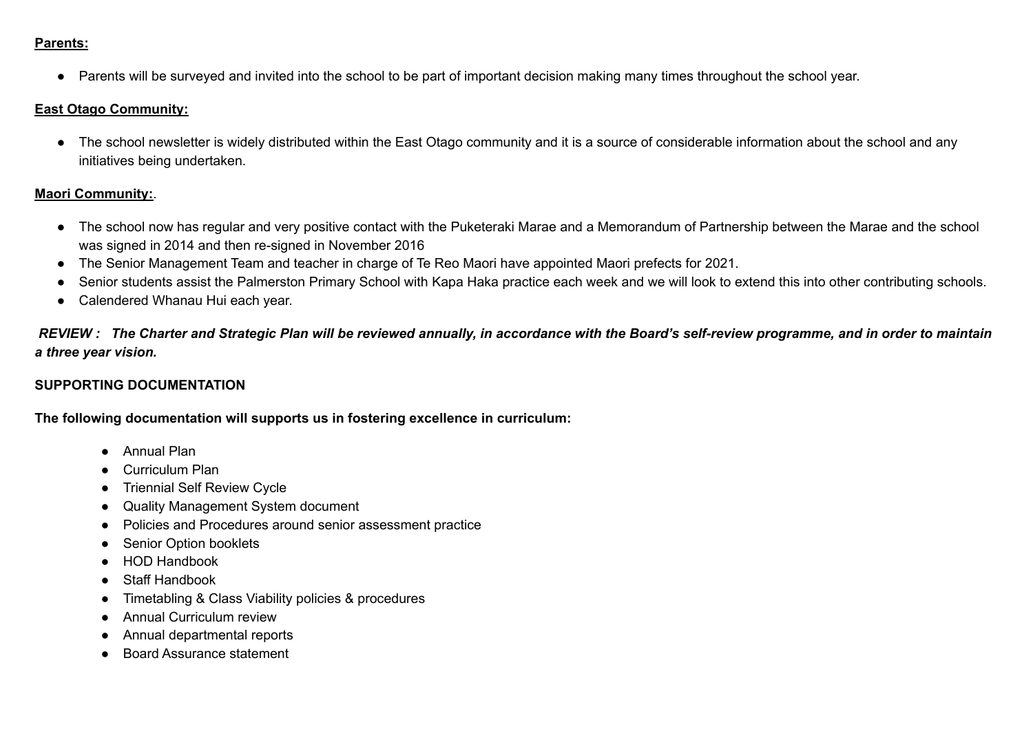**Parents:**

- Parents will be surveyed and invited into the school to be part of important decision making many times throughout the school year.

**East Otago Community:**

- The school newsletter is widely distributed within the East Otago community and it is a source of considerable information about the school and any initiatives being undertaken.

**Maori Community:**.

- The school now has regular and very positive contact with the Puketeraki Marae and a Memorandum of Partnership between the Marae and the school was signed in 2014 and then re-signed in November 2016
- The Senior Management Team and teacher in charge of Te Reo Maori have appointed Maori prefects for 2021.
- Senior students assist the Palmerston Primary School with Kapa Haka practice each week and we will look to extend this into other contributing schools.
- Calendered Whanau Hui each year.

***REVIEW : The Charter and Strategic Plan will be reviewed annually, in accordance with the Board's self-review programme, and in order to maintain a three year vision.***

**SUPPORTING DOCUMENTATION**

**The following documentation will supports us in fostering excellence in curriculum:**

- Annual Plan
- Curriculum Plan
- Triennial Self Review Cycle
- Quality Management System document
- Policies and Procedures around senior assessment practice
- Senior Option booklets
- HOD Handbook
- Staff Handbook
- Timetabling & Class Viability policies & procedures
- Annual Curriculum review
- Annual departmental reports
- Board Assurance statement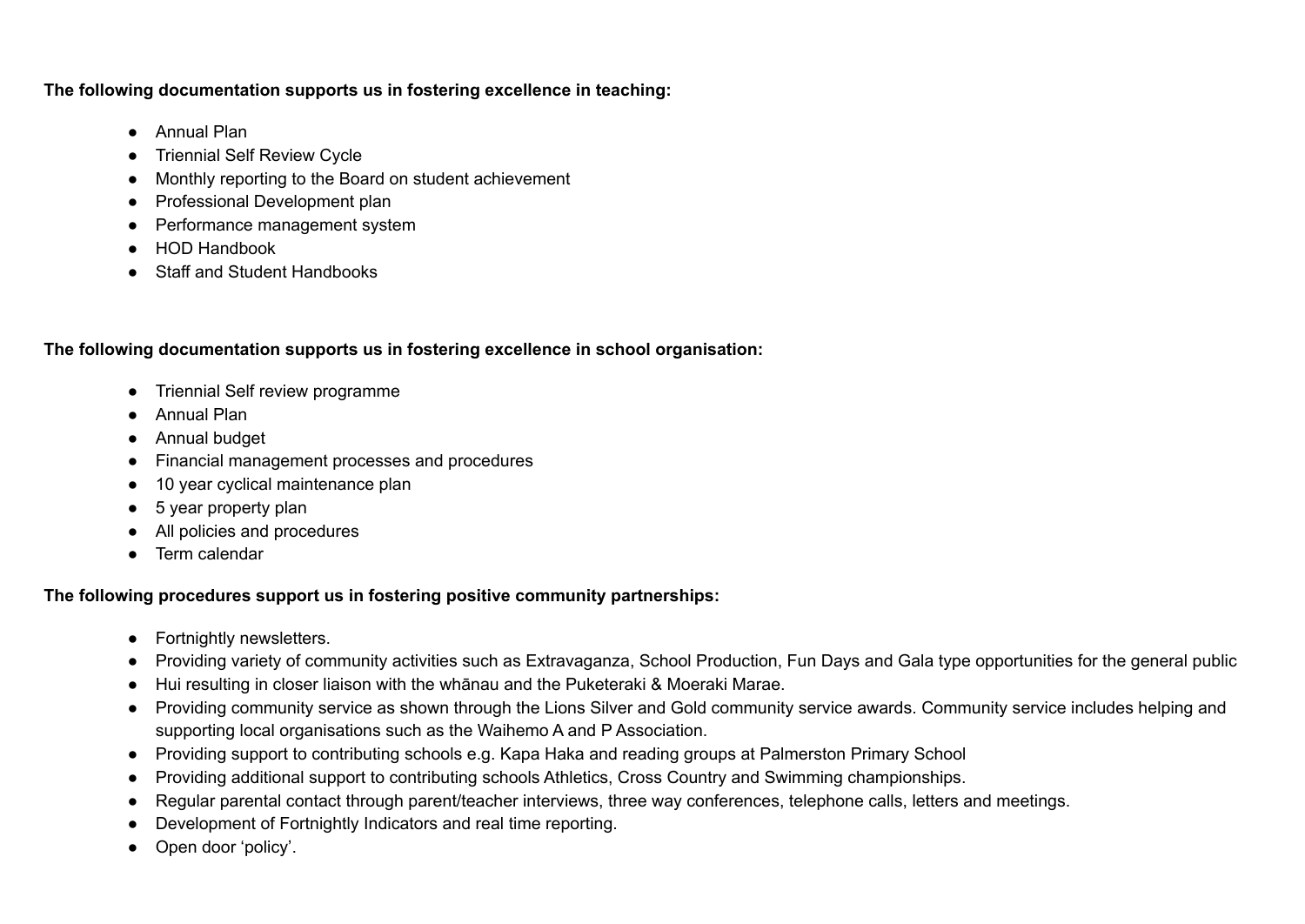**The following documentation supports us in fostering excellence in teaching:**

- Annual Plan
- Triennial Self Review Cycle
- Monthly reporting to the Board on student achievement
- Professional Development plan
- Performance management system
- HOD Handbook
- Staff and Student Handbooks

**The following documentation supports us in fostering excellence in school organisation:**

- Triennial Self review programme
- Annual Plan
- Annual budget
- Financial management processes and procedures
- 10 year cyclical maintenance plan
- 5 year property plan
- All policies and procedures
- Term calendar

**The following procedures support us in fostering positive community partnerships:**

- Fortnightly newsletters.
- Providing variety of community activities such as Extravaganza, School Production, Fun Days and Gala type opportunities for the general public
- Hui resulting in closer liaison with the whānau and the Puketeraki & Moeraki Marae.
- Providing community service as shown through the Lions Silver and Gold community service awards. Community service includes helping and supporting local organisations such as the Waihemo A and P Association.
- Providing support to contributing schools e.g. Kapa Haka and reading groups at Palmerston Primary School
- Providing additional support to contributing schools Athletics, Cross Country and Swimming championships.
- Regular parental contact through parent/teacher interviews, three way conferences, telephone calls, letters and meetings.
- Development of Fortnightly Indicators and real time reporting.
- Open door 'policy'.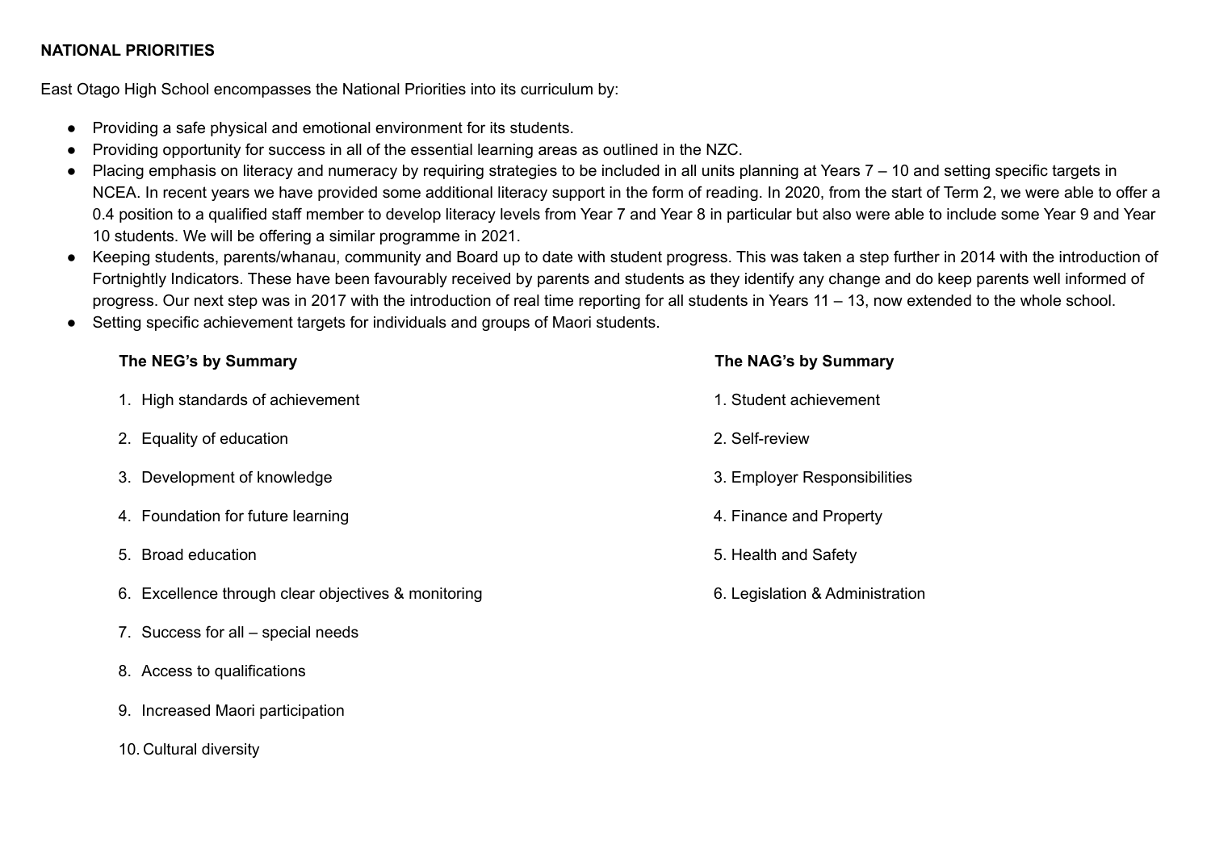## NATIONAL PRIORITIES

East Otago High School encompasses the National Priorities into its curriculum by:

- Providing a safe physical and emotional environment for its students.
- Providing opportunity for success in all of the essential learning areas as outlined in the NZC.
- Placing emphasis on literacy and numeracy by requiring strategies to be included in all units planning at Years 7 – 10 and setting specific targets in NCEA. In recent years we have provided some additional literacy support in the form of reading. In 2020, from the start of Term 2, we were able to offer a 0.4 position to a qualified staff member to develop literacy levels from Year 7 and Year 8 in particular but also were able to include some Year 9 and Year 10 students. We will be offering a similar programme in 2021.
- Keeping students, parents/whanau, community and Board up to date with student progress. This was taken a step further in 2014 with the introduction of Fortnightly Indicators. These have been favourably received by parents and students as they identify any change and do keep parents well informed of progress. Our next step was in 2017 with the introduction of real time reporting for all students in Years 11 – 13, now extended to the whole school.
- Setting specific achievement targets for individuals and groups of Maori students.

**The NEG's by Summary**

1. High standards of achievement
2. Equality of education
3. Development of knowledge
4. Foundation for future learning
5. Broad education
6. Excellence through clear objectives & monitoring
7. Success for all – special needs
8. Access to qualifications
9. Increased Maori participation
10. Cultural diversity

**The NAG's by Summary**

1. Student achievement
2. Self-review
3. Employer Responsibilities
4. Finance and Property
5. Health and Safety
6. Legislation & Administration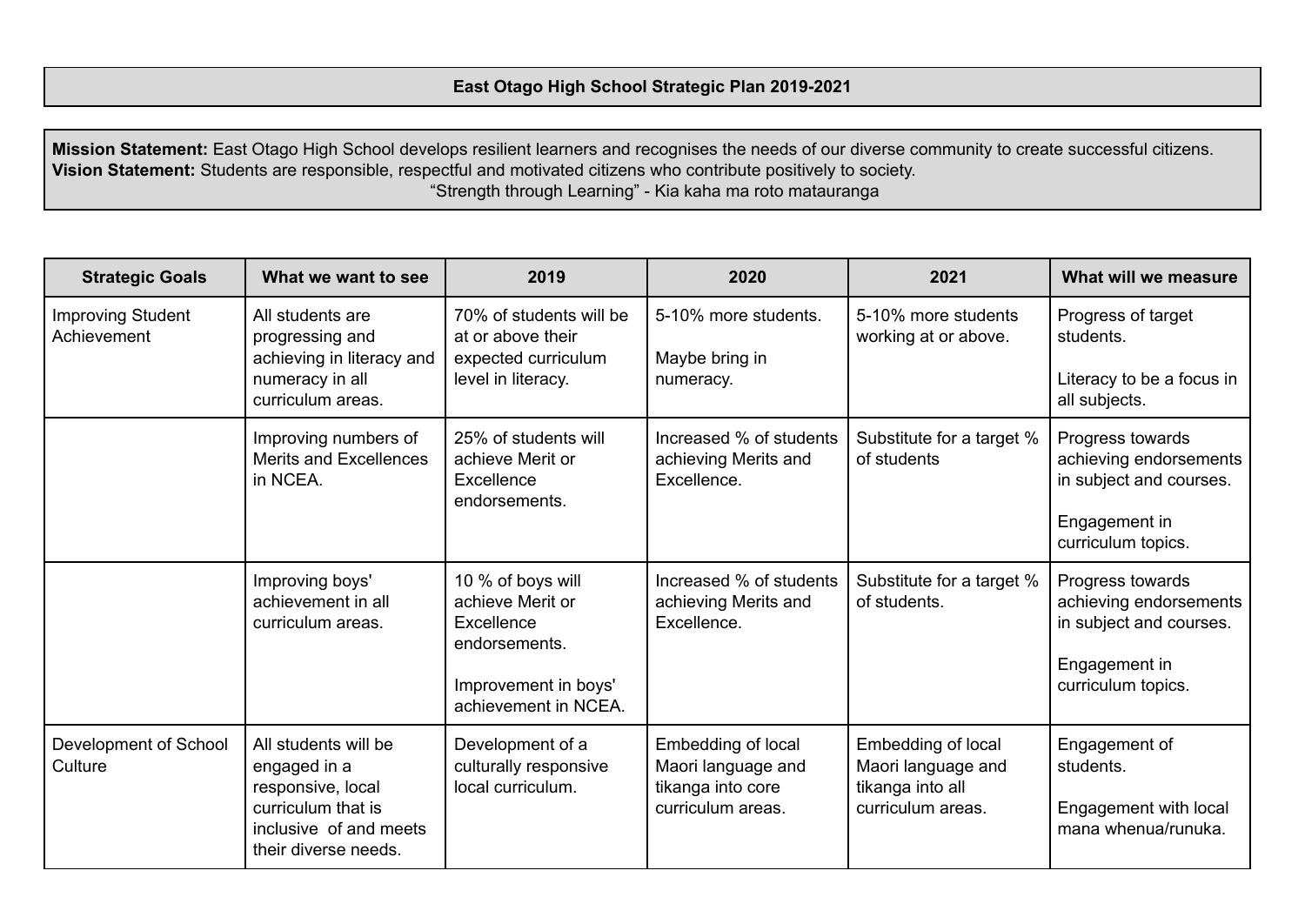# East Otago High School Strategic Plan 2019-2021

**Mission Statement:** East Otago High School develops resilient learners and recognises the needs of our diverse community to create successful citizens.
**Vision Statement:** Students are responsible, respectful and motivated citizens who contribute positively to society.
"Strength through Learning" - Kia kaha ma roto matauranga

| Strategic Goals | What we want to see | 2019 | 2020 | 2021 | What will we measure |
|---|---|---|---|---|---|
| Improving Student Achievement | All students are progressing and achieving in literacy and numeracy in all curriculum areas. | 70% of students will be at or above their expected curriculum level in literacy. | 5-10% more students.<br><br>Maybe bring in numeracy. | 5-10% more students working at or above. | Progress of target students.<br><br>Literacy to be a focus in all subjects. |
| | Improving numbers of Merits and Excellences in NCEA. | 25% of students will achieve Merit or Excellence endorsements. | Increased % of students achieving Merits and Excellence. | Substitute for a target % of students | Progress towards achieving endorsements in subject and courses.<br><br>Engagement in curriculum topics. |
| | Improving boys' achievement in all curriculum areas. | 10 % of boys will achieve Merit or Excellence endorsements.<br><br>Improvement in boys' achievement in NCEA. | Increased % of students achieving Merits and Excellence. | Substitute for a target % of students. | Progress towards achieving endorsements in subject and courses.<br><br>Engagement in curriculum topics. |
| Development of School Culture | All students will be engaged in a responsive, local curriculum that is inclusive of and meets their diverse needs. | Development of a culturally responsive local curriculum. | Embedding of local Maori language and tikanga into core curriculum areas. | Embedding of local Maori language and tikanga into all curriculum areas. | Engagement of students.<br><br>Engagement with local mana whenua/runuka. |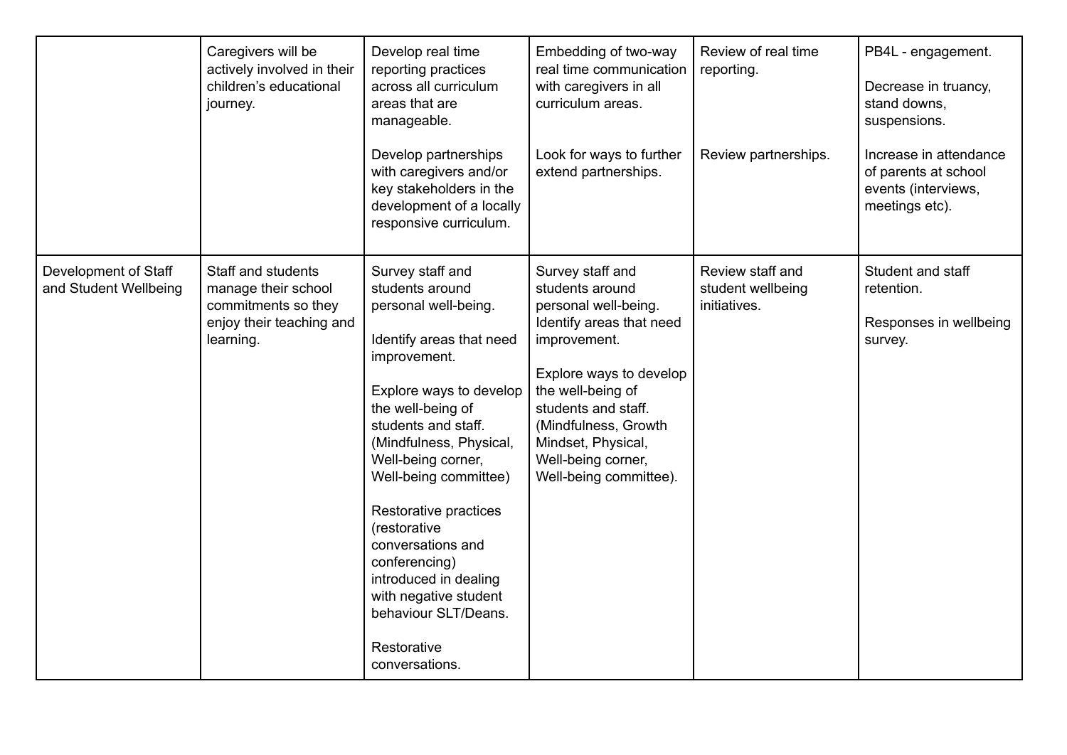| | | | | | |
|---|---|---|---|---|---|
| | Caregivers will be actively involved in their children's educational journey. | Develop real time reporting practices across all curriculum areas that are manageable.<br><br>Develop partnerships with caregivers and/or key stakeholders in the development of a locally responsive curriculum. | Embedding of two-way real time communication with caregivers in all curriculum areas.<br><br>Look for ways to further extend partnerships. | Review of real time reporting.<br><br>Review partnerships. | PB4L - engagement.<br><br>Decrease in truancy, stand downs, suspensions.<br><br>Increase in attendance of parents at school events (interviews, meetings etc). |
| Development of Staff and Student Wellbeing | Staff and students manage their school commitments so they enjoy their teaching and learning. | Survey staff and students around personal well-being.<br><br>Identify areas that need improvement.<br><br>Explore ways to develop the well-being of students and staff. (Mindfulness, Physical, Well-being corner, Well-being committee)<br><br>Restorative practices (restorative conversations and conferencing) introduced in dealing with negative student behaviour SLT/Deans.<br><br>Restorative conversations. | Survey staff and students around personal well-being. Identify areas that need improvement.<br><br>Explore ways to develop the well-being of students and staff. (Mindfulness, Growth Mindset, Physical, Well-being corner, Well-being committee). | Review staff and student wellbeing initiatives. | Student and staff retention.<br><br>Responses in wellbeing survey. |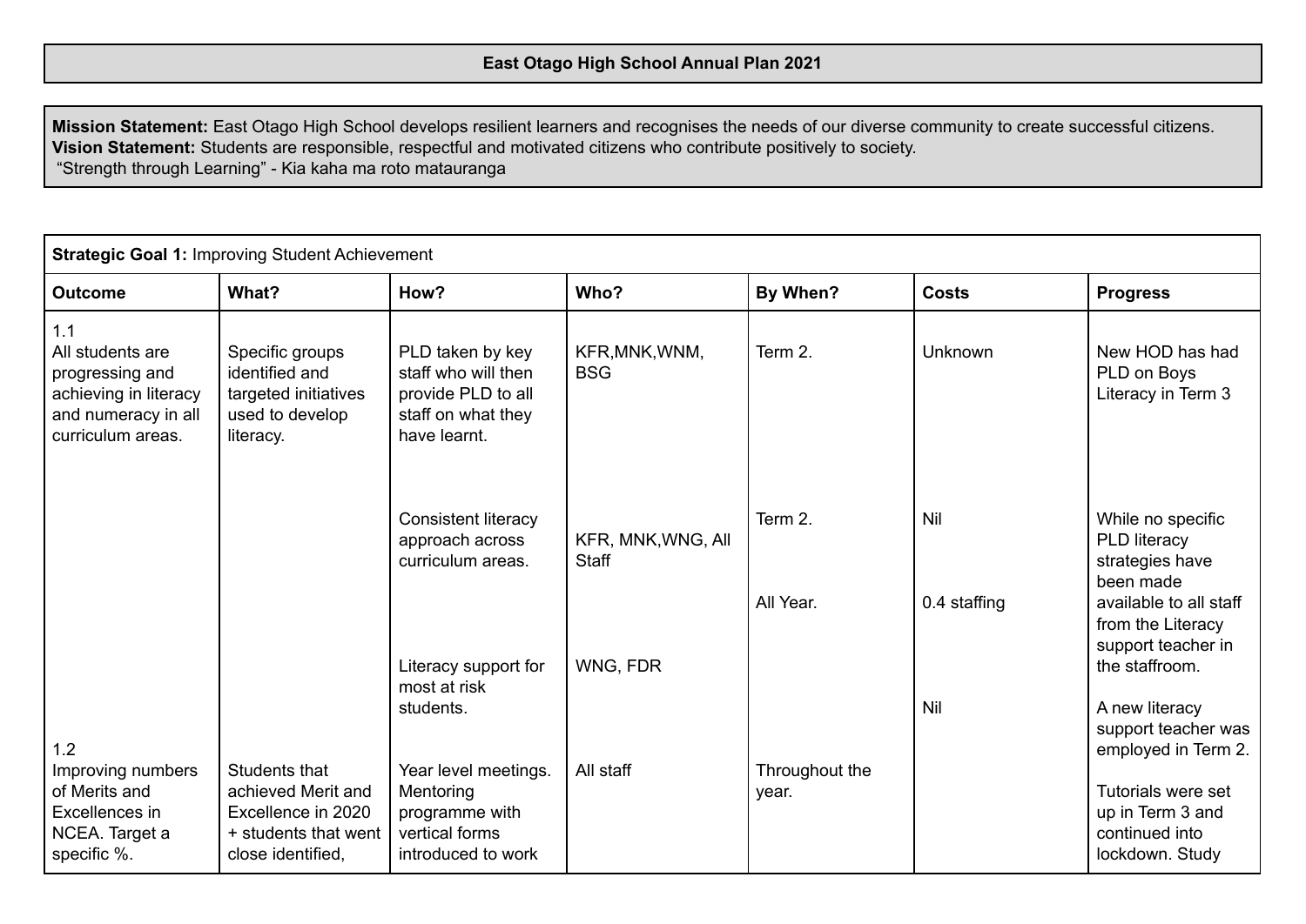**East Otago High School Annual Plan 2021**

**Mission Statement:** East Otago High School develops resilient learners and recognises the needs of our diverse community to create successful citizens.
**Vision Statement:** Students are responsible, respectful and motivated citizens who contribute positively to society.
"Strength through Learning" - Kia kaha ma roto matauranga

| **Strategic Goal 1:** Improving Student Achievement | | | | | | |
|---|---|---|---|---|---|---|
| **Outcome** | **What?** | **How?** | **Who?** | **By When?** | **Costs** | **Progress** |
| 1.1 All students are progressing and achieving in literacy and numeracy in all curriculum areas. | Specific groups identified and targeted initiatives used to develop literacy. | PLD taken by key staff who will then provide PLD to all staff on what they have learnt. | KFR,MNK,WNM, BSG | Term 2. | Unknown | New HOD has had PLD on Boys Literacy in Term 3 |
| | | Consistent literacy approach across curriculum areas. | KFR, MNK,WNG, All Staff | Term 2. | Nil | While no specific PLD literacy strategies have been made available to all staff from the Literacy support teacher in the staffroom. |
| | | Literacy support for most at risk students. | WNG, FDR | All Year. | 0.4 staffing | A new literacy support teacher was employed in Term 2. |
| 1.2 Improving numbers of Merits and Excellences in NCEA. Target a specific %. | Students that achieved Merit and Excellence in 2020 + students that went close identified, | Year level meetings. Mentoring programme with vertical forms introduced to work | All staff | Throughout the year. | Nil | Tutorials were set up in Term 3 and continued into lockdown. Study |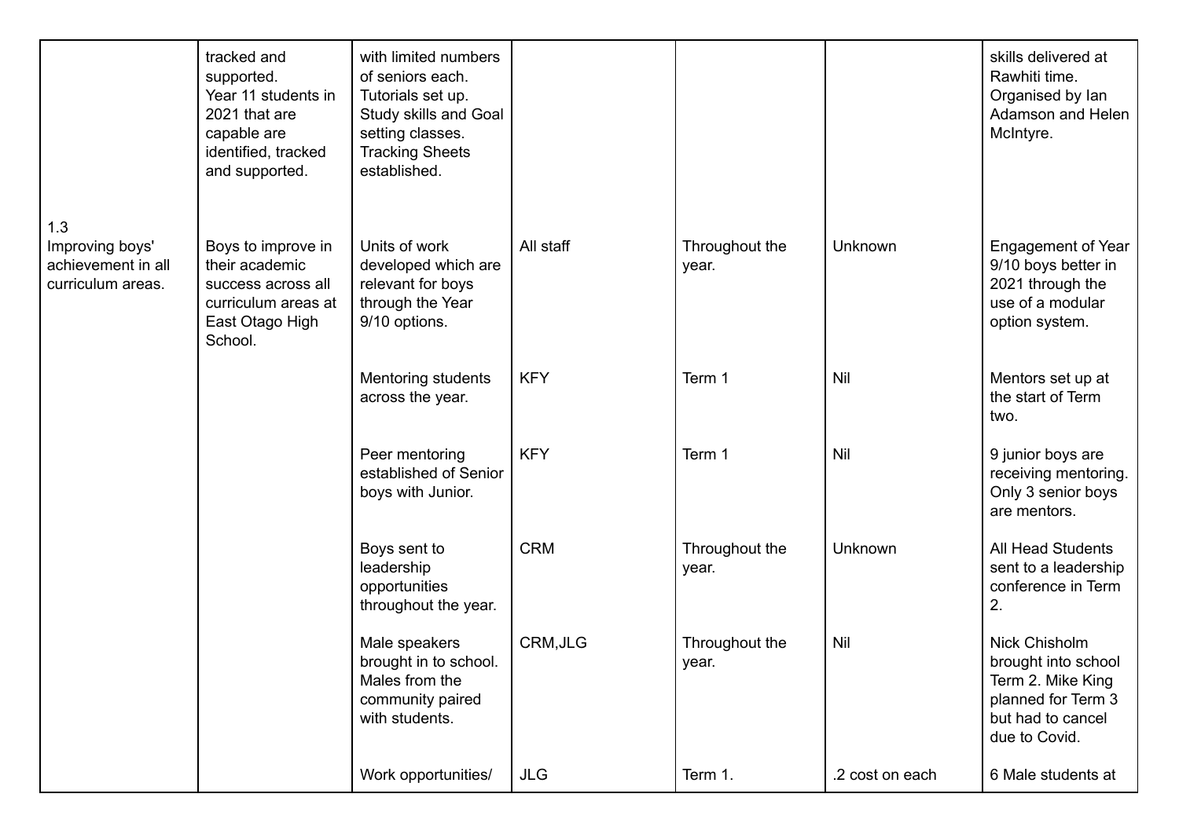| | | | | | | |
|---|---|---|---|---|---|---|
| | tracked and supported. Year 11 students in 2021 that are capable are identified, tracked and supported. | with limited numbers of seniors each. Tutorials set up. Study skills and Goal setting classes. Tracking Sheets established. | | | | skills delivered at Rawhiti time. Organised by Ian Adamson and Helen McIntyre. |
| 1.3 Improving boys' achievement in all curriculum areas. | Boys to improve in their academic success across all curriculum areas at East Otago High School. | Units of work developed which are relevant for boys through the Year 9/10 options. | All staff | Throughout the year. | Unknown | Engagement of Year 9/10 boys better in 2021 through the use of a modular option system. |
| | | Mentoring students across the year. | KFY | Term 1 | Nil | Mentors set up at the start of Term two. |
| | | Peer mentoring established of Senior boys with Junior. | KFY | Term 1 | Nil | 9 junior boys are receiving mentoring. Only 3 senior boys are mentors. |
| | | Boys sent to leadership opportunities throughout the year. | CRM | Throughout the year. | Unknown | All Head Students sent to a leadership conference in Term 2. |
| | | Male speakers brought in to school. Males from the community paired with students. | CRM,JLG | Throughout the year. | Nil | Nick Chisholm brought into school Term 2. Mike King planned for Term 3 but had to cancel due to Covid. |
| | | Work opportunities/ | JLG | Term 1. | .2 cost on each | 6 Male students at |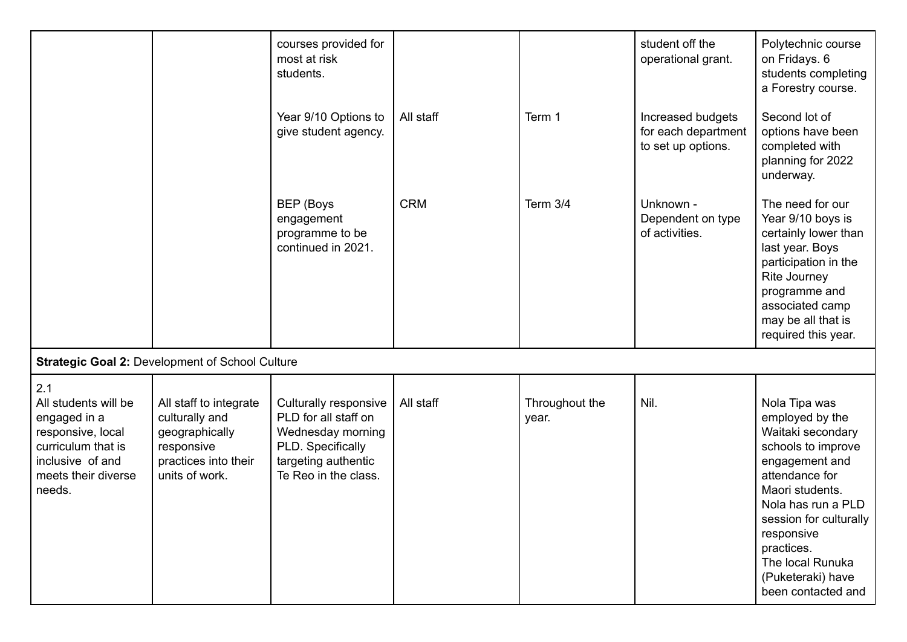| | | | | | | |
|---|---|---|---|---|---|---|
| | | courses provided for most at risk students. | | | student off the operational grant. | Polytechnic course on Fridays. 6 students completing a Forestry course. |
| | | Year 9/10 Options to give student agency. | All staff | Term 1 | Increased budgets for each department to set up options. | Second lot of options have been completed with planning for 2022 underway. |
| | | BEP (Boys engagement programme to be continued in 2021. | CRM | Term 3/4 | Unknown - Dependent on type of activities. | The need for our Year 9/10 boys is certainly lower than last year. Boys participation in the Rite Journey programme and associated camp may be all that is required this year. |
| **Strategic Goal 2:** Development of School Culture | | | | | | |
| 2.1 All students will be engaged in a responsive, local curriculum that is inclusive of and meets their diverse needs. | All staff to integrate culturally and geographically responsive practices into their units of work. | Culturally responsive PLD for all staff on Wednesday morning PLD. Specifically targeting authentic Te Reo in the class. | All staff | Throughout the year. | Nil. | Nola Tipa was employed by the Waitaki secondary schools to improve engagement and attendance for Maori students. Nola has run a PLD session for culturally responsive practices. The local Runuka (Puketeraki) have been contacted and |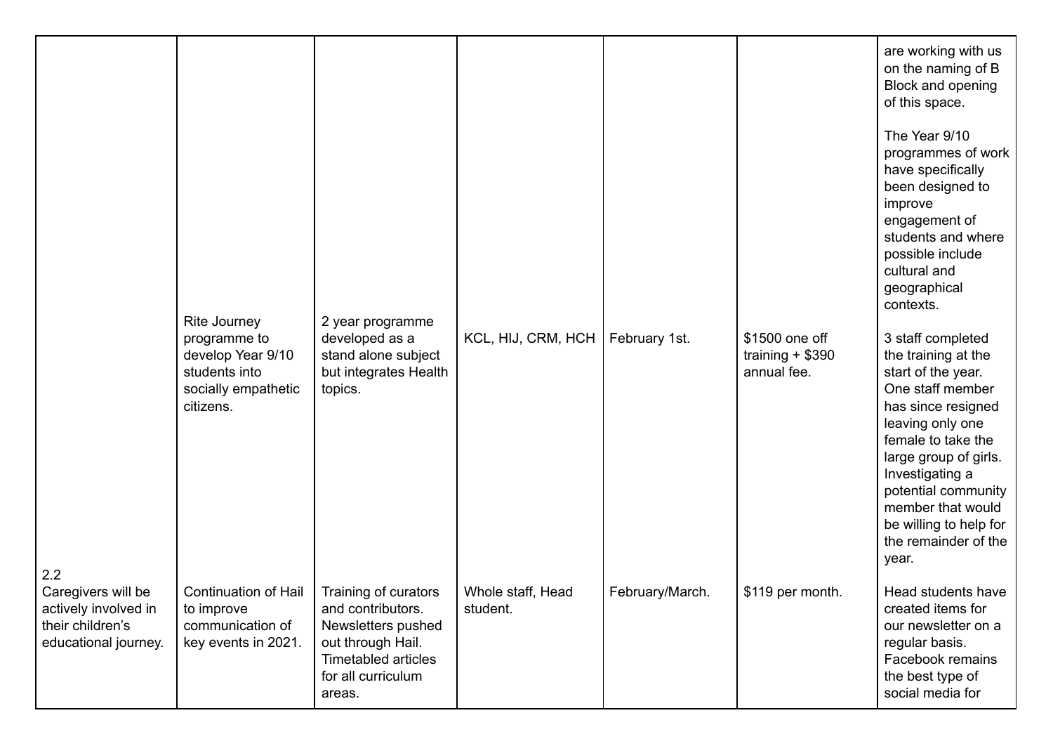| | | | | | | |
|---|---|---|---|---|---|---|
| | | | | | | are working with us on the naming of B Block and opening of this space.<br><br>The Year 9/10 programmes of work have specifically been designed to improve engagement of students and where possible include cultural and geographical contexts. |
| | Rite Journey programme to develop Year 9/10 students into socially empathetic citizens. | 2 year programme developed as a stand alone subject but integrates Health topics. | KCL, HIJ, CRM, HCH | February 1st. | $1500 one off training + $390 annual fee. | 3 staff completed the training at the start of the year. One staff member has since resigned leaving only one female to take the large group of girls. Investigating a potential community member that would be willing to help for the remainder of the year. |
| 2.2<br>Caregivers will be actively involved in their children's educational journey. | Continuation of Hail to improve communication of key events in 2021. | Training of curators and contributors. Newsletters pushed out through Hail. Timetabled articles for all curriculum areas. | Whole staff, Head student. | February/March. | $119 per month. | Head students have created items for our newsletter on a regular basis. Facebook remains the best type of social media for |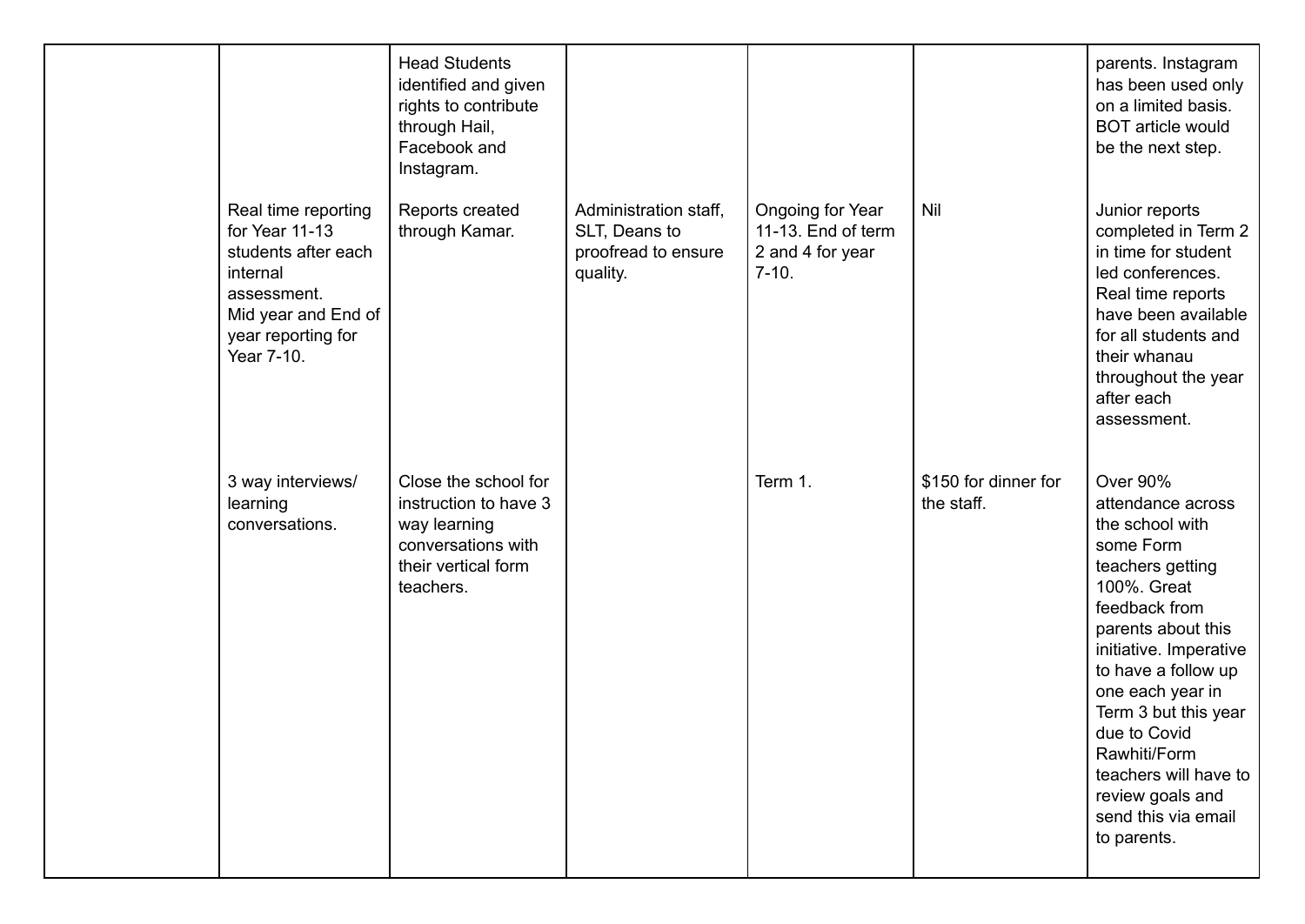| | | | | | | |
|---|---|---|---|---|---|---|
| | | Head Students identified and given rights to contribute through Hail, Facebook and Instagram. | | | | parents. Instagram has been used only on a limited basis. BOT article would be the next step. |
| | Real time reporting for Year 11-13 students after each internal assessment. Mid year and End of year reporting for Year 7-10. | Reports created through Kamar. | Administration staff, SLT, Deans to proofread to ensure quality. | Ongoing for Year 11-13. End of term 2 and 4 for year 7-10. | Nil | Junior reports completed in Term 2 in time for student led conferences. Real time reports have been available for all students and their whanau throughout the year after each assessment. |
| | 3 way interviews/ learning conversations. | Close the school for instruction to have 3 way learning conversations with their vertical form teachers. | | Term 1. | $150 for dinner for the staff. | Over 90% attendance across the school with some Form teachers getting 100%. Great feedback from parents about this initiative. Imperative to have a follow up one each year in Term 3 but this year due to Covid Rawhiti/Form teachers will have to review goals and send this via email to parents. |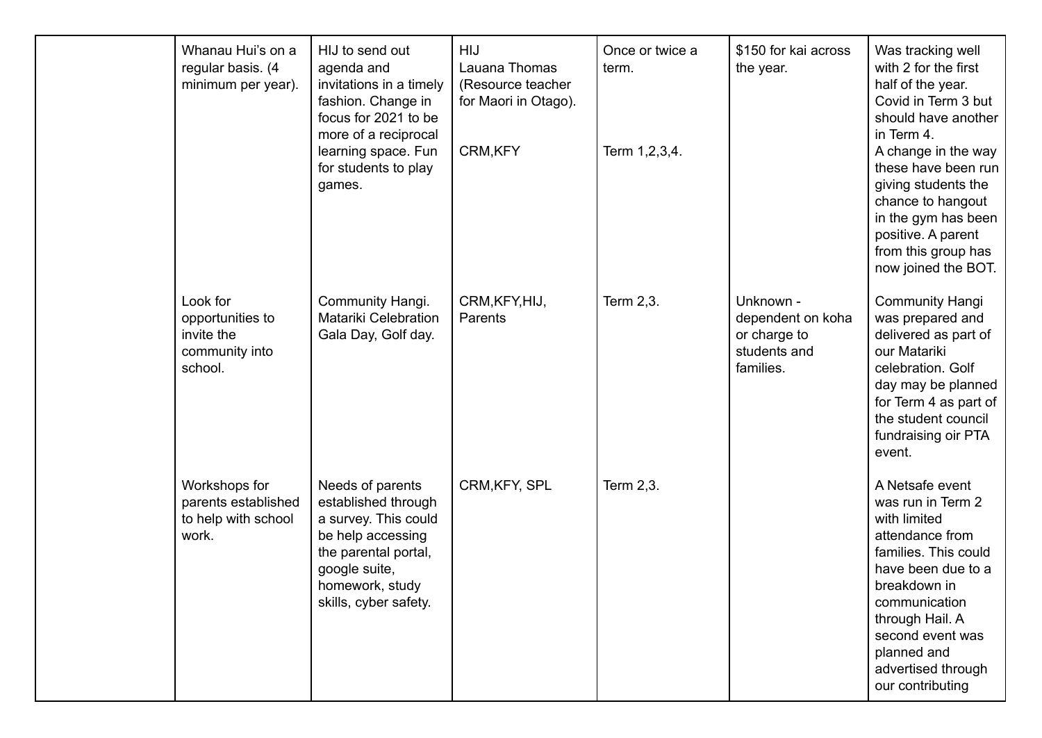| | | | | | | |
|---|---|---|---|---|---|---|
| | Whanau Hui's on a regular basis. (4 minimum per year). | HIJ to send out agenda and invitations in a timely fashion. Change in focus for 2021 to be more of a reciprocal learning space. Fun for students to play games. | HIJ<br>Lauana Thomas (Resource teacher for Maori in Otago).<br><br>CRM,KFY | Once or twice a term.<br><br>Term 1,2,3,4. | $150 for kai across the year. | Was tracking well with 2 for the first half of the year. Covid in Term 3 but should have another in Term 4.<br>A change in the way these have been run giving students the chance to hangout in the gym has been positive. A parent from this group has now joined the BOT. |
| | Look for opportunities to invite the community into school. | Community Hangi. Matariki Celebration Gala Day, Golf day. | CRM,KFY,HIJ, Parents | Term 2,3. | Unknown - dependent on koha or charge to students and families. | Community Hangi was prepared and delivered as part of our Matariki celebration. Golf day may be planned for Term 4 as part of the student council fundraising oir PTA event. |
| | Workshops for parents established to help with school work. | Needs of parents established through a survey. This could be help accessing the parental portal, google suite, homework, study skills, cyber safety. | CRM,KFY, SPL | Term 2,3. | | A Netsafe event was run in Term 2 with limited attendance from families. This could have been due to a breakdown in communication through Hail. A second event was planned and advertised through our contributing |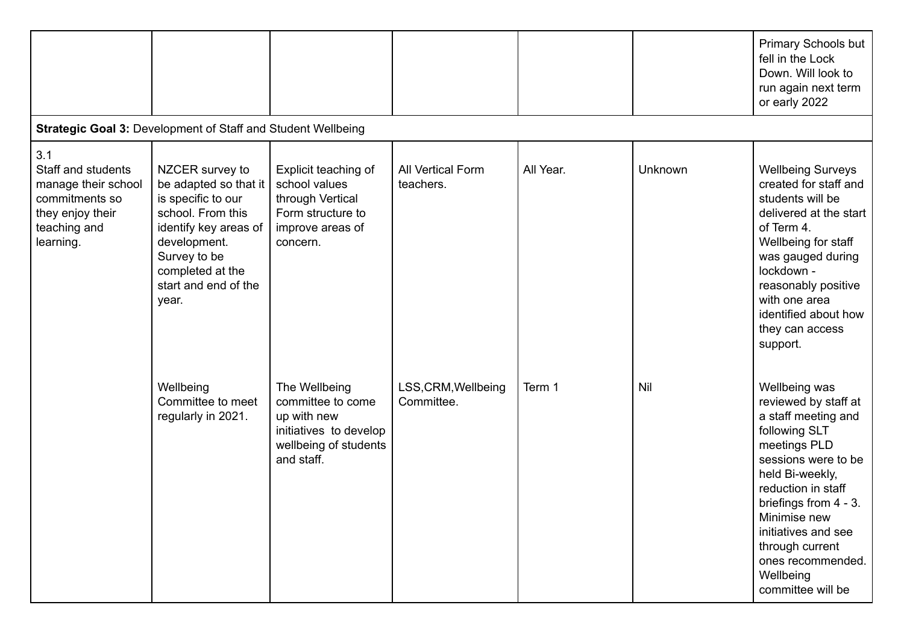| | | | | | | |
|---|---|---|---|---|---|---|
| | | | | | | Primary Schools but fell in the Lock Down. Will look to run again next term or early 2022 |
| **Strategic Goal 3:** Development of Staff and Student Wellbeing | | | | | | |
| 3.1 Staff and students manage their school commitments so they enjoy their teaching and learning. | NZCER survey to be adapted so that it is specific to our school. From this identify key areas of development. Survey to be completed at the start and end of the year. | Explicit teaching of school values through Vertical Form structure to improve areas of concern. | All Vertical Form teachers. | All Year. | Unknown | Wellbeing Surveys created for staff and students will be delivered at the start of Term 4. Wellbeing for staff was gauged during lockdown - reasonably positive with one area identified about how they can access support. |
| | Wellbeing Committee to meet regularly in 2021. | The Wellbeing committee to come up with new initiatives to develop wellbeing of students and staff. | LSS,CRM,Wellbeing Committee. | Term 1 | Nil | Wellbeing was reviewed by staff at a staff meeting and following SLT meetings PLD sessions were to be held Bi-weekly, reduction in staff briefings from 4 - 3. Minimise new initiatives and see through current ones recommended. Wellbeing committee will be |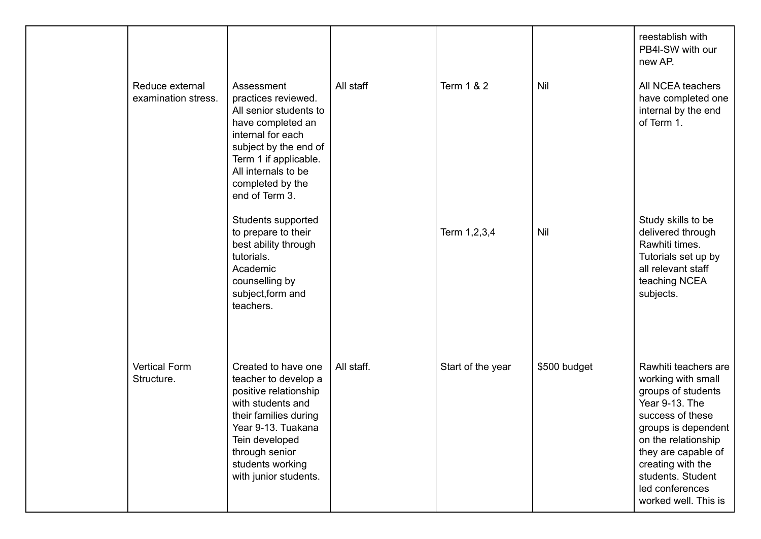| | | | | | | |
|---|---|---|---|---|---|---|
| | | | | | | reestablish with PB4I-SW with our new AP. |
| | Reduce external examination stress. | Assessment practices reviewed. All senior students to have completed an internal for each subject by the end of Term 1 if applicable. All internals to be completed by the end of Term 3. | All staff | Term 1 & 2 | Nil | All NCEA teachers have completed one internal by the end of Term 1. |
| | | Students supported to prepare to their best ability through tutorials.<br>Academic counselling by subject,form and teachers. | | Term 1,2,3,4 | Nil | Study skills to be delivered through Rawhiti times. Tutorials set up by all relevant staff teaching NCEA subjects. |
| | Vertical Form Structure. | Created to have one teacher to develop a positive relationship with students and their families during Year 9-13. Tuakana Tein developed through senior students working with junior students. | All staff. | Start of the year | $500 budget | Rawhiti teachers are working with small groups of students Year 9-13. The success of these groups is dependent on the relationship they are capable of creating with the students. Student led conferences worked well. This is |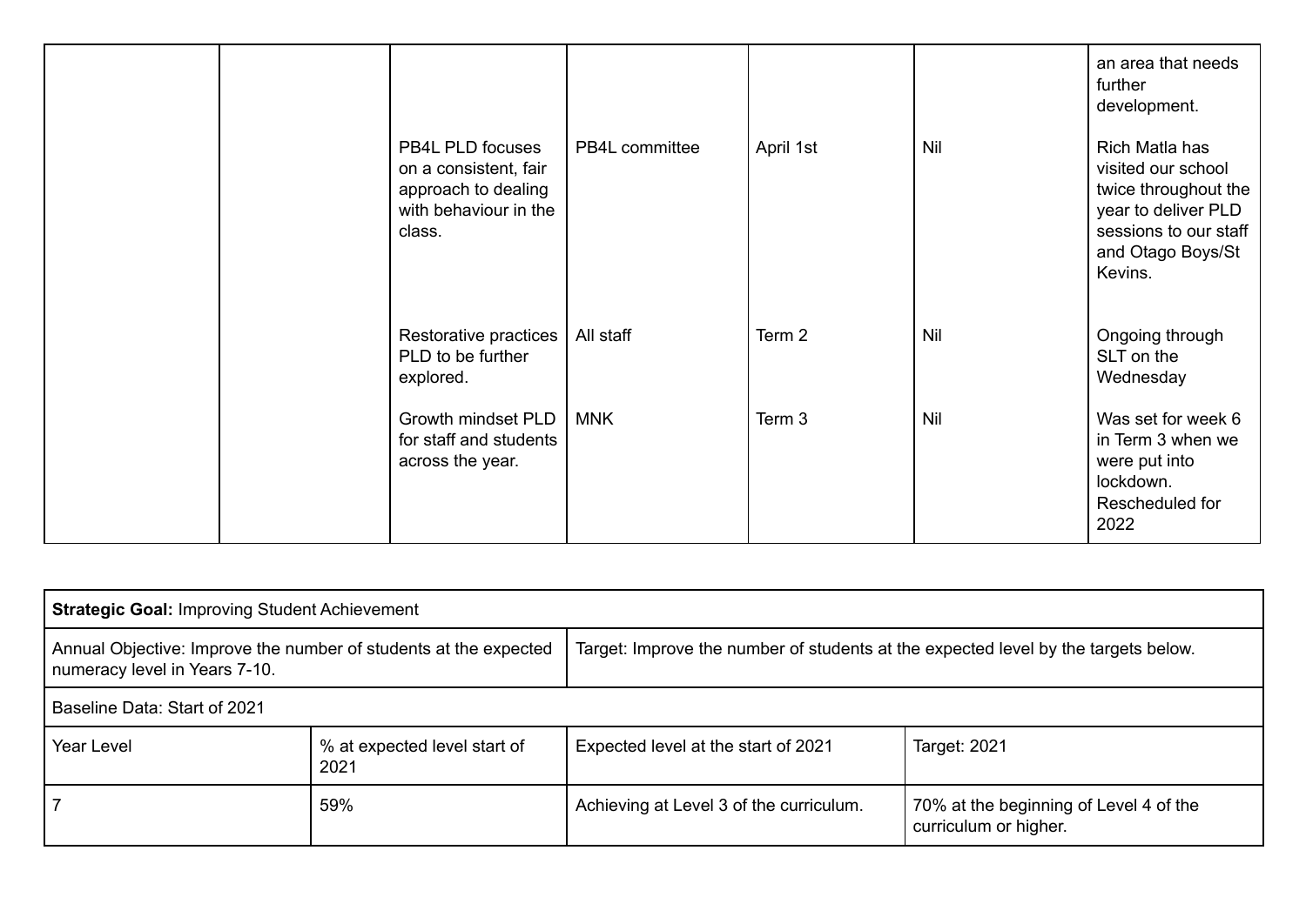| | | | | | | |
|---|---|---|---|---|---|---|
| | | | | | | an area that needs further development. |
| | | PB4L PLD focuses on a consistent, fair approach to dealing with behaviour in the class. | PB4L committee | April 1st | Nil | Rich Matla has visited our school twice throughout the year to deliver PLD sessions to our staff and Otago Boys/St Kevins. |
| | | Restorative practices PLD to be further explored. | All staff | Term 2 | Nil | Ongoing through SLT on the Wednesday |
| | | Growth mindset PLD for staff and students across the year. | MNK | Term 3 | Nil | Was set for week 6 in Term 3 when we were put into lockdown. Rescheduled for 2022 |

| **Strategic Goal:** Improving Student Achievement | | | |
|---|---|---|---|
| Annual Objective: Improve the number of students at the expected numeracy level in Years 7-10. | | Target: Improve the number of students at the expected level by the targets below. | |
| Baseline Data: Start of 2021 | | | |
| Year Level | % at expected level start of 2021 | Expected level at the start of 2021 | Target: 2021 |
| 7 | 59% | Achieving at Level 3 of the curriculum. | 70% at the beginning of Level 4 of the curriculum or higher. |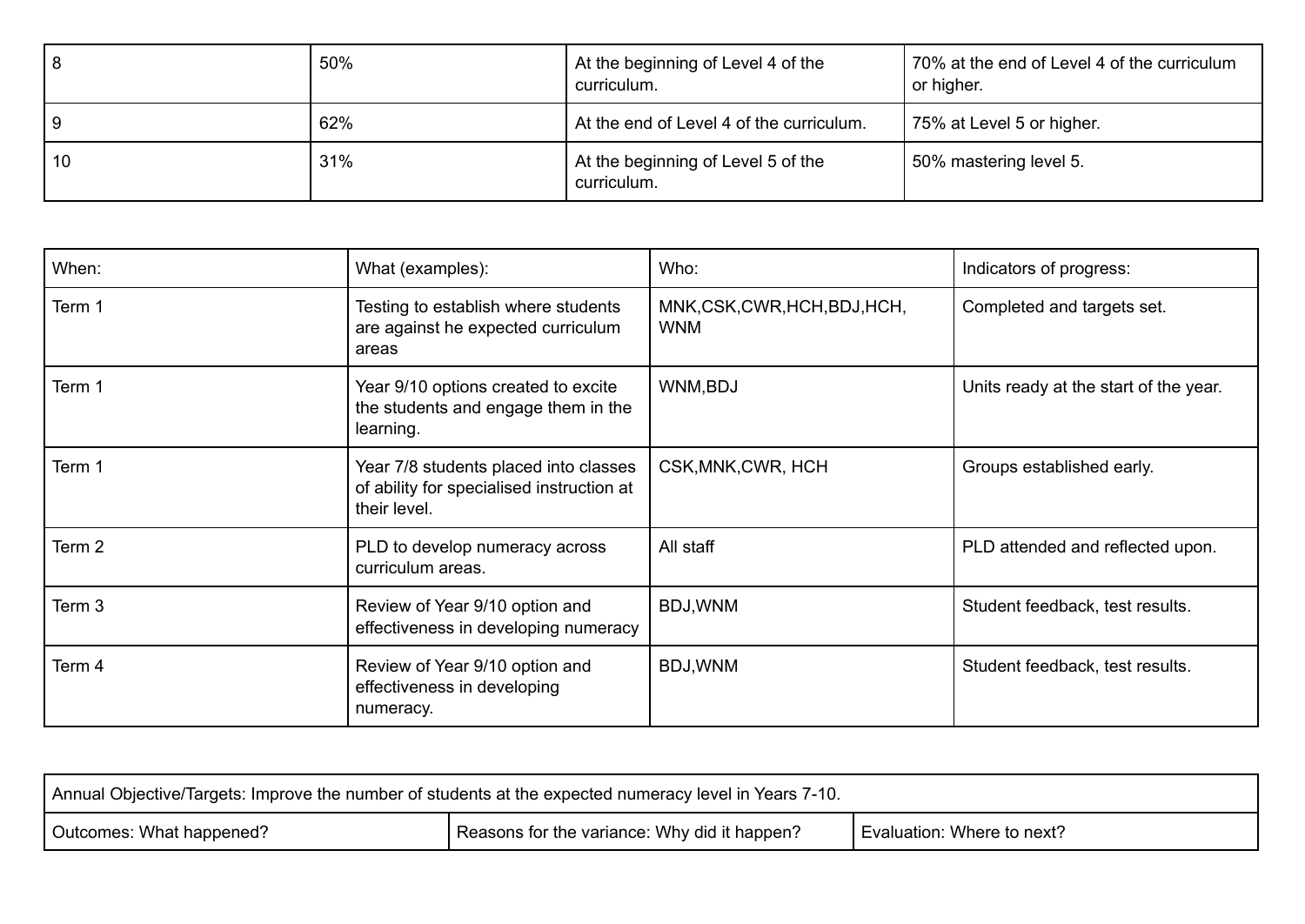| 8 | 50% | At the beginning of Level 4 of the curriculum. | 70% at the end of Level 4 of the curriculum or higher. |
|---|---|---|---|
| 9 | 62% | At the end of Level 4 of the curriculum. | 75% at Level 5 or higher. |
| 10 | 31% | At the beginning of Level 5 of the curriculum. | 50% mastering level 5. |

| When: | What (examples): | Who: | Indicators of progress: |
|---|---|---|---|
| Term 1 | Testing to establish where students are against he expected curriculum areas | MNK,CSK,CWR,HCH,BDJ,HCH, WNM | Completed and targets set. |
| Term 1 | Year 9/10 options created to excite the students and engage them in the learning. | WNM,BDJ | Units ready at the start of the year. |
| Term 1 | Year 7/8 students placed into classes of ability for specialised instruction at their level. | CSK,MNK,CWR, HCH | Groups established early. |
| Term 2 | PLD to develop numeracy across curriculum areas. | All staff | PLD attended and reflected upon. |
| Term 3 | Review of Year 9/10 option and effectiveness in developing numeracy | BDJ,WNM | Student feedback, test results. |
| Term 4 | Review of Year 9/10 option and effectiveness in developing numeracy. | BDJ,WNM | Student feedback, test results. |

| Annual Objective/Targets: Improve the number of students at the expected numeracy level in Years 7-10. | | |
|---|---|---|
| Outcomes: What happened? | Reasons for the variance: Why did it happen? | Evaluation: Where to next? |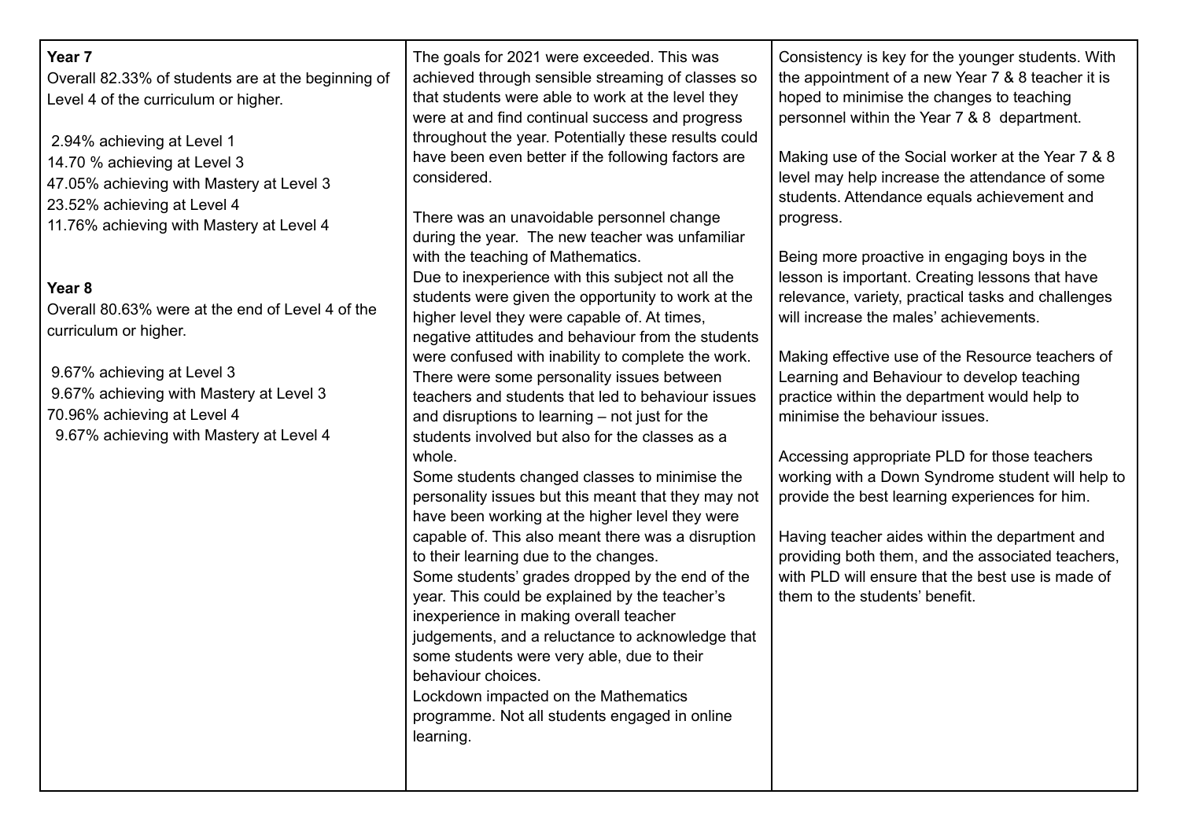| | | |
|---|---|---|
| **Year 7**<br>Overall 82.33% of students are at the beginning of Level 4 of the curriculum or higher.<br><br>2.94% achieving at Level 1<br>14.70 % achieving at Level 3<br>47.05% achieving with Mastery at Level 3<br>23.52% achieving at Level 4<br>11.76% achieving with Mastery at Level 4<br><br>**Year 8**<br>Overall 80.63% were at the end of Level 4 of the curriculum or higher.<br><br>9.67% achieving at Level 3<br>9.67% achieving with Mastery at Level 3<br>70.96% achieving at Level 4<br>9.67% achieving with Mastery at Level 4 | The goals for 2021 were exceeded. This was achieved through sensible streaming of classes so that students were able to work at the level they were at and find continual success and progress throughout the year. Potentially these results could have been even better if the following factors are considered.<br><br>There was an unavoidable personnel change during the year. The new teacher was unfamiliar with the teaching of Mathematics.<br>Due to inexperience with this subject not all the students were given the opportunity to work at the higher level they were capable of. At times, negative attitudes and behaviour from the students were confused with inability to complete the work.<br>There were some personality issues between teachers and students that led to behaviour issues and disruptions to learning – not just for the students involved but also for the classes as a whole.<br>Some students changed classes to minimise the personality issues but this meant that they may not have been working at the higher level they were capable of. This also meant there was a disruption to their learning due to the changes.<br>Some students' grades dropped by the end of the year. This could be explained by the teacher's inexperience in making overall teacher judgements, and a reluctance to acknowledge that some students were very able, due to their behaviour choices.<br>Lockdown impacted on the Mathematics programme. Not all students engaged in online learning. | Consistency is key for the younger students. With the appointment of a new Year 7 & 8 teacher it is hoped to minimise the changes to teaching personnel within the Year 7 & 8 department.<br><br>Making use of the Social worker at the Year 7 & 8 level may help increase the attendance of some students. Attendance equals achievement and progress.<br><br>Being more proactive in engaging boys in the lesson is important. Creating lessons that have relevance, variety, practical tasks and challenges will increase the males' achievements.<br><br>Making effective use of the Resource teachers of Learning and Behaviour to develop teaching practice within the department would help to minimise the behaviour issues.<br><br>Accessing appropriate PLD for those teachers working with a Down Syndrome student will help to provide the best learning experiences for him.<br><br>Having teacher aides within the department and providing both them, and the associated teachers, with PLD will ensure that the best use is made of them to the students' benefit. |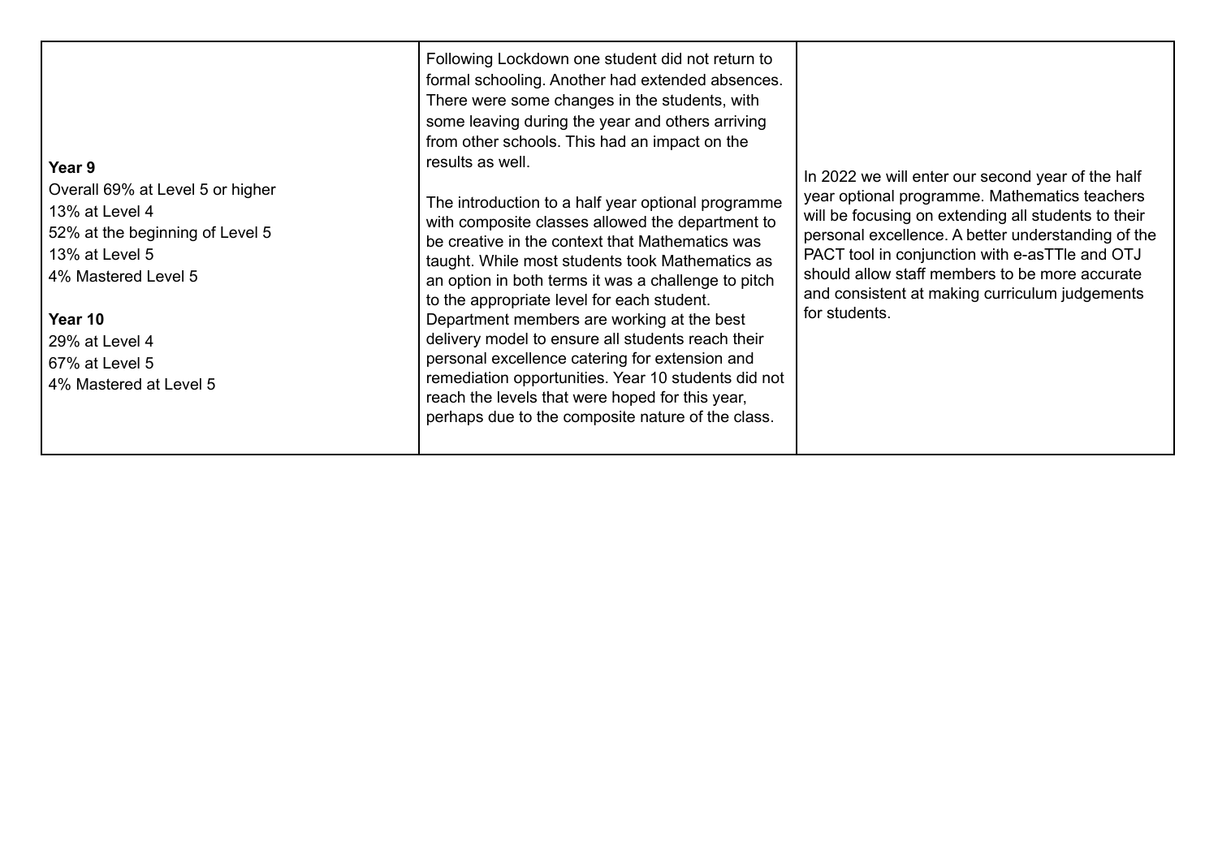| | | |
|---|---|---|
| **Year 9**<br>Overall 69% at Level 5 or higher<br>13% at Level 4<br>52% at the beginning of Level 5<br>13% at Level 5<br>4% Mastered Level 5<br><br>**Year 10**<br>29% at Level 4<br>67% at Level 5<br>4% Mastered at Level 5 | Following Lockdown one student did not return to formal schooling. Another had extended absences. There were some changes in the students, with some leaving during the year and others arriving from other schools. This had an impact on the results as well.<br><br>The introduction to a half year optional programme with composite classes allowed the department to be creative in the context that Mathematics was taught. While most students took Mathematics as an option in both terms it was a challenge to pitch to the appropriate level for each student. Department members are working at the best delivery model to ensure all students reach their personal excellence catering for extension and remediation opportunities. Year 10 students did not reach the levels that were hoped for this year, perhaps due to the composite nature of the class. | In 2022 we will enter our second year of the half year optional programme. Mathematics teachers will be focusing on extending all students to their personal excellence. A better understanding of the PACT tool in conjunction with e-asTTle and OTJ should allow staff members to be more accurate and consistent at making curriculum judgements for students. |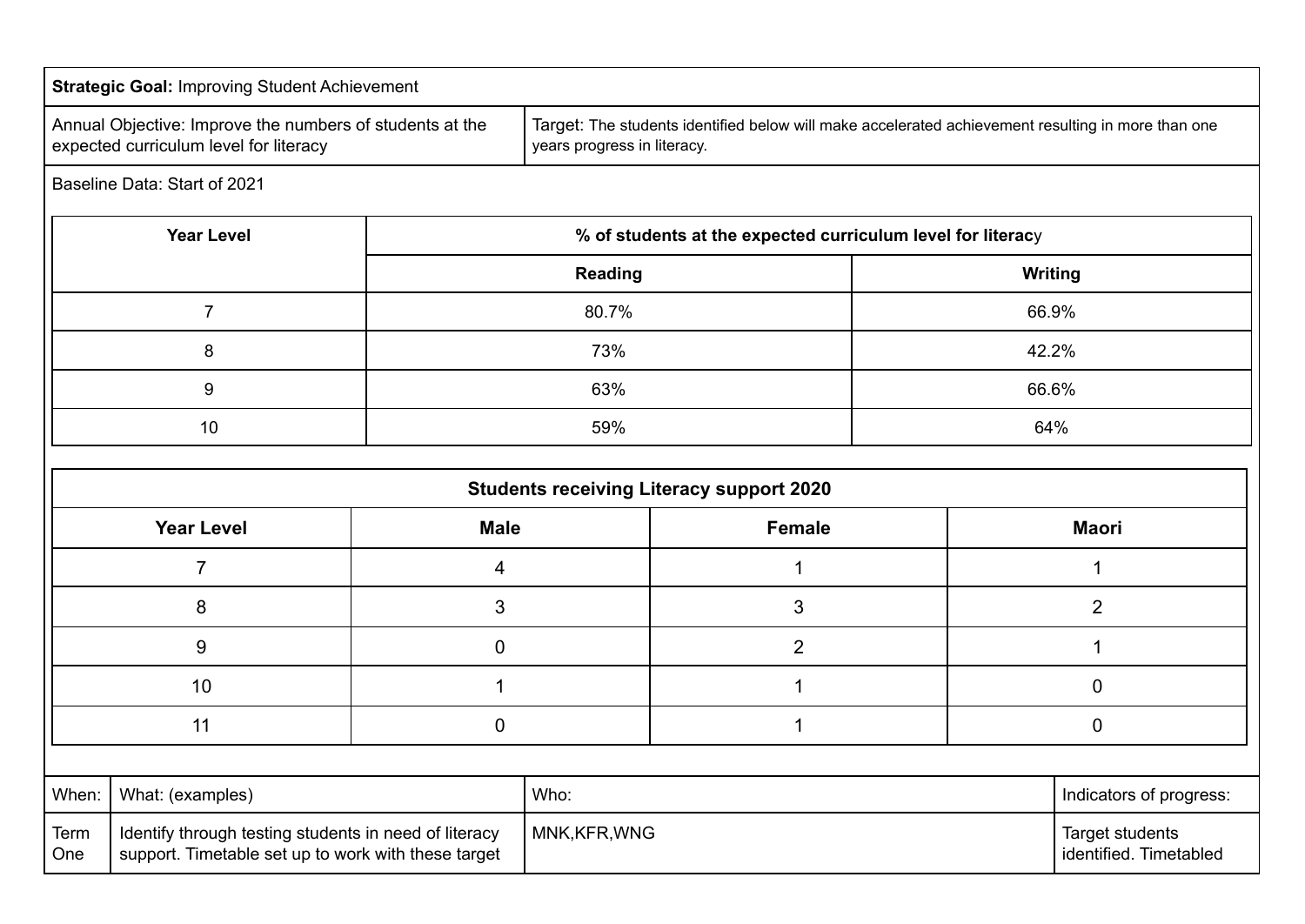**Strategic Goal:** Improving Student Achievement

| Annual Objective: Improve the numbers of students at the expected curriculum level for literacy | Target: The students identified below will make accelerated achievement resulting in more than one years progress in literacy. |
|---|---|

Baseline Data: Start of 2021

| Year Level | % of students at the expected curriculum level for literacy | |
|---|---|---|
| | **Reading** | **Writing** |
| 7 | 80.7% | 66.9% |
| 8 | 73% | 42.2% |
| 9 | 63% | 66.6% |
| 10 | 59% | 64% |

**Students receiving Literacy support 2020**

| Year Level | Male | Female | Maori |
|---|---|---|---|
| 7 | 4 | 1 | 1 |
| 8 | 3 | 3 | 2 |
| 9 | 0 | 2 | 1 |
| 10 | 1 | 1 | 0 |
| 11 | 0 | 1 | 0 |

| When: | What: (examples) | Who: | Indicators of progress: |
|---|---|---|---|
| Term One | Identify through testing students in need of literacy support. Timetable set up to work with these target | MNK,KFR,WNG | Target students identified. Timetabled |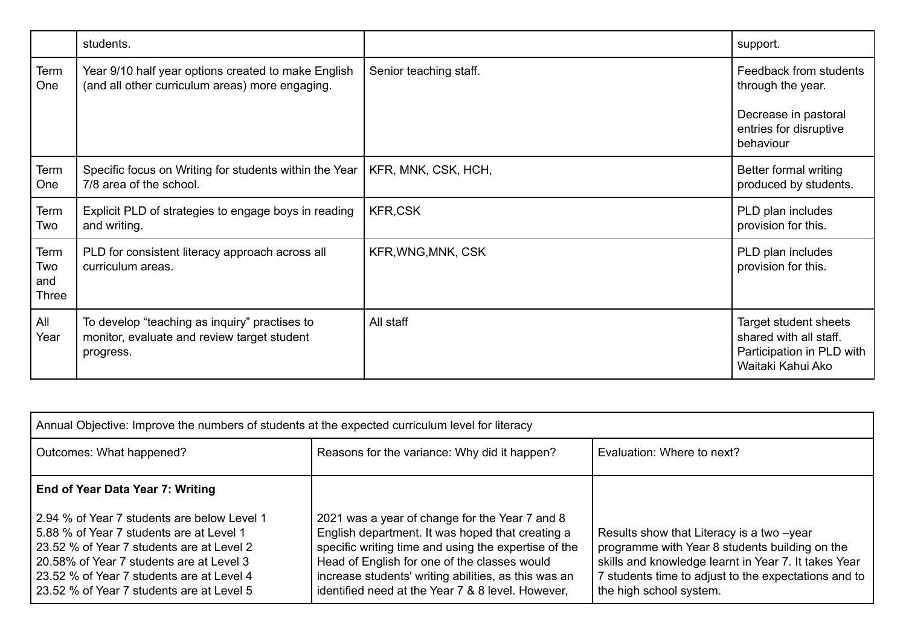|  | students. |  | support. |
|---|---|---|---|
| Term One | Year 9/10 half year options created to make English (and all other curriculum areas) more engaging. | Senior teaching staff. | Feedback from students through the year.<br><br>Decrease in pastoral entries for disruptive behaviour |
| Term One | Specific focus on Writing for students within the Year 7/8 area of the school. | KFR, MNK, CSK, HCH, | Better formal writing produced by students. |
| Term Two | Explicit PLD of strategies to engage boys in reading and writing. | KFR,CSK | PLD plan includes provision for this. |
| Term Two and Three | PLD for consistent literacy approach across all curriculum areas. | KFR,WNG,MNK, CSK | PLD plan includes provision for this. |
| All Year | To develop “teaching as inquiry” practises to monitor, evaluate and review target student progress. | All staff | Target student sheets shared with all staff. Participation in PLD with Waitaki Kahui Ako |

| Annual Objective: Improve the numbers of students at the expected curriculum level for literacy | | |
|---|---|---|
| Outcomes: What happened? | Reasons for the variance: Why did it happen? | Evaluation: Where to next? |
| **End of Year Data Year 7: Writing**<br><br>2.94 % of Year 7 students are below Level 1<br>5.88 % of Year 7 students are at Level 1<br>23.52 % of Year 7 students are at Level 2<br>20.58% of Year 7 students are at Level 3<br>23.52 % of Year 7 students are at Level 4<br>23.52 % of Year 7 students are at Level 5 | 2021 was a year of change for the Year 7 and 8 English department. It was hoped that creating a specific writing time and using the expertise of the Head of English for one of the classes would increase students' writing abilities, as this was an identified need at the Year 7 & 8 level. However, | Results show that Literacy is a two –year programme with Year 8 students building on the skills and knowledge learnt in Year 7. It takes Year 7 students time to adjust to the expectations and to the high school system. |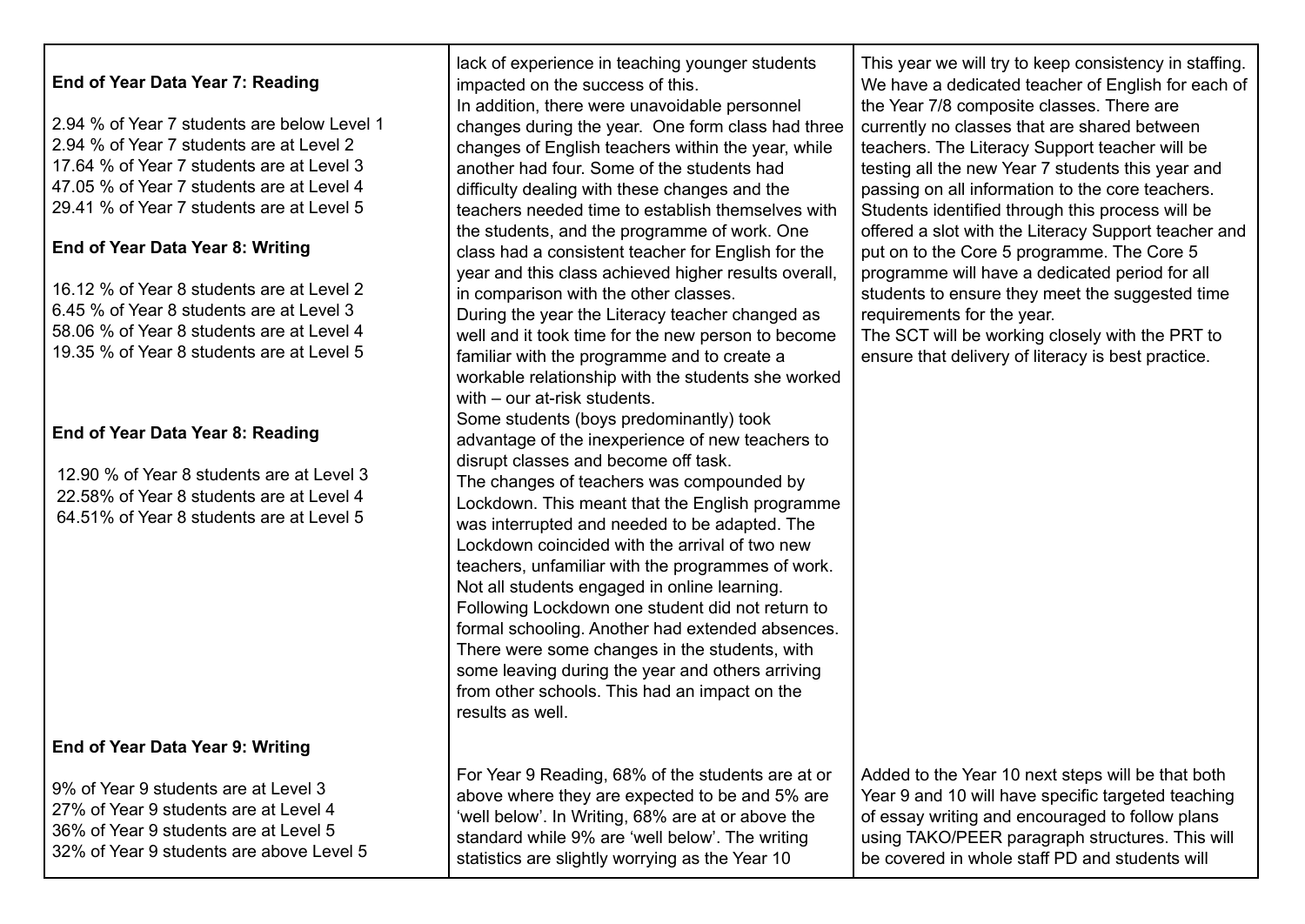| | | |
|---|---|---|
| **End of Year Data Year 7: Reading**<br><br>2.94 % of Year 7 students are below Level 1<br>2.94 % of Year 7 students are at Level 2<br>17.64 % of Year 7 students are at Level 3<br>47.05 % of Year 7 students are at Level 4<br>29.41 % of Year 7 students are at Level 5<br><br>**End of Year Data Year 8: Writing**<br><br>16.12 % of Year 8 students are at Level 2<br>6.45 % of Year 8 students are at Level 3<br>58.06 % of Year 8 students are at Level 4<br>19.35 % of Year 8 students are at Level 5<br><br>**End of Year Data Year 8: Reading**<br><br>12.90 % of Year 8 students are at Level 3<br>22.58% of Year 8 students are at Level 4<br>64.51% of Year 8 students are at Level 5 | lack of experience in teaching younger students impacted on the success of this.<br>In addition, there were unavoidable personnel changes during the year. One form class had three changes of English teachers within the year, while another had four. Some of the students had difficulty dealing with these changes and the teachers needed time to establish themselves with the students, and the programme of work. One class had a consistent teacher for English for the year and this class achieved higher results overall, in comparison with the other classes.<br>During the year the Literacy teacher changed as well and it took time for the new person to become familiar with the programme and to create a workable relationship with the students she worked with – our at-risk students.<br>Some students (boys predominantly) took advantage of the inexperience of new teachers to disrupt classes and become off task.<br>The changes of teachers was compounded by Lockdown. This meant that the English programme was interrupted and needed to be adapted. The Lockdown coincided with the arrival of two new teachers, unfamiliar with the programmes of work. Not all students engaged in online learning. Following Lockdown one student did not return to formal schooling. Another had extended absences. There were some changes in the students, with some leaving during the year and others arriving from other schools. This had an impact on the results as well. | This year we will try to keep consistency in staffing. We have a dedicated teacher of English for each of the Year 7/8 composite classes. There are currently no classes that are shared between teachers. The Literacy Support teacher will be testing all the new Year 7 students this year and passing on all information to the core teachers. Students identified through this process will be offered a slot with the Literacy Support teacher and put on to the Core 5 programme. The Core 5 programme will have a dedicated period for all students to ensure they meet the suggested time requirements for the year.<br>The SCT will be working closely with the PRT to ensure that delivery of literacy is best practice. |
| **End of Year Data Year 9: Writing**<br><br>9% of Year 9 students are at Level 3<br>27% of Year 9 students are at Level 4<br>36% of Year 9 students are at Level 5<br>32% of Year 9 students are above Level 5 | For Year 9 Reading, 68% of the students are at or above where they are expected to be and 5% are 'well below'. In Writing, 68% are at or above the standard while 9% are 'well below'. The writing statistics are slightly worrying as the Year 10 | Added to the Year 10 next steps will be that both Year 9 and 10 will have specific targeted teaching of essay writing and encouraged to follow plans using TAKO/PEER paragraph structures. This will be covered in whole staff PD and students will |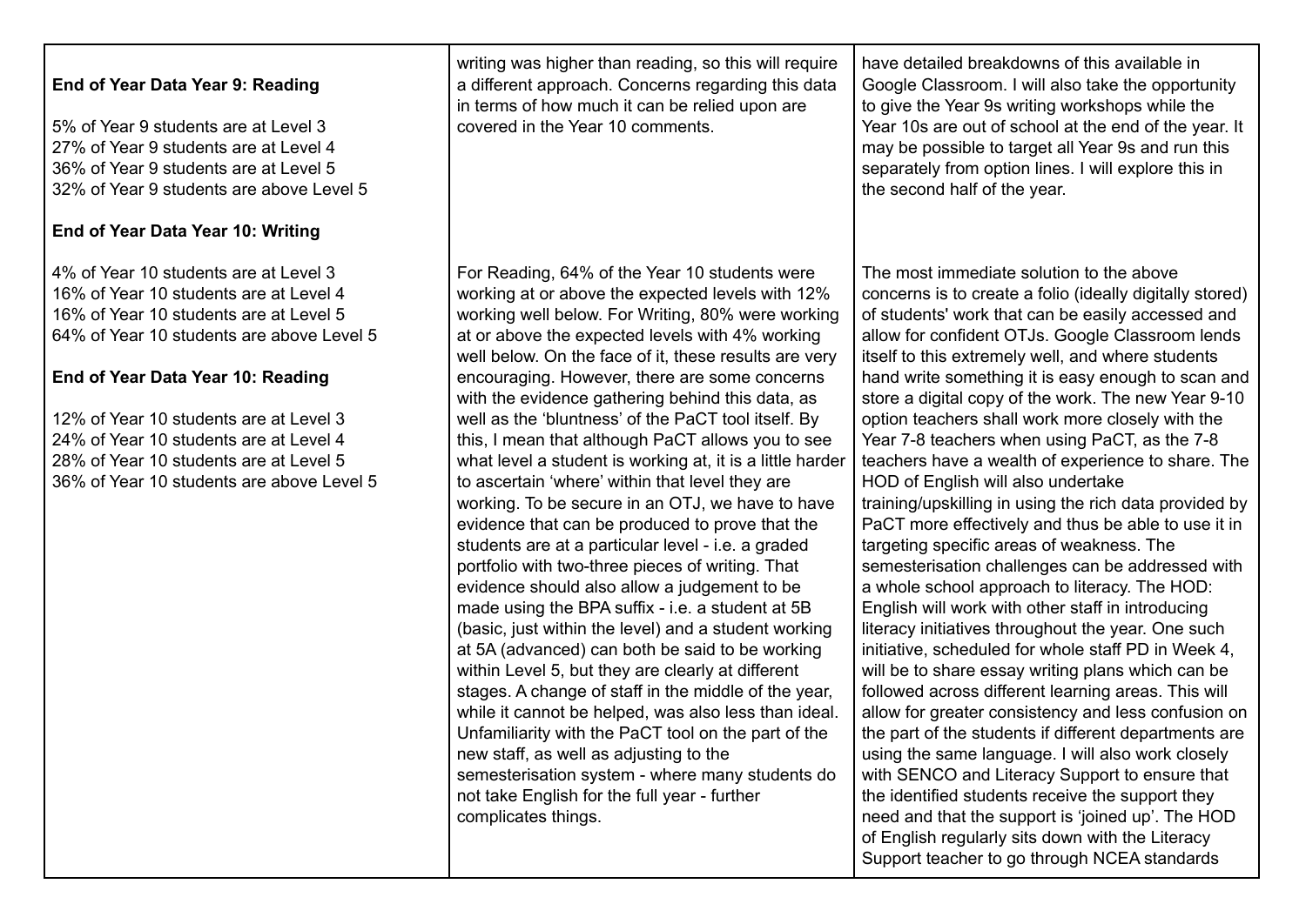| | | |
|---|---|---|
| **End of Year Data Year 9: Reading**<br><br>5% of Year 9 students are at Level 3<br>27% of Year 9 students are at Level 4<br>36% of Year 9 students are at Level 5<br>32% of Year 9 students are above Level 5 | writing was higher than reading, so this will require a different approach. Concerns regarding this data in terms of how much it can be relied upon are covered in the Year 10 comments. | have detailed breakdowns of this available in Google Classroom. I will also take the opportunity to give the Year 9s writing workshops while the Year 10s are out of school at the end of the year. It may be possible to target all Year 9s and run this separately from option lines. I will explore this in the second half of the year. |
| **End of Year Data Year 10: Writing**<br><br>4% of Year 10 students are at Level 3<br>16% of Year 10 students are at Level 4<br>16% of Year 10 students are at Level 5<br>64% of Year 10 students are above Level 5<br><br>**End of Year Data Year 10: Reading**<br><br>12% of Year 10 students are at Level 3<br>24% of Year 10 students are at Level 4<br>28% of Year 10 students are at Level 5<br>36% of Year 10 students are above Level 5 | For Reading, 64% of the Year 10 students were working at or above the expected levels with 12% working well below. For Writing, 80% were working at or above the expected levels with 4% working well below. On the face of it, these results are very encouraging. However, there are some concerns with the evidence gathering behind this data, as well as the 'bluntness' of the PaCT tool itself. By this, I mean that although PaCT allows you to see what level a student is working at, it is a little harder to ascertain 'where' within that level they are working. To be secure in an OTJ, we have to have evidence that can be produced to prove that the students are at a particular level - i.e. a graded portfolio with two-three pieces of writing. That evidence should also allow a judgement to be made using the BPA suffix - i.e. a student at 5B (basic, just within the level) and a student working at 5A (advanced) can both be said to be working within Level 5, but they are clearly at different stages. A change of staff in the middle of the year, while it cannot be helped, was also less than ideal. Unfamiliarity with the PaCT tool on the part of the new staff, as well as adjusting to the semesterisation system - where many students do not take English for the full year - further complicates things. | The most immediate solution to the above concerns is to create a folio (ideally digitally stored) of students' work that can be easily accessed and allow for confident OTJs. Google Classroom lends itself to this extremely well, and where students hand write something it is easy enough to scan and store a digital copy of the work. The new Year 9-10 option teachers shall work more closely with the Year 7-8 teachers when using PaCT, as the 7-8 teachers have a wealth of experience to share. The HOD of English will also undertake training/upskilling in using the rich data provided by PaCT more effectively and thus be able to use it in targeting specific areas of weakness. The semesterisation challenges can be addressed with a whole school approach to literacy. The HOD: English will work with other staff in introducing literacy initiatives throughout the year. One such initiative, scheduled for whole staff PD in Week 4, will be to share essay writing plans which can be followed across different learning areas. This will allow for greater consistency and less confusion on the part of the students if different departments are using the same language. I will also work closely with SENCO and Literacy Support to ensure that the identified students receive the support they need and that the support is 'joined up'. The HOD of English regularly sits down with the Literacy Support teacher to go through NCEA standards |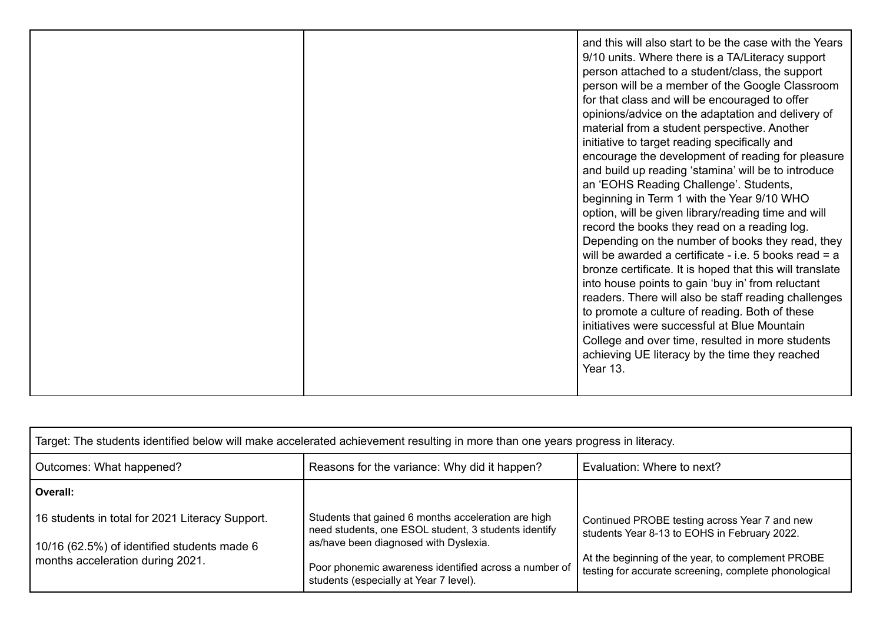| | | |
|---|---|---|
| | | and this will also start to be the case with the Years 9/10 units. Where there is a TA/Literacy support person attached to a student/class, the support person will be a member of the Google Classroom for that class and will be encouraged to offer opinions/advice on the adaptation and delivery of material from a student perspective. Another initiative to target reading specifically and encourage the development of reading for pleasure and build up reading 'stamina' will be to introduce an 'EOHS Reading Challenge'. Students, beginning in Term 1 with the Year 9/10 WHO option, will be given library/reading time and will record the books they read on a reading log. Depending on the number of books they read, they will be awarded a certificate - i.e. 5 books read = a bronze certificate. It is hoped that this will translate into house points to gain 'buy in' from reluctant readers. There will also be staff reading challenges to promote a culture of reading. Both of these initiatives were successful at Blue Mountain College and over time, resulted in more students achieving UE literacy by the time they reached Year 13. |

| Target: The students identified below will make accelerated achievement resulting in more than one years progress in literacy. | | |
|---|---|---|
| Outcomes: What happened? | Reasons for the variance: Why did it happen? | Evaluation: Where to next? |
| **Overall:**<br><br>16 students in total for 2021 Literacy Support.<br><br>10/16 (62.5%) of identified students made 6 months acceleration during 2021. | Students that gained 6 months acceleration are high need students, one ESOL student, 3 students identify as/have been diagnosed with Dyslexia.<br><br>Poor phonemic awareness identified across a number of students (especially at Year 7 level). | Continued PROBE testing across Year 7 and new students Year 8-13 to EOHS in February 2022.<br><br>At the beginning of the year, to complement PROBE testing for accurate screening, complete phonological |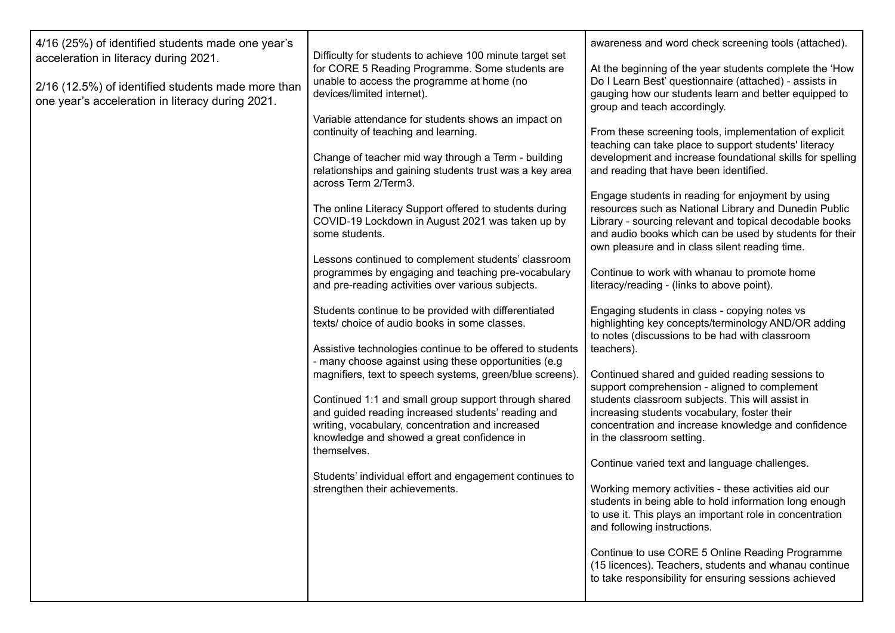| | | |
|---|---|---|
| 4/16 (25%) of identified students made one year's acceleration in literacy during 2021.<br><br>2/16 (12.5%) of identified students made more than one year's acceleration in literacy during 2021. | Difficulty for students to achieve 100 minute target set for CORE 5 Reading Programme. Some students are unable to access the programme at home (no devices/limited internet).<br><br>Variable attendance for students shows an impact on continuity of teaching and learning.<br><br>Change of teacher mid way through a Term - building relationships and gaining students trust was a key area across Term 2/Term3.<br><br>The online Literacy Support offered to students during COVID-19 Lockdown in August 2021 was taken up by some students.<br><br>Lessons continued to complement students' classroom programmes by engaging and teaching pre-vocabulary and pre-reading activities over various subjects.<br><br>Students continue to be provided with differentiated texts/ choice of audio books in some classes.<br><br>Assistive technologies continue to be offered to students - many choose against using these opportunities (e.g magnifiers, text to speech systems, green/blue screens).<br><br>Continued 1:1 and small group support through shared and guided reading increased students' reading and writing, vocabulary, concentration and increased knowledge and showed a great confidence in themselves.<br><br>Students' individual effort and engagement continues to strengthen their achievements. | awareness and word check screening tools (attached).<br><br>At the beginning of the year students complete the 'How Do I Learn Best' questionnaire (attached) - assists in gauging how our students learn and better equipped to group and teach accordingly.<br><br>From these screening tools, implementation of explicit teaching can take place to support students' literacy development and increase foundational skills for spelling and reading that have been identified.<br><br>Engage students in reading for enjoyment by using resources such as National Library and Dunedin Public Library - sourcing relevant and topical decodable books and audio books which can be used by students for their own pleasure and in class silent reading time.<br><br>Continue to work with whanau to promote home literacy/reading - (links to above point).<br><br>Engaging students in class - copying notes vs highlighting key concepts/terminology AND/OR adding to notes (discussions to be had with classroom teachers).<br><br>Continued shared and guided reading sessions to support comprehension - aligned to complement students classroom subjects. This will assist in increasing students vocabulary, foster their concentration and increase knowledge and confidence in the classroom setting.<br><br>Continue varied text and language challenges.<br><br>Working memory activities - these activities aid our students in being able to hold information long enough to use it. This plays an important role in concentration and following instructions.<br><br>Continue to use CORE 5 Online Reading Programme (15 licences). Teachers, students and whanau continue to take responsibility for ensuring sessions achieved |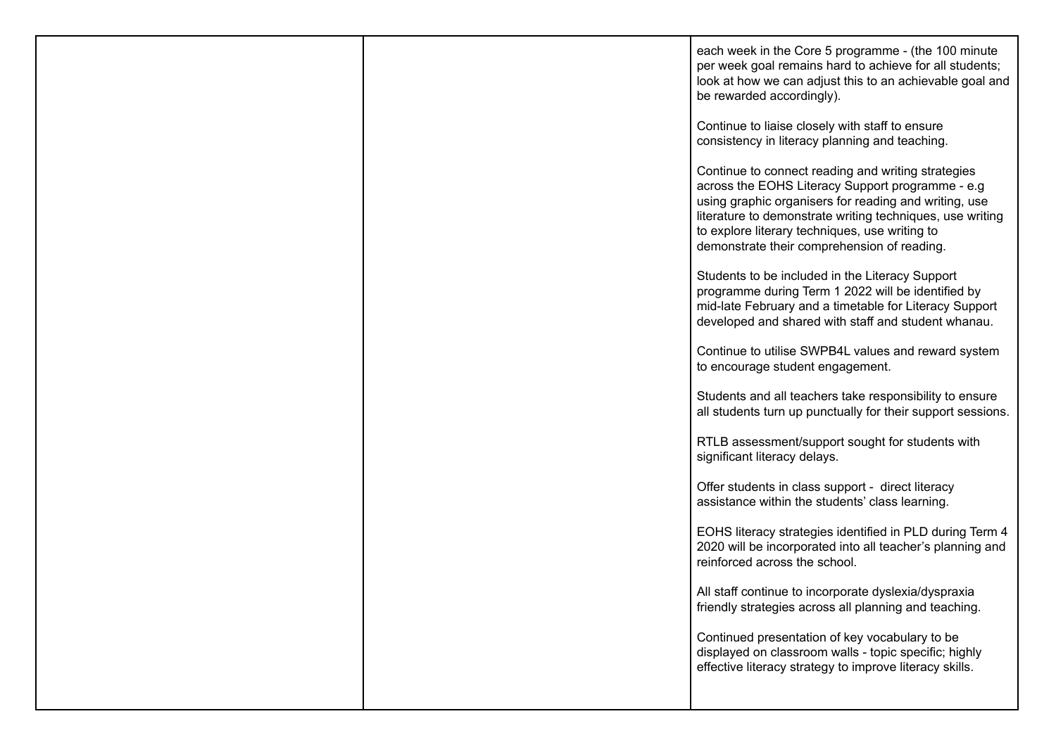|  |  |  |
| --- | --- | --- |
|  |  | each week in the Core 5 programme - (the 100 minute per week goal remains hard to achieve for all students; look at how we can adjust this to an achievable goal and be rewarded accordingly).<br><br>Continue to liaise closely with staff to ensure consistency in literacy planning and teaching.<br><br>Continue to connect reading and writing strategies across the EOHS Literacy Support programme - e.g using graphic organisers for reading and writing, use literature to demonstrate writing techniques, use writing to explore literary techniques, use writing to demonstrate their comprehension of reading.<br><br>Students to be included in the Literacy Support programme during Term 1 2022 will be identified by mid-late February and a timetable for Literacy Support developed and shared with staff and student whanau.<br><br>Continue to utilise SWPB4L values and reward system to encourage student engagement.<br><br>Students and all teachers take responsibility to ensure all students turn up punctually for their support sessions.<br><br>RTLB assessment/support sought for students with significant literacy delays.<br><br>Offer students in class support - direct literacy assistance within the students' class learning.<br><br>EOHS literacy strategies identified in PLD during Term 4 2020 will be incorporated into all teacher's planning and reinforced across the school.<br><br>All staff continue to incorporate dyslexia/dyspraxia friendly strategies across all planning and teaching.<br><br>Continued presentation of key vocabulary to be displayed on classroom walls - topic specific; highly effective literacy strategy to improve literacy skills. |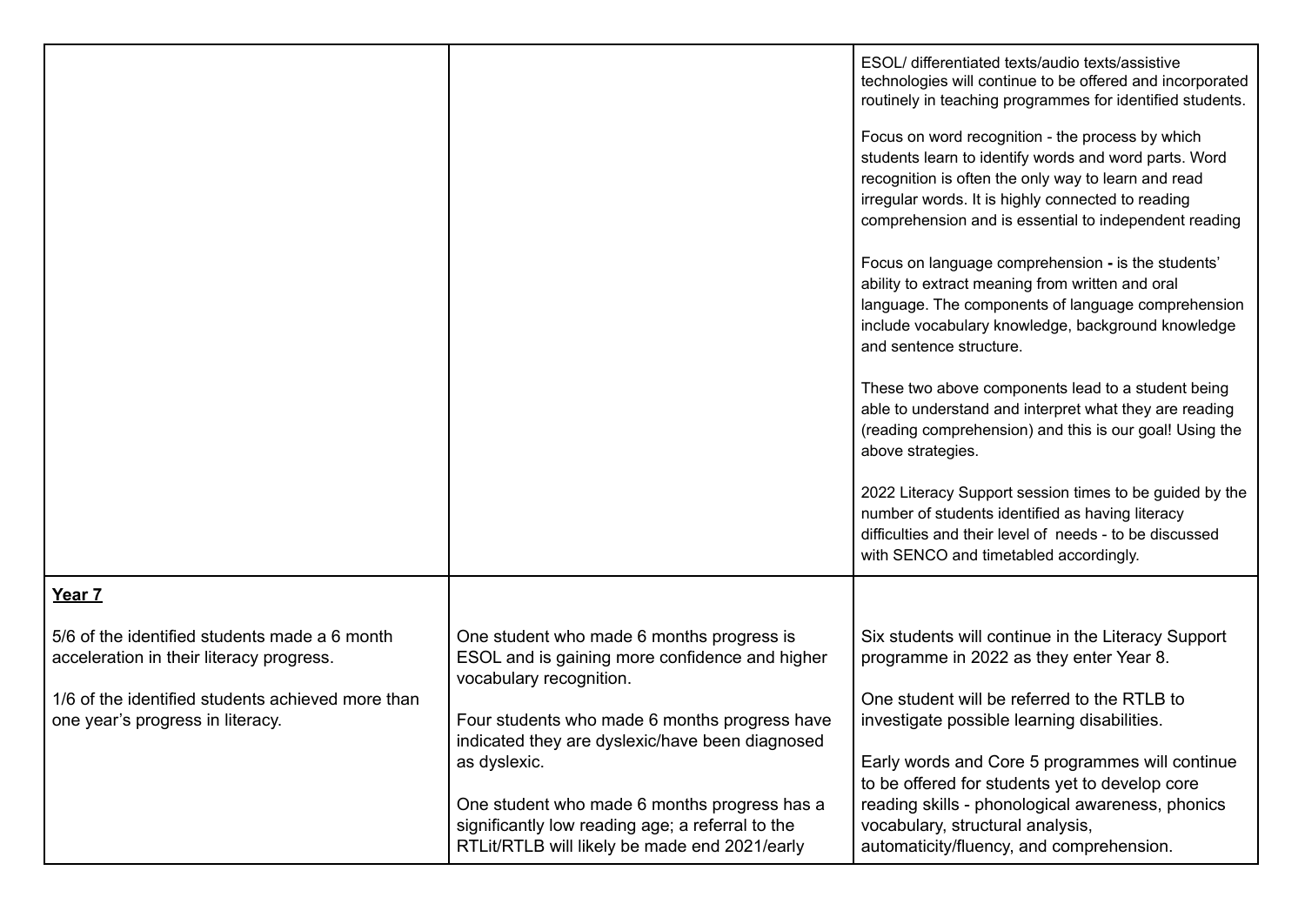| | | |
|---|---|---|
| | | ESOL/ differentiated texts/audio texts/assistive technologies will continue to be offered and incorporated routinely in teaching programmes for identified students.<br><br>Focus on word recognition - the process by which students learn to identify words and word parts. Word recognition is often the only way to learn and read irregular words. It is highly connected to reading comprehension and is essential to independent reading<br><br>Focus on language comprehension **-** is the students' ability to extract meaning from written and oral language. The components of language comprehension include vocabulary knowledge, background knowledge and sentence structure.<br><br>These two above components lead to a student being able to understand and interpret what they are reading (reading comprehension) and this is our goal! Using the above strategies.<br><br>2022 Literacy Support session times to be guided by the number of students identified as having literacy difficulties and their level of needs - to be discussed with SENCO and timetabled accordingly. |
| **Year 7**<br><br>5/6 of the identified students made a 6 month acceleration in their literacy progress.<br><br>1/6 of the identified students achieved more than one year's progress in literacy. | One student who made 6 months progress is ESOL and is gaining more confidence and higher vocabulary recognition.<br><br>Four students who made 6 months progress have indicated they are dyslexic/have been diagnosed as dyslexic.<br><br>One student who made 6 months progress has a significantly low reading age; a referral to the RTLit/RTLB will likely be made end 2021/early | Six students will continue in the Literacy Support programme in 2022 as they enter Year 8.<br><br>One student will be referred to the RTLB to investigate possible learning disabilities.<br><br>Early words and Core 5 programmes will continue to be offered for students yet to develop core reading skills - phonological awareness, phonics vocabulary, structural analysis, automaticity/fluency, and comprehension. |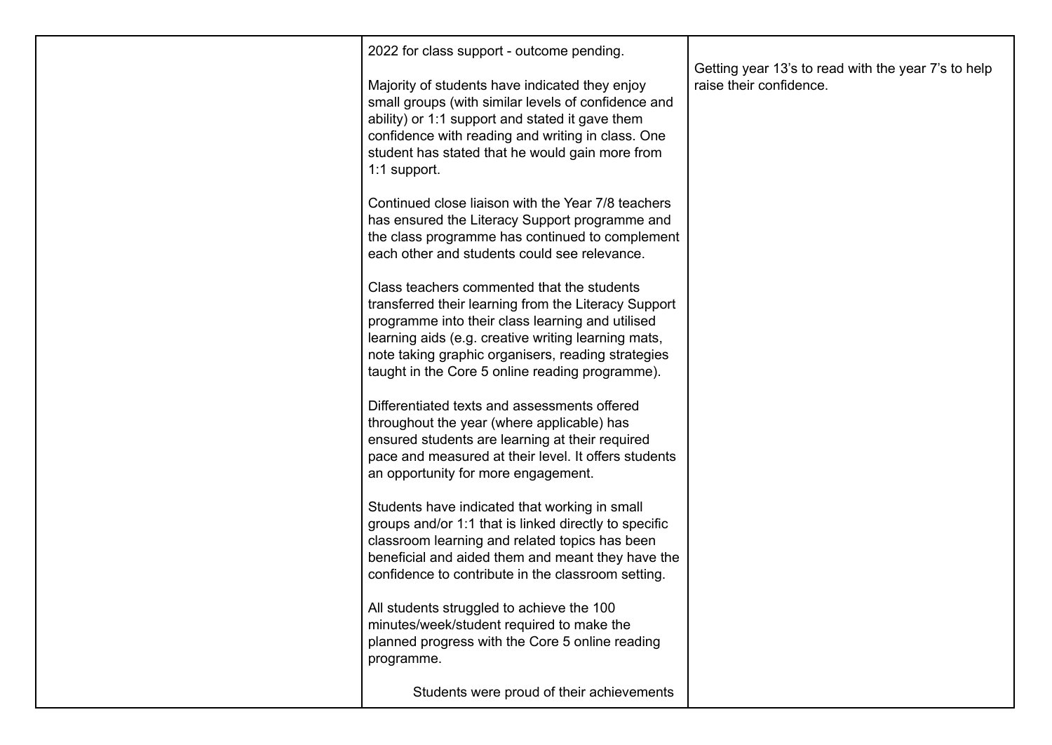|  | 2022 for class support - outcome pending.<br><br>Majority of students have indicated they enjoy small groups (with similar levels of confidence and ability) or 1:1 support and stated it gave them confidence with reading and writing in class. One student has stated that he would gain more from 1:1 support.<br><br>Continued close liaison with the Year 7/8 teachers has ensured the Literacy Support programme and the class programme has continued to complement each other and students could see relevance.<br><br>Class teachers commented that the students transferred their learning from the Literacy Support programme into their class learning and utilised learning aids (e.g. creative writing learning mats, note taking graphic organisers, reading strategies taught in the Core 5 online reading programme).<br><br>Differentiated texts and assessments offered throughout the year (where applicable) has ensured students are learning at their required pace and measured at their level. It offers students an opportunity for more engagement.<br><br>Students have indicated that working in small groups and/or 1:1 that is linked directly to specific classroom learning and related topics has been beneficial and aided them and meant they have the confidence to contribute in the classroom setting.<br><br>All students struggled to achieve the 100 minutes/week/student required to make the planned progress with the Core 5 online reading programme.<br><br>Students were proud of their achievements | Getting year 13's to read with the year 7's to help raise their confidence. |
|---|---|---|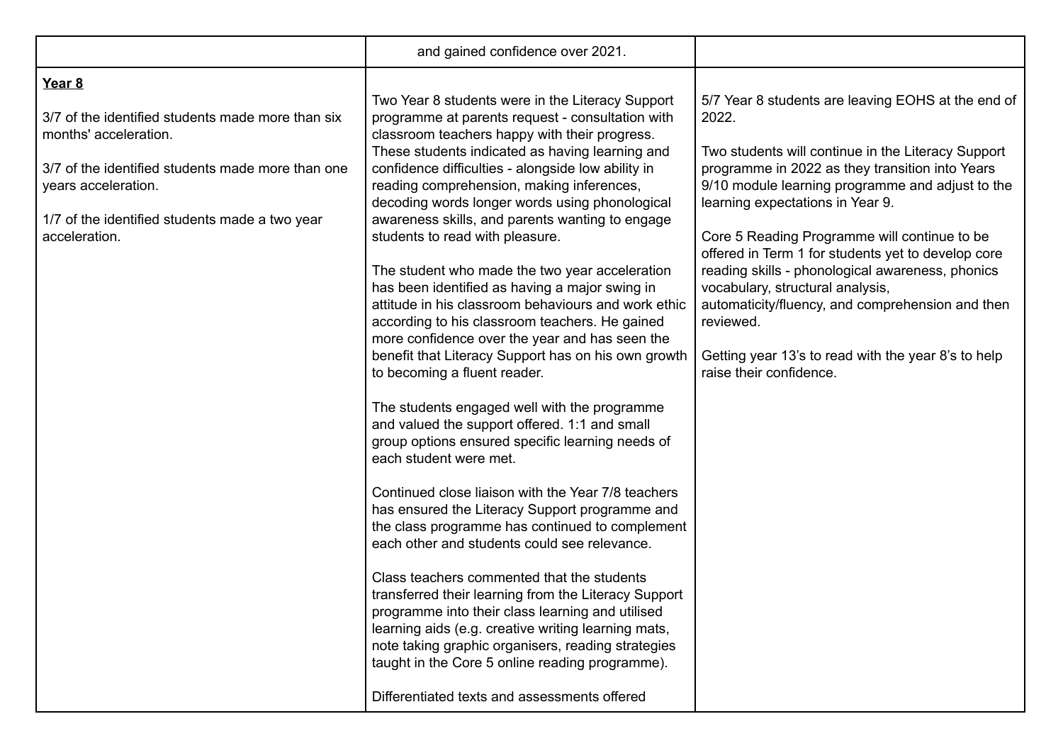| | | |
|---|---|---|
| | and gained confidence over 2021. | |
| **<u>Year 8</u>**<br><br>3/7 of the identified students made more than six months' acceleration.<br><br>3/7 of the identified students made more than one years acceleration.<br><br>1/7 of the identified students made a two year acceleration. | Two Year 8 students were in the Literacy Support programme at parents request - consultation with classroom teachers happy with their progress. These students indicated as having learning and confidence difficulties - alongside low ability in reading comprehension, making inferences, decoding words longer words using phonological awareness skills, and parents wanting to engage students to read with pleasure.<br><br>The student who made the two year acceleration has been identified as having a major swing in attitude in his classroom behaviours and work ethic according to his classroom teachers. He gained more confidence over the year and has seen the benefit that Literacy Support has on his own growth to becoming a fluent reader.<br><br>The students engaged well with the programme and valued the support offered. 1:1 and small group options ensured specific learning needs of each student were met.<br><br>Continued close liaison with the Year 7/8 teachers has ensured the Literacy Support programme and the class programme has continued to complement each other and students could see relevance.<br><br>Class teachers commented that the students transferred their learning from the Literacy Support programme into their class learning and utilised learning aids (e.g. creative writing learning mats, note taking graphic organisers, reading strategies taught in the Core 5 online reading programme).<br><br>Differentiated texts and assessments offered | 5/7 Year 8 students are leaving EOHS at the end of 2022.<br><br>Two students will continue in the Literacy Support programme in 2022 as they transition into Years 9/10 module learning programme and adjust to the learning expectations in Year 9.<br><br>Core 5 Reading Programme will continue to be offered in Term 1 for students yet to develop core reading skills - phonological awareness, phonics vocabulary, structural analysis, automaticity/fluency, and comprehension and then reviewed.<br><br>Getting year 13's to read with the year 8's to help raise their confidence. |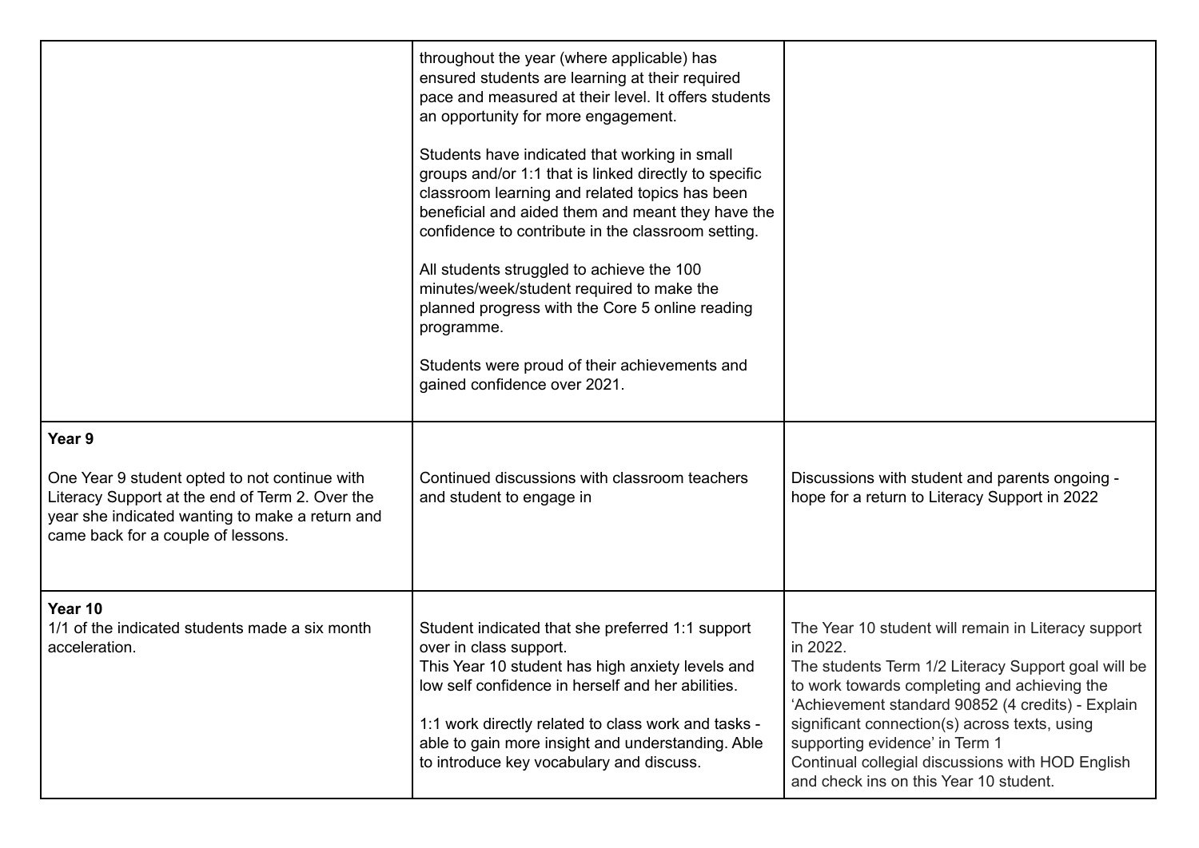| | | |
|---|---|---|
| | throughout the year (where applicable) has ensured students are learning at their required pace and measured at their level. It offers students an opportunity for more engagement.<br><br>Students have indicated that working in small groups and/or 1:1 that is linked directly to specific classroom learning and related topics has been beneficial and aided them and meant they have the confidence to contribute in the classroom setting.<br><br>All students struggled to achieve the 100 minutes/week/student required to make the planned progress with the Core 5 online reading programme.<br><br>Students were proud of their achievements and gained confidence over 2021. | |
| **Year 9**<br><br>One Year 9 student opted to not continue with Literacy Support at the end of Term 2. Over the year she indicated wanting to make a return and came back for a couple of lessons. | Continued discussions with classroom teachers and student to engage in | Discussions with student and parents ongoing - hope for a return to Literacy Support in 2022 |
| **Year 10**<br>1/1 of the indicated students made a six month acceleration. | Student indicated that she preferred 1:1 support over in class support.<br>This Year 10 student has high anxiety levels and low self confidence in herself and her abilities.<br><br>1:1 work directly related to class work and tasks - able to gain more insight and understanding. Able to introduce key vocabulary and discuss. | The Year 10 student will remain in Literacy support in 2022.<br>The students Term 1/2 Literacy Support goal will be to work towards completing and achieving the 'Achievement standard 90852 (4 credits) - Explain significant connection(s) across texts, using supporting evidence' in Term 1<br>Continual collegial discussions with HOD English and check ins on this Year 10 student. |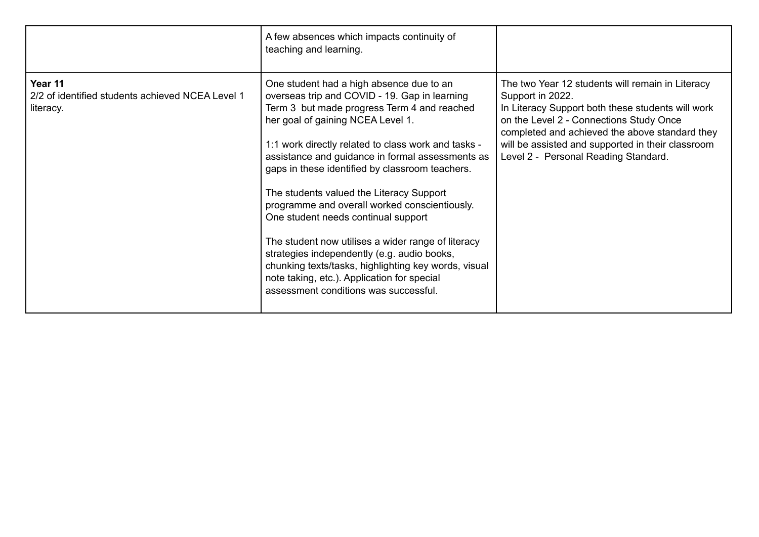|  |  |  |
|---|---|---|
|  | A few absences which impacts continuity of teaching and learning. |  |
| **Year 11**<br>2/2 of identified students achieved NCEA Level 1 literacy. | One student had a high absence due to an overseas trip and COVID - 19. Gap in learning Term 3 but made progress Term 4 and reached her goal of gaining NCEA Level 1.<br><br>1:1 work directly related to class work and tasks - assistance and guidance in formal assessments as gaps in these identified by classroom teachers.<br><br>The students valued the Literacy Support programme and overall worked conscientiously. One student needs continual support<br><br>The student now utilises a wider range of literacy strategies independently (e.g. audio books, chunking texts/tasks, highlighting key words, visual note taking, etc.). Application for special assessment conditions was successful. | The two Year 12 students will remain in Literacy Support in 2022.<br>In Literacy Support both these students will work on the Level 2 - Connections Study Once completed and achieved the above standard they will be assisted and supported in their classroom Level 2 - Personal Reading Standard. |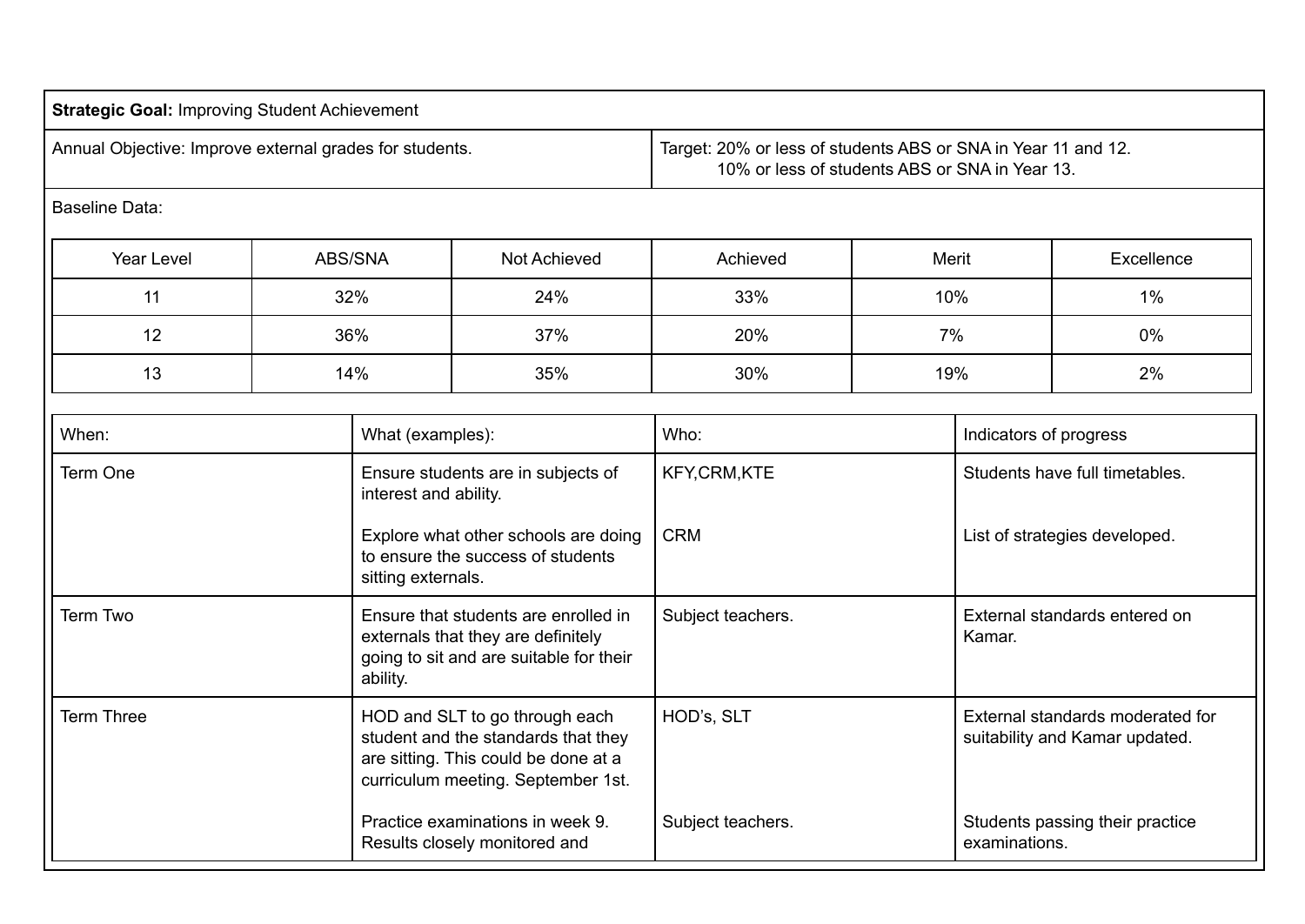**Strategic Goal:** Improving Student Achievement

| Annual Objective: Improve external grades for students. | Target: 20% or less of students ABS or SNA in Year 11 and 12.<br>10% or less of students ABS or SNA in Year 13. |
|---|---|

Baseline Data:

| Year Level | ABS/SNA | Not Achieved | Achieved | Merit | Excellence |
|---|---|---|---|---|---|
| 11 | 32% | 24% | 33% | 10% | 1% |
| 12 | 36% | 37% | 20% | 7% | 0% |
| 13 | 14% | 35% | 30% | 19% | 2% |

| When: | What (examples): | Who: | Indicators of progress |
|---|---|---|---|
| Term One | Ensure students are in subjects of interest and ability. | KFY,CRM,KTE | Students have full timetables. |
| | Explore what other schools are doing to ensure the success of students sitting externals. | CRM | List of strategies developed. |
| Term Two | Ensure that students are enrolled in externals that they are definitely going to sit and are suitable for their ability. | Subject teachers. | External standards entered on Kamar. |
| Term Three | HOD and SLT to go through each student and the standards that they are sitting. This could be done at a curriculum meeting. September 1st. | HOD's, SLT | External standards moderated for suitability and Kamar updated. |
| | Practice examinations in week 9. Results closely monitored and | Subject teachers. | Students passing their practice examinations. |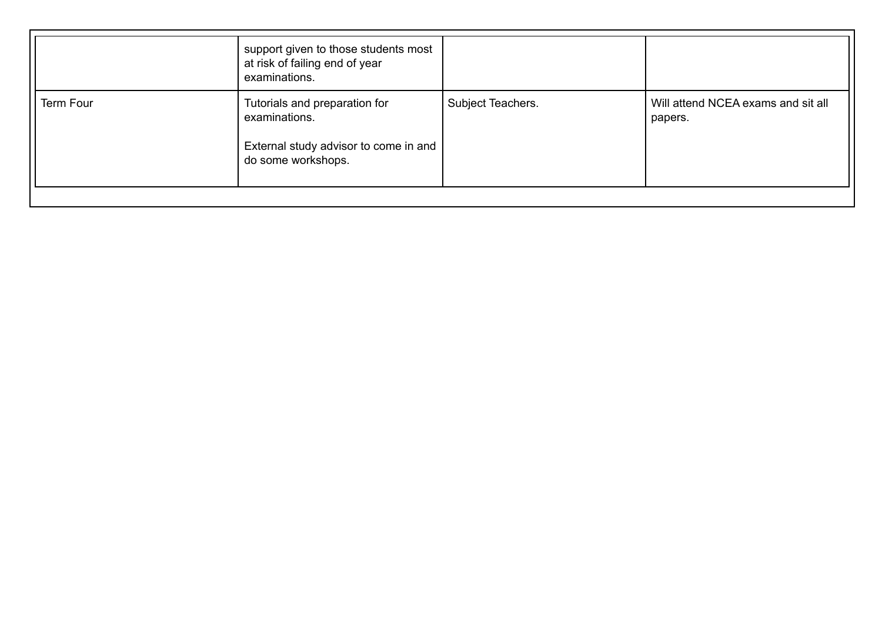|  |  |  |  |
|---|---|---|---|
|  | support given to those students most at risk of failing end of year examinations. |  |  |
| Term Four | Tutorials and preparation for examinations.<br><br>External study advisor to come in and do some workshops. | Subject Teachers. | Will attend NCEA exams and sit all papers. |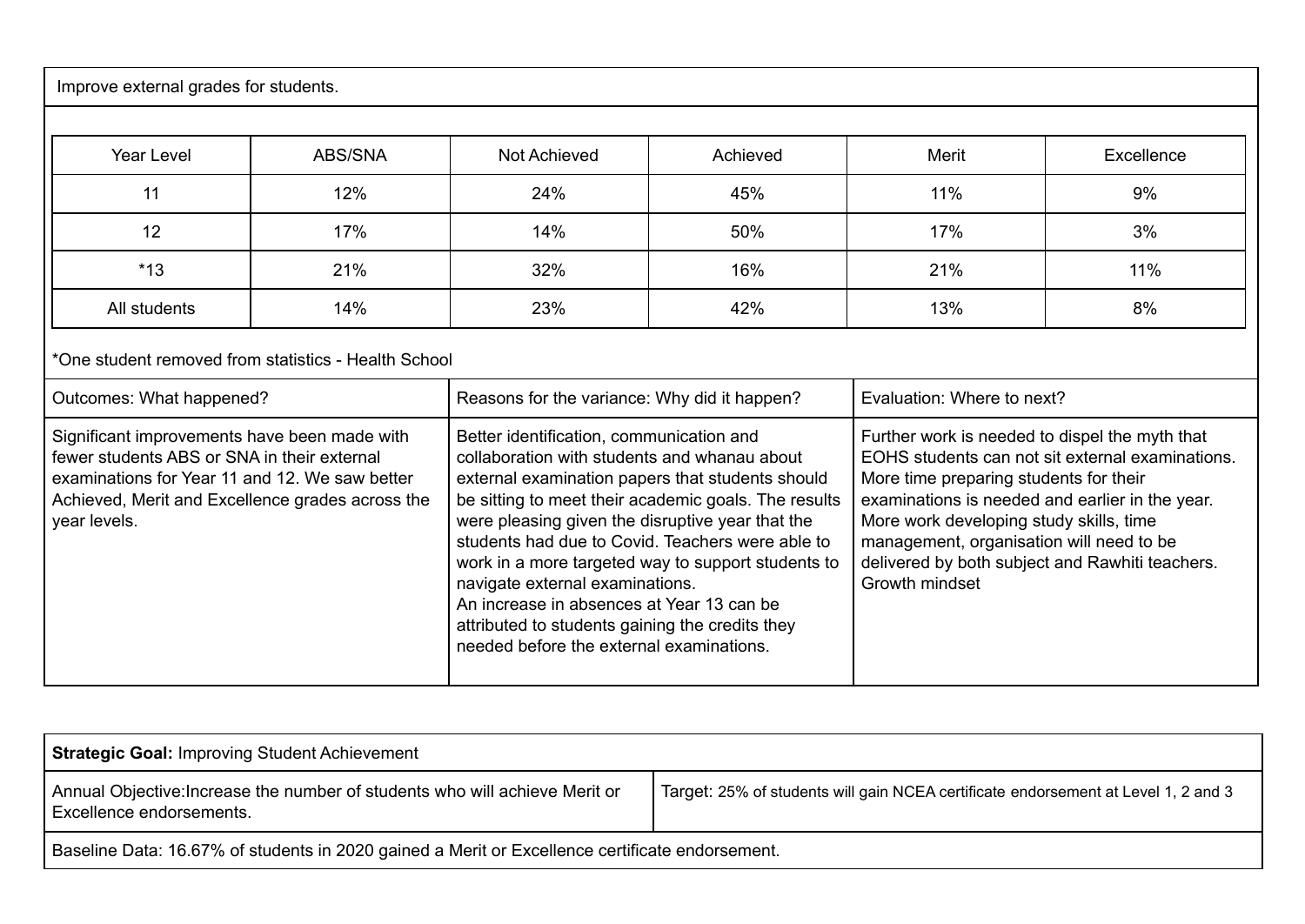Improve external grades for students.

| Year Level | ABS/SNA | Not Achieved | Achieved | Merit | Excellence |
|---|---|---|---|---|---|
| 11 | 12% | 24% | 45% | 11% | 9% |
| 12 | 17% | 14% | 50% | 17% | 3% |
| *13 | 21% | 32% | 16% | 21% | 11% |
| All students | 14% | 23% | 42% | 13% | 8% |

*One student removed from statistics - Health School

| Outcomes: What happened? | Reasons for the variance: Why did it happen? | Evaluation: Where to next? |
|---|---|---|
| Significant improvements have been made with fewer students ABS or SNA in their external examinations for Year 11 and 12. We saw better Achieved, Merit and Excellence grades across the year levels. | Better identification, communication and collaboration with students and whanau about external examination papers that students should be sitting to meet their academic goals. The results were pleasing given the disruptive year that the students had due to Covid. Teachers were able to work in a more targeted way to support students to navigate external examinations.<br>An increase in absences at Year 13 can be attributed to students gaining the credits they needed before the external examinations. | Further work is needed to dispel the myth that EOHS students can not sit external examinations. More time preparing students for their examinations is needed and earlier in the year. More work developing study skills, time management, organisation will need to be delivered by both subject and Rawhiti teachers. Growth mindset |

| **Strategic Goal:** Improving Student Achievement | |
|---|---|
| Annual Objective:Increase the number of students who will achieve Merit or Excellence endorsements. | Target: 25% of students will gain NCEA certificate endorsement at Level 1, 2 and 3 |
| Baseline Data: 16.67% of students in 2020 gained a Merit or Excellence certificate endorsement. | |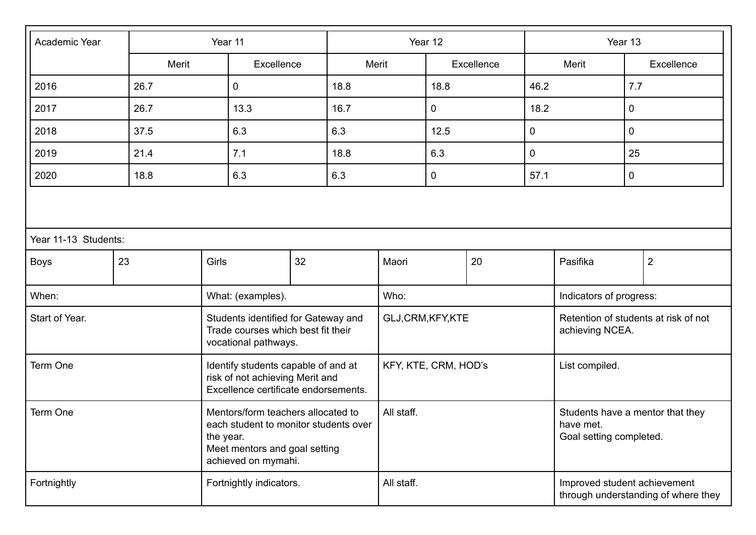| Academic Year | Year 11 | | Year 12 | | Year 13 | |
|---|---|---|---|---|---|---|
| | Merit | Excellence | Merit | Excellence | Merit | Excellence |
| 2016 | 26.7 | 0 | 18.8 | 18.8 | 46.2 | 7.7 |
| 2017 | 26.7 | 13.3 | 16.7 | 0 | 18.2 | 0 |
| 2018 | 37.5 | 6.3 | 6.3 | 12.5 | 0 | 0 |
| 2019 | 21.4 | 7.1 | 18.8 | 6.3 | 0 | 25 |
| 2020 | 18.8 | 6.3 | 6.3 | 0 | 57.1 | 0 |

Year 11-13 Students:

| Boys | 23 | Girls | 32 | Maori | 20 | Pasifika | 2 |
|---|---|---|---|---|---|---|---|

| When: | What: (examples). | Who: | Indicators of progress: |
|---|---|---|---|
| Start of Year. | Students identified for Gateway and Trade courses which best fit their vocational pathways. | GLJ,CRM,KFY,KTE | Retention of students at risk of not achieving NCEA. |
| Term One | Identify students capable of and at risk of not achieving Merit and Excellence certificate endorsements. | KFY, KTE, CRM, HOD's | List compiled. |
| Term One | Mentors/form teachers allocated to each student to monitor students over the year.<br>Meet mentors and goal setting achieved on mymahi. | All staff. | Students have a mentor that they have met.<br>Goal setting completed. |
| Fortnightly | Fortnightly indicators. | All staff. | Improved student achievement through understanding of where they |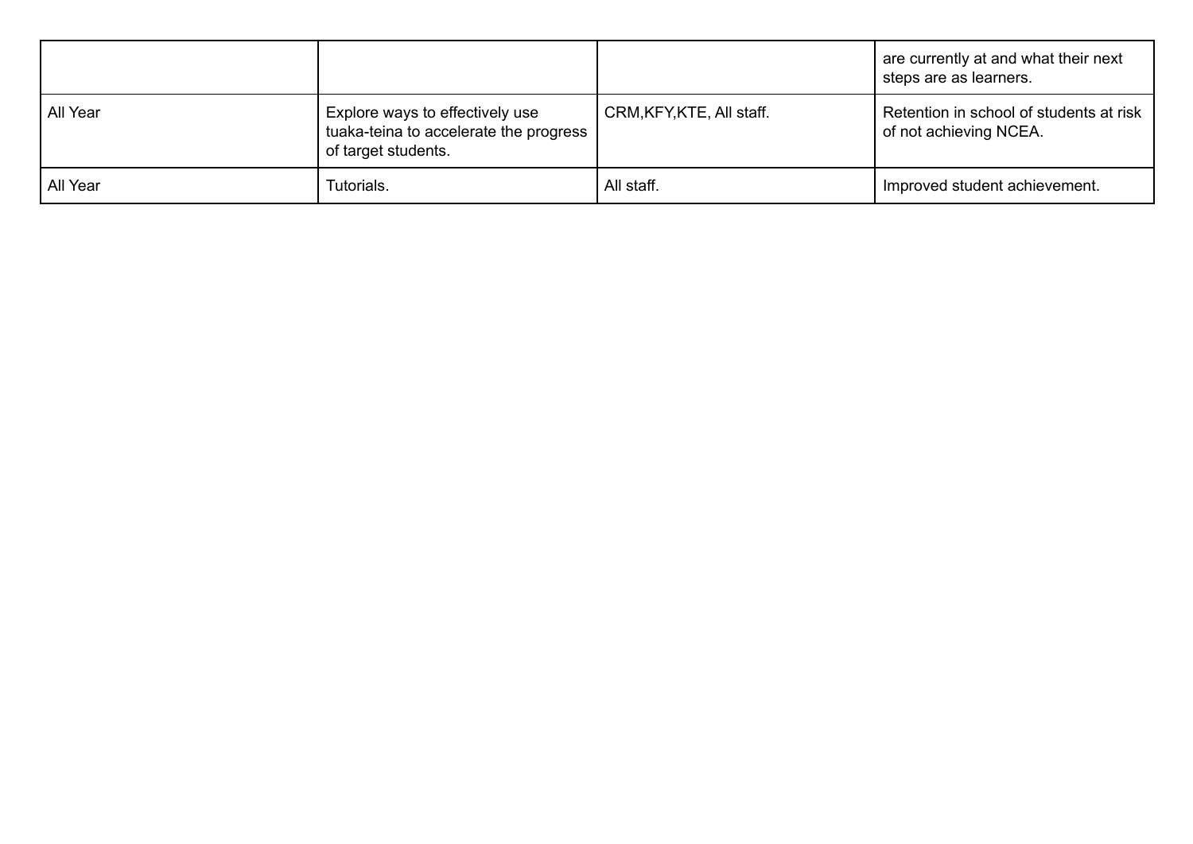| | | | |
|---|---|---|---|
| | | | are currently at and what their next steps are as learners. |
| All Year | Explore ways to effectively use tuaka-teina to accelerate the progress of target students. | CRM,KFY,KTE, All staff. | Retention in school of students at risk of not achieving NCEA. |
| All Year | Tutorials. | All staff. | Improved student achievement. |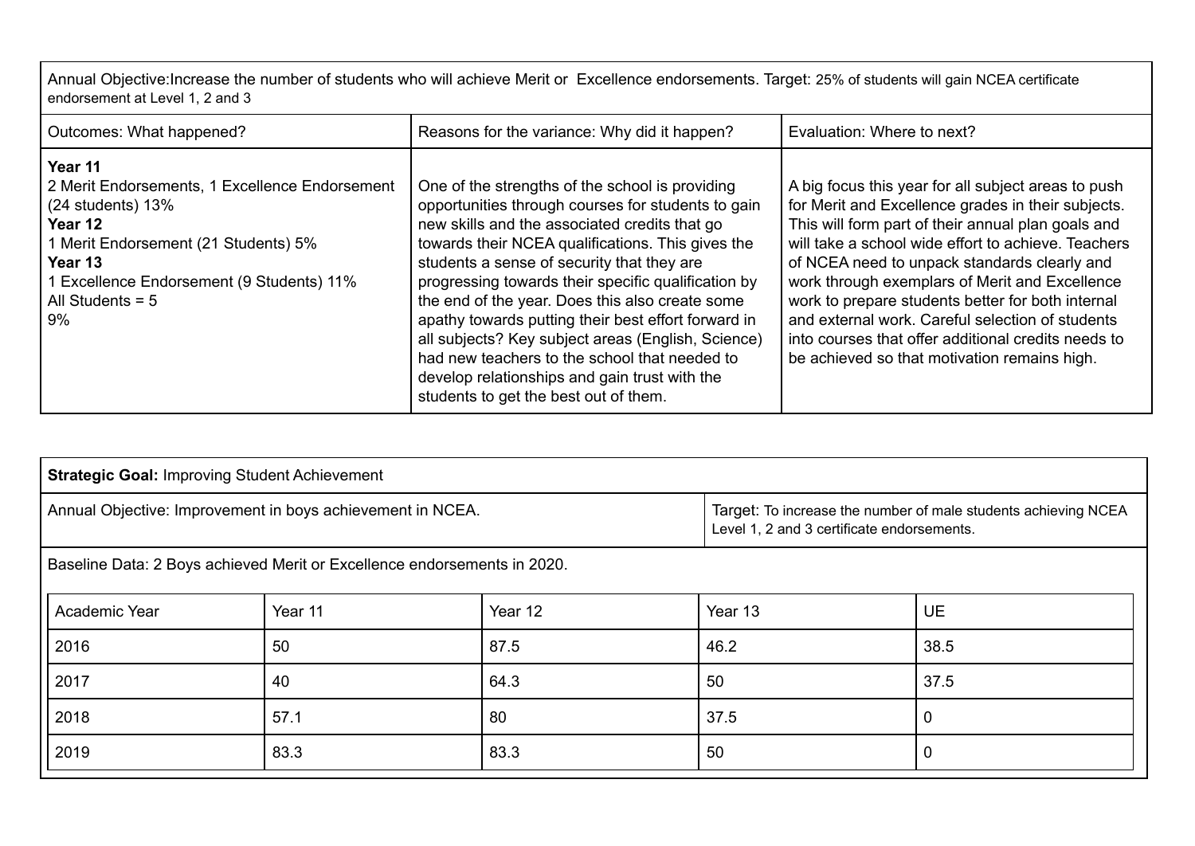| Annual Objective:Increase the number of students who will achieve Merit or Excellence endorsements. Target: 25% of students will gain NCEA certificate endorsement at Level 1, 2 and 3 | | |
|---|---|---|
| Outcomes: What happened? | Reasons for the variance: Why did it happen? | Evaluation: Where to next? |
| **Year 11**<br>2 Merit Endorsements, 1 Excellence Endorsement (24 students) 13%<br>**Year 12**<br>1 Merit Endorsement (21 Students) 5%<br>**Year 13**<br>1 Excellence Endorsement (9 Students) 11%<br>All Students = 5<br>9% | One of the strengths of the school is providing opportunities through courses for students to gain new skills and the associated credits that go towards their NCEA qualifications. This gives the students a sense of security that they are progressing towards their specific qualification by the end of the year. Does this also create some apathy towards putting their best effort forward in all subjects? Key subject areas (English, Science) had new teachers to the school that needed to develop relationships and gain trust with the students to get the best out of them. | A big focus this year for all subject areas to push for Merit and Excellence grades in their subjects. This will form part of their annual plan goals and will take a school wide effort to achieve. Teachers of NCEA need to unpack standards clearly and work through exemplars of Merit and Excellence work to prepare students better for both internal and external work. Careful selection of students into courses that offer additional credits needs to be achieved so that motivation remains high. |

**Strategic Goal:** Improving Student Achievement

Annual Objective: Improvement in boys achievement in NCEA.

Target: To increase the number of male students achieving NCEA Level 1, 2 and 3 certificate endorsements.

Baseline Data: 2 Boys achieved Merit or Excellence endorsements in 2020.

| Academic Year | Year 11 | Year 12 | Year 13 | UE |
|---|---|---|---|---|
| 2016 | 50 | 87.5 | 46.2 | 38.5 |
| 2017 | 40 | 64.3 | 50 | 37.5 |
| 2018 | 57.1 | 80 | 37.5 | 0 |
| 2019 | 83.3 | 83.3 | 50 | 0 |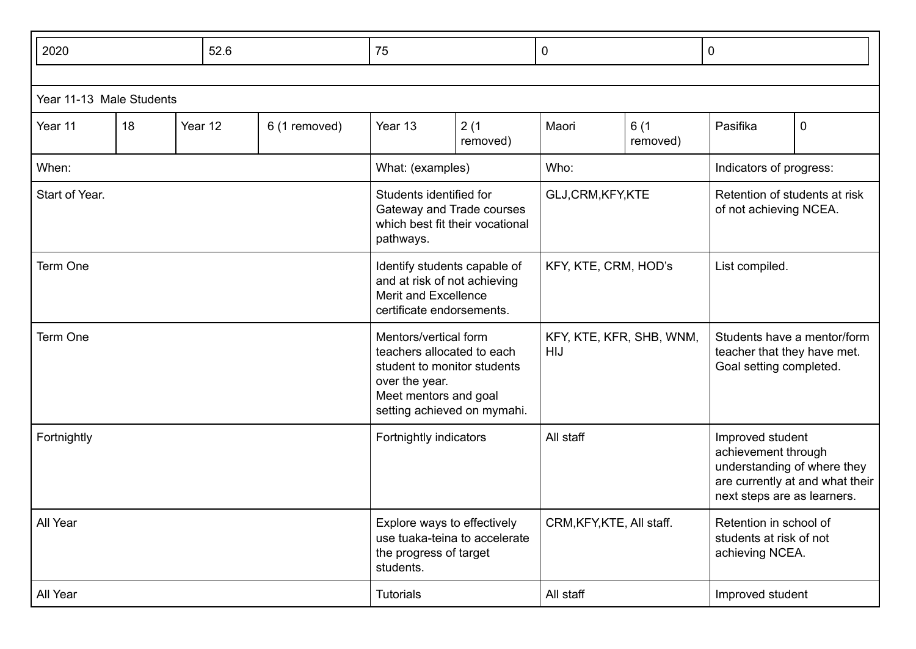| 2020 | 52.6 | 75 | 0 | 0 |
|---|---|---|---|---|

Year 11-13 Male Students

| Year 11 | 18 | Year 12 | 6 (1 removed) | Year 13 | 2 (1 removed) | Maori | 6 (1 removed) | Pasifika | 0 |
|---|---|---|---|---|---|---|---|---|---|

| When: | What: (examples) | Who: | Indicators of progress: |
|---|---|---|---|
| Start of Year. | Students identified for Gateway and Trade courses which best fit their vocational pathways. | GLJ,CRM,KFY,KTE | Retention of students at risk of not achieving NCEA. |
| Term One | Identify students capable of and at risk of not achieving Merit and Excellence certificate endorsements. | KFY, KTE, CRM, HOD's | List compiled. |
| Term One | Mentors/vertical form teachers allocated to each student to monitor students over the year.<br>Meet mentors and goal setting achieved on mymahi. | KFY, KTE, KFR, SHB, WNM, HIJ | Students have a mentor/form teacher that they have met. Goal setting completed. |
| Fortnightly | Fortnightly indicators | All staff | Improved student achievement through understanding of where they are currently at and what their next steps are as learners. |
| All Year | Explore ways to effectively use tuaka-teina to accelerate the progress of target students. | CRM,KFY,KTE, All staff. | Retention in school of students at risk of not achieving NCEA. |
| All Year | Tutorials | All staff | Improved student |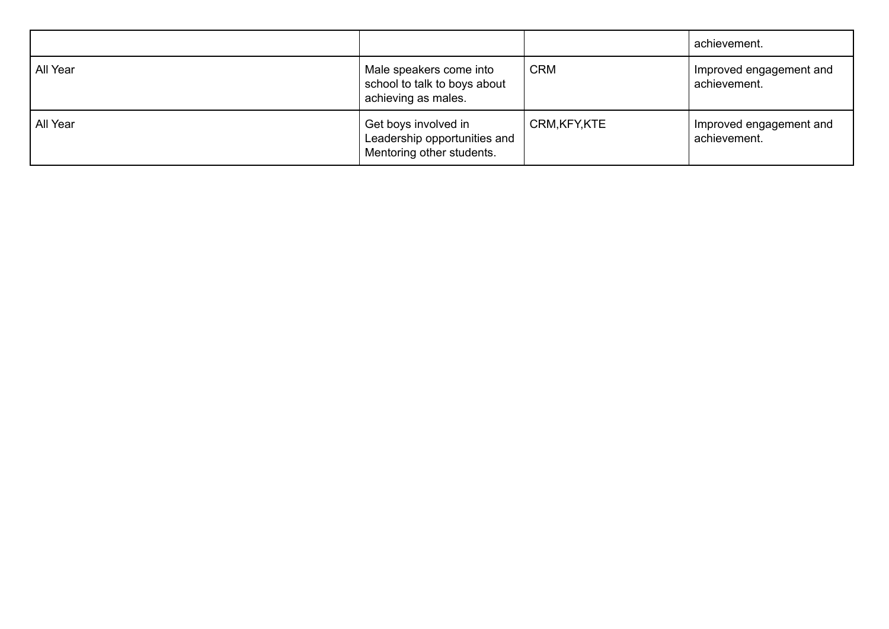| | | | |
|---|---|---|---|
| | | | achievement. |
| All Year | Male speakers come into school to talk to boys about achieving as males. | CRM | Improved engagement and achievement. |
| All Year | Get boys involved in Leadership opportunities and Mentoring other students. | CRM,KFY,KTE | Improved engagement and achievement. |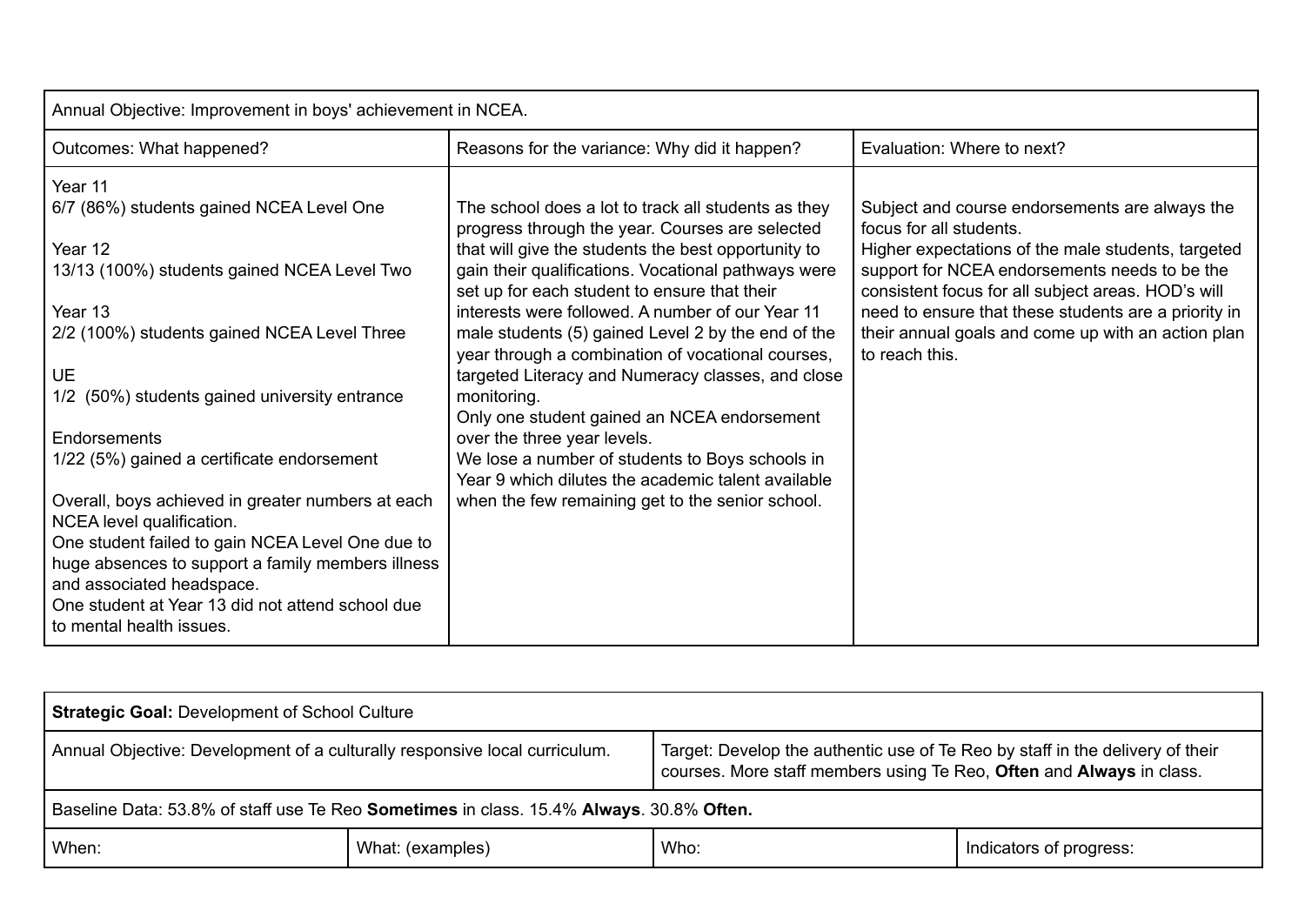| Annual Objective: Improvement in boys' achievement in NCEA. | | |
|---|---|---|
| Outcomes: What happened? | Reasons for the variance: Why did it happen? | Evaluation: Where to next? |
| Year 11<br>6/7 (86%) students gained NCEA Level One<br><br>Year 12<br>13/13 (100%) students gained NCEA Level Two<br><br>Year 13<br>2/2 (100%) students gained NCEA Level Three<br><br>UE<br>1/2 (50%) students gained university entrance<br><br>Endorsements<br>1/22 (5%) gained a certificate endorsement<br><br>Overall, boys achieved in greater numbers at each NCEA level qualification.<br>One student failed to gain NCEA Level One due to huge absences to support a family members illness and associated headspace.<br>One student at Year 13 did not attend school due to mental health issues. | The school does a lot to track all students as they progress through the year. Courses are selected that will give the students the best opportunity to gain their qualifications. Vocational pathways were set up for each student to ensure that their interests were followed. A number of our Year 11 male students (5) gained Level 2 by the end of the year through a combination of vocational courses, targeted Literacy and Numeracy classes, and close monitoring.<br>Only one student gained an NCEA endorsement over the three year levels.<br>We lose a number of students to Boys schools in Year 9 which dilutes the academic talent available when the few remaining get to the senior school. | Subject and course endorsements are always the focus for all students.<br>Higher expectations of the male students, targeted support for NCEA endorsements needs to be the consistent focus for all subject areas. HOD's will need to ensure that these students are a priority in their annual goals and come up with an action plan to reach this. |

| **Strategic Goal:** Development of School Culture | | | |
|---|---|---|---|
| Annual Objective: Development of a culturally responsive local curriculum. | | Target: Develop the authentic use of Te Reo by staff in the delivery of their courses. More staff members using Te Reo, **Often** and **Always** in class. | |
| Baseline Data: 53.8% of staff use Te Reo **Sometimes** in class. 15.4% **Always**. 30.8% **Often.** | | | |
| When: | What: (examples) | Who: | Indicators of progress: |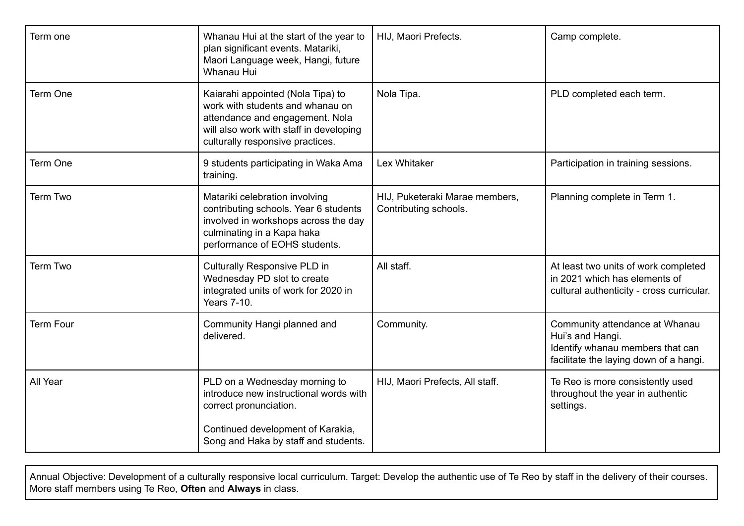| Term one | Whanau Hui at the start of the year to plan significant events. Matariki, Maori Language week, Hangi, future Whanau Hui | HIJ, Maori Prefects. | Camp complete. |
|---|---|---|---|
| Term One | Kaiarahi appointed (Nola Tipa) to work with students and whanau on attendance and engagement. Nola will also work with staff in developing culturally responsive practices. | Nola Tipa. | PLD completed each term. |
| Term One | 9 students participating in Waka Ama training. | Lex Whitaker | Participation in training sessions. |
| Term Two | Matariki celebration involving contributing schools. Year 6 students involved in workshops across the day culminating in a Kapa haka performance of EOHS students. | HIJ, Puketeraki Marae members, Contributing schools. | Planning complete in Term 1. |
| Term Two | Culturally Responsive PLD in Wednesday PD slot to create integrated units of work for 2020 in Years 7-10. | All staff. | At least two units of work completed in 2021 which has elements of cultural authenticity - cross curricular. |
| Term Four | Community Hangi planned and delivered. | Community. | Community attendance at Whanau Hui's and Hangi.<br>Identify whanau members that can facilitate the laying down of a hangi. |
| All Year | PLD on a Wednesday morning to introduce new instructional words with correct pronunciation.<br><br>Continued development of Karakia, Song and Haka by staff and students. | HIJ, Maori Prefects, All staff. | Te Reo is more consistently used throughout the year in authentic settings. |

Annual Objective: Development of a culturally responsive local curriculum. Target: Develop the authentic use of Te Reo by staff in the delivery of their courses. More staff members using Te Reo, **Often** and **Always** in class.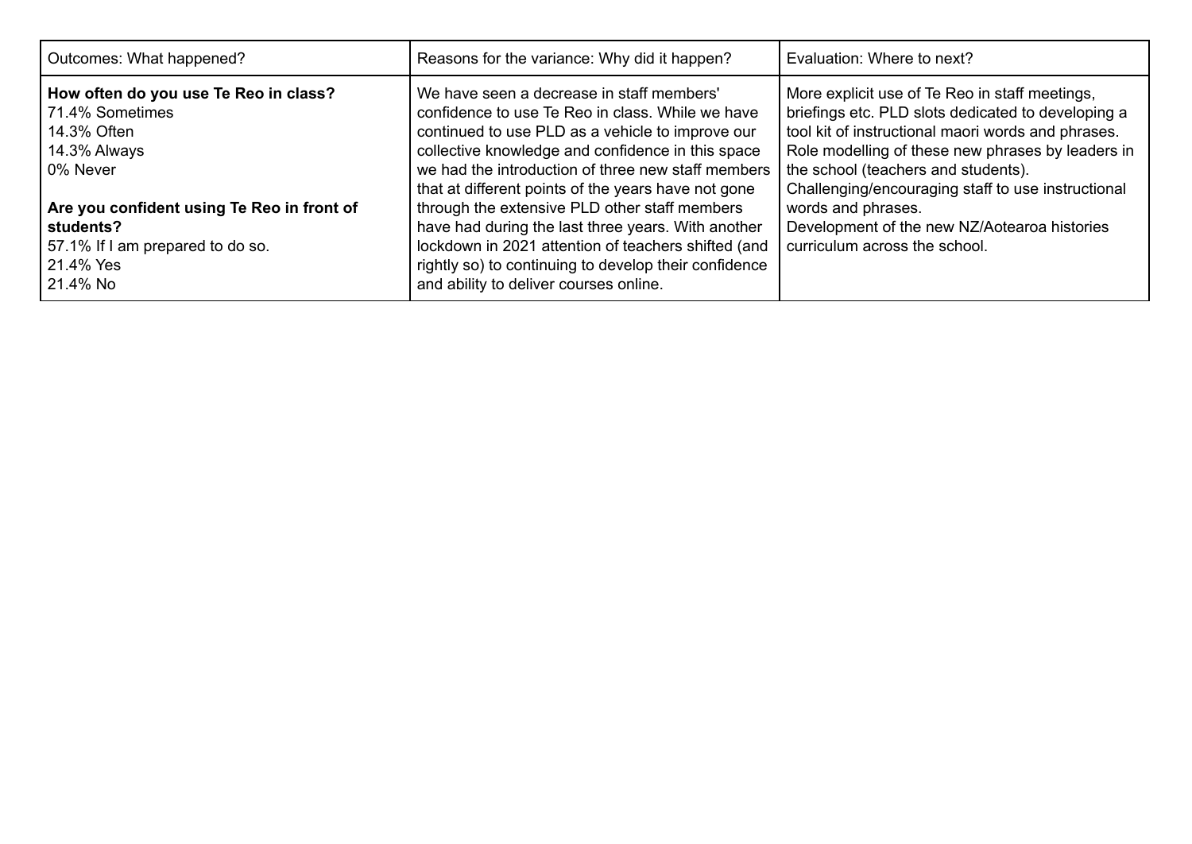| Outcomes: What happened? | Reasons for the variance: Why did it happen? | Evaluation: Where to next? |
|---|---|---|
| **How often do you use Te Reo in class?**<br>71.4% Sometimes<br>14.3% Often<br>14.3% Always<br>0% Never<br><br>**Are you confident using Te Reo in front of students?**<br>57.1% If I am prepared to do so.<br>21.4% Yes<br>21.4% No | We have seen a decrease in staff members' confidence to use Te Reo in class. While we have continued to use PLD as a vehicle to improve our collective knowledge and confidence in this space we had the introduction of three new staff members that at different points of the years have not gone through the extensive PLD other staff members have had during the last three years. With another lockdown in 2021 attention of teachers shifted (and rightly so) to continuing to develop their confidence and ability to deliver courses online. | More explicit use of Te Reo in staff meetings, briefings etc. PLD slots dedicated to developing a tool kit of instructional maori words and phrases. Role modelling of these new phrases by leaders in the school (teachers and students).<br>Challenging/encouraging staff to use instructional words and phrases.<br>Development of the new NZ/Aotearoa histories curriculum across the school. |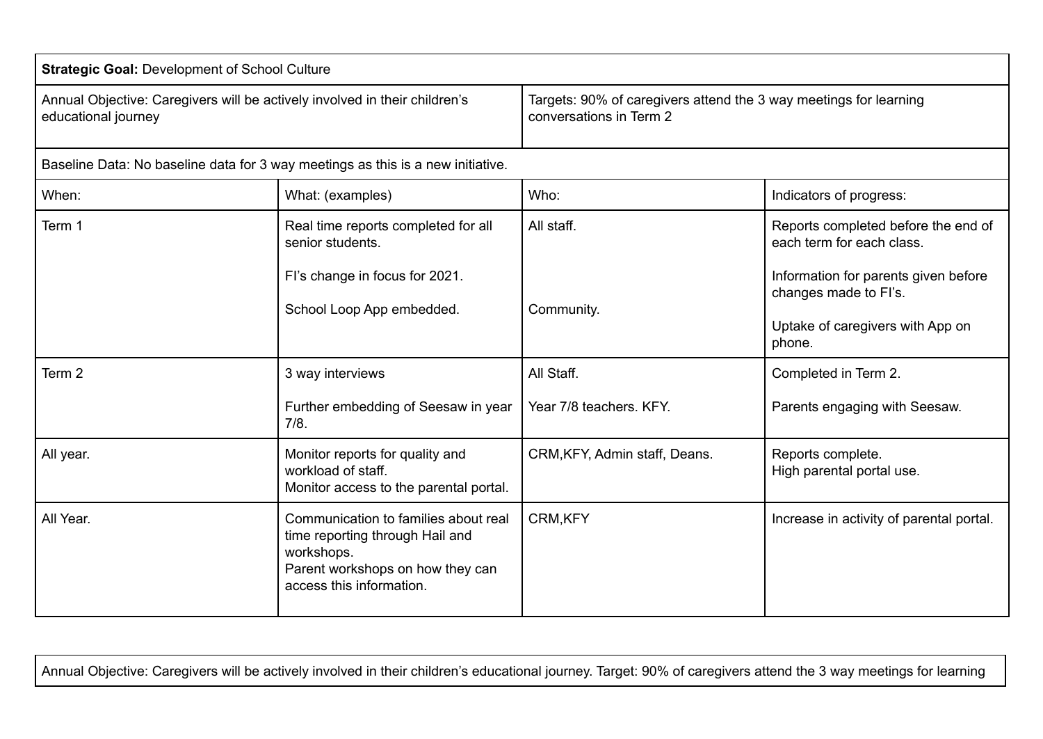| **Strategic Goal:** Development of School Culture | | | |
|---|---|---|---|
| Annual Objective: Caregivers will be actively involved in their children's educational journey | | Targets: 90% of caregivers attend the 3 way meetings for learning conversations in Term 2 | |
| Baseline Data: No baseline data for 3 way meetings as this is a new initiative. | | | |
| When: | What: (examples) | Who: | Indicators of progress: |
| Term 1 | Real time reports completed for all senior students.<br><br>FI's change in focus for 2021.<br><br>School Loop App embedded. | All staff.<br><br><br><br>Community. | Reports completed before the end of each term for each class.<br><br>Information for parents given before changes made to FI's.<br><br>Uptake of caregivers with App on phone. |
| Term 2 | 3 way interviews<br><br>Further embedding of Seesaw in year 7/8. | All Staff.<br><br>Year 7/8 teachers. KFY. | Completed in Term 2.<br><br>Parents engaging with Seesaw. |
| All year. | Monitor reports for quality and workload of staff.<br>Monitor access to the parental portal. | CRM,KFY, Admin staff, Deans. | Reports complete.<br>High parental portal use. |
| All Year. | Communication to families about real time reporting through Hail and workshops.<br>Parent workshops on how they can access this information. | CRM,KFY | Increase in activity of parental portal. |

| Annual Objective: Caregivers will be actively involved in their children's educational journey. Target: 90% of caregivers attend the 3 way meetings for learning |
|---|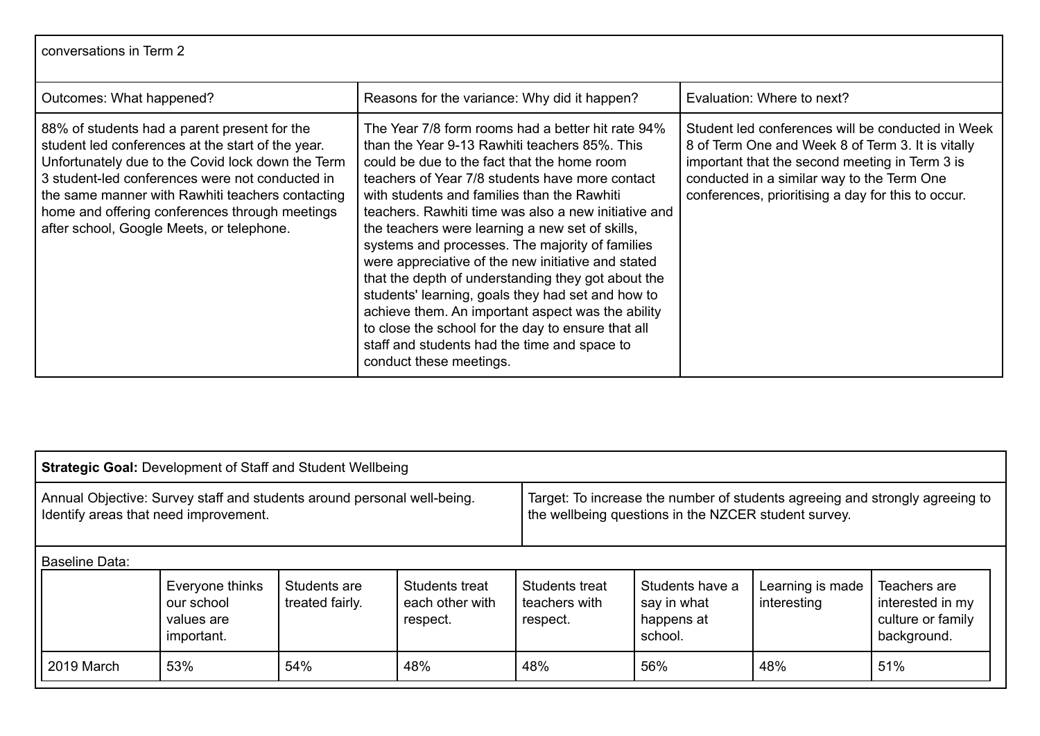| conversations in Term 2 | | |
|---|---|---|
| Outcomes: What happened? | Reasons for the variance: Why did it happen? | Evaluation: Where to next? |
| 88% of students had a parent present for the student led conferences at the start of the year. Unfortunately due to the Covid lock down the Term 3 student-led conferences were not conducted in the same manner with Rawhiti teachers contacting home and offering conferences through meetings after school, Google Meets, or telephone. | The Year 7/8 form rooms had a better hit rate 94% than the Year 9-13 Rawhiti teachers 85%. This could be due to the fact that the home room teachers of Year 7/8 students have more contact with students and families than the Rawhiti teachers. Rawhiti time was also a new initiative and the teachers were learning a new set of skills, systems and processes. The majority of families were appreciative of the new initiative and stated that the depth of understanding they got about the students' learning, goals they had set and how to achieve them. An important aspect was the ability to close the school for the day to ensure that all staff and students had the time and space to conduct these meetings. | Student led conferences will be conducted in Week 8 of Term One and Week 8 of Term 3. It is vitally important that the second meeting in Term 3 is conducted in a similar way to the Term One conferences, prioritising a day for this to occur. |

**Strategic Goal:** Development of Staff and Student Wellbeing

| Annual Objective: Survey staff and students around personal well-being. Identify areas that need improvement. | Target: To increase the number of students agreeing and strongly agreeing to the wellbeing questions in the NZCER student survey. |
|---|---|

Baseline Data:

| | Everyone thinks our school values are important. | Students are treated fairly. | Students treat each other with respect. | Students treat teachers with respect. | Students have a say in what happens at school. | Learning is made interesting | Teachers are interested in my culture or family background. |
|---|---|---|---|---|---|---|---|
| 2019 March | 53% | 54% | 48% | 48% | 56% | 48% | 51% |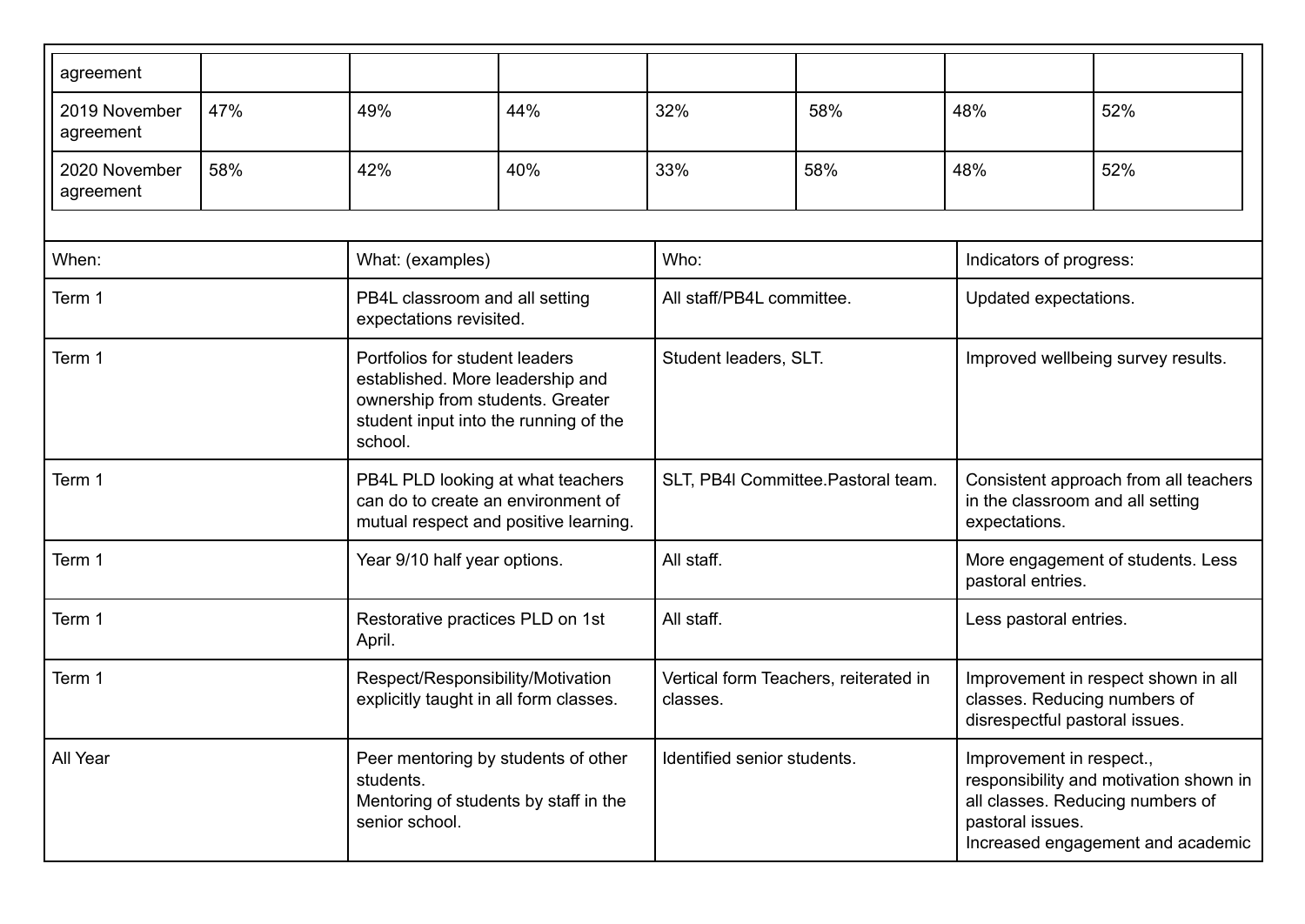| agreement | | | | | | | |
|---|---|---|---|---|---|---|---|
| 2019 November agreement | 47% | 49% | 44% | 32% | 58% | 48% | 52% |
| 2020 November agreement | 58% | 42% | 40% | 33% | 58% | 48% | 52% |

| When: | What: (examples) | Who: | Indicators of progress: |
|---|---|---|---|
| Term 1 | PB4L classroom and all setting expectations revisited. | All staff/PB4L committee. | Updated expectations. |
| Term 1 | Portfolios for student leaders established. More leadership and ownership from students. Greater student input into the running of the school. | Student leaders, SLT. | Improved wellbeing survey results. |
| Term 1 | PB4L PLD looking at what teachers can do to create an environment of mutual respect and positive learning. | SLT, PB4l Committee.Pastoral team. | Consistent approach from all teachers in the classroom and all setting expectations. |
| Term 1 | Year 9/10 half year options. | All staff. | More engagement of students. Less pastoral entries. |
| Term 1 | Restorative practices PLD on 1st April. | All staff. | Less pastoral entries. |
| Term 1 | Respect/Responsibility/Motivation explicitly taught in all form classes. | Vertical form Teachers, reiterated in classes. | Improvement in respect shown in all classes. Reducing numbers of disrespectful pastoral issues. |
| All Year | Peer mentoring by students of other students.<br>Mentoring of students by staff in the senior school. | Identified senior students. | Improvement in respect., responsibility and motivation shown in all classes. Reducing numbers of pastoral issues.<br>Increased engagement and academic |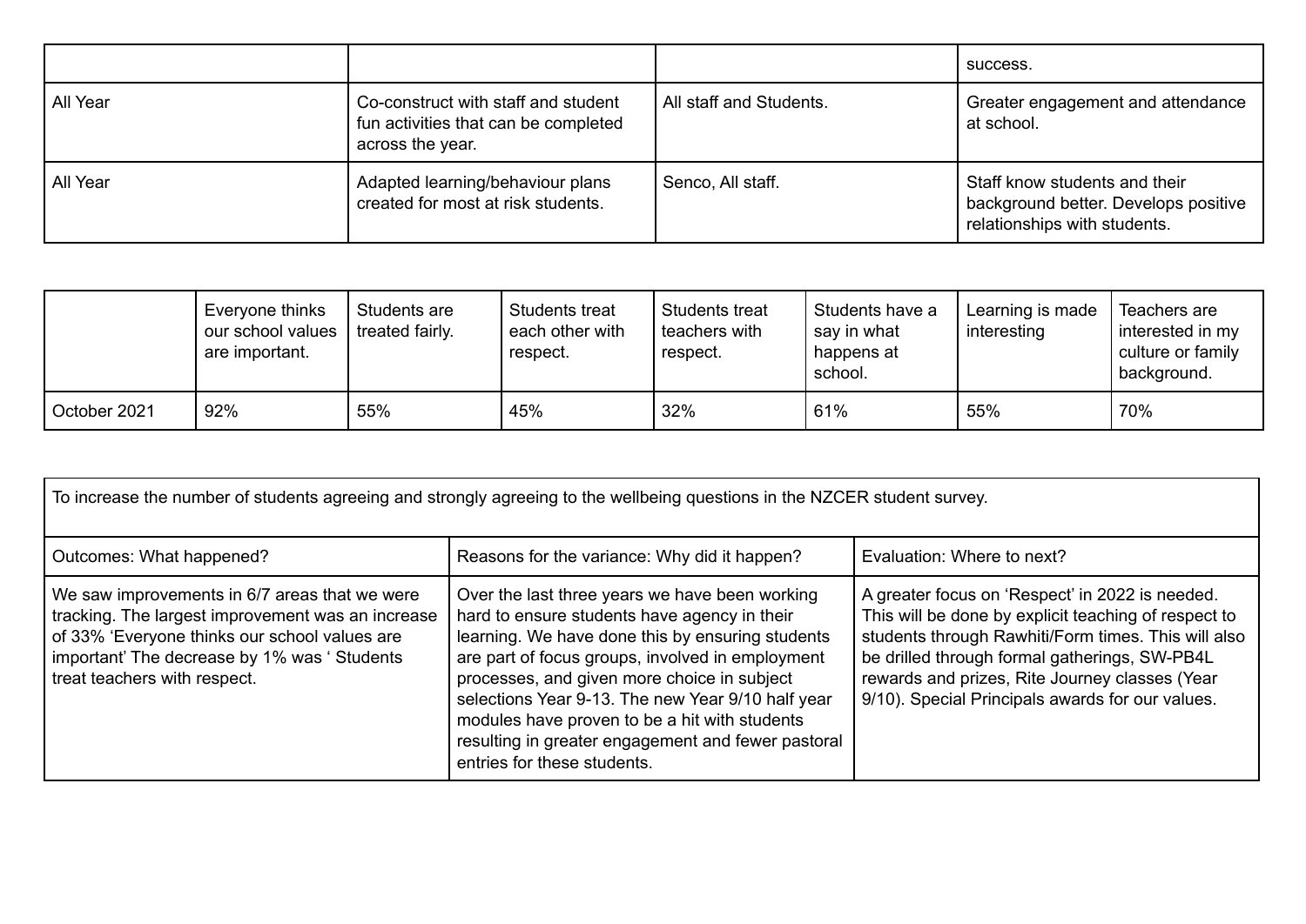|  |  |  | success. |
|---|---|---|---|
| All Year | Co-construct with staff and student fun activities that can be completed across the year. | All staff and Students. | Greater engagement and attendance at school. |
| All Year | Adapted learning/behaviour plans created for most at risk students. | Senco, All staff. | Staff know students and their background better. Develops positive relationships with students. |

|  | Everyone thinks our school values are important. | Students are treated fairly. | Students treat each other with respect. | Students treat teachers with respect. | Students have a say in what happens at school. | Learning is made interesting | Teachers are interested in my culture or family background. |
|---|---|---|---|---|---|---|---|
| October 2021 | 92% | 55% | 45% | 32% | 61% | 55% | 70% |

| To increase the number of students agreeing and strongly agreeing to the wellbeing questions in the NZCER student survey. | | |
|---|---|---|
| Outcomes: What happened? | Reasons for the variance: Why did it happen? | Evaluation: Where to next? |
| We saw improvements in 6/7 areas that we were tracking. The largest improvement was an increase of 33% 'Everyone thinks our school values are important' The decrease by 1% was ' Students treat teachers with respect. | Over the last three years we have been working hard to ensure students have agency in their learning. We have done this by ensuring students are part of focus groups, involved in employment processes, and given more choice in subject selections Year 9-13. The new Year 9/10 half year modules have proven to be a hit with students resulting in greater engagement and fewer pastoral entries for these students. | A greater focus on 'Respect' in 2022 is needed. This will be done by explicit teaching of respect to students through Rawhiti/Form times. This will also be drilled through formal gatherings, SW-PB4L rewards and prizes, Rite Journey classes (Year 9/10). Special Principals awards for our values. |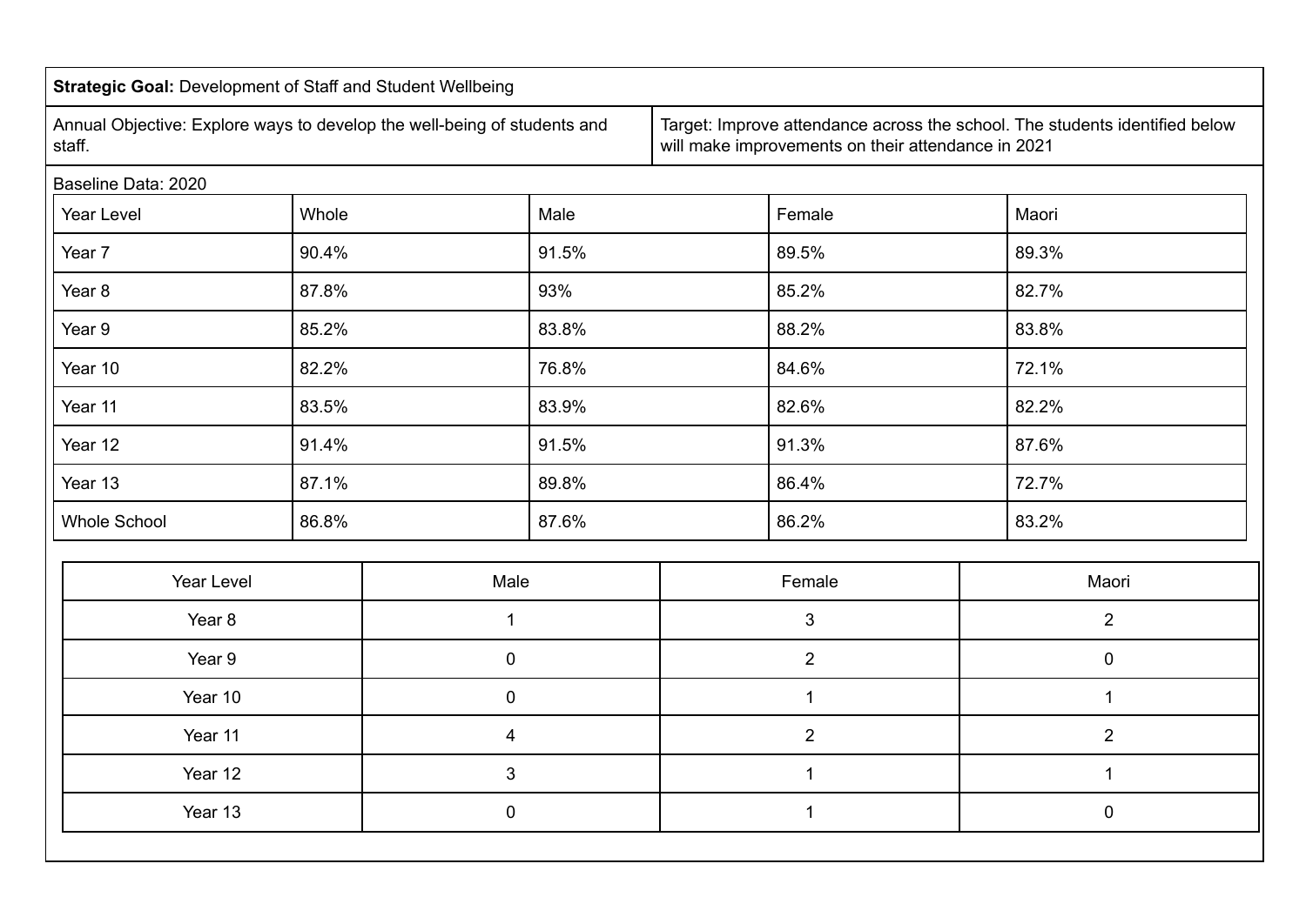**Strategic Goal:** Development of Staff and Student Wellbeing

Annual Objective: Explore ways to develop the well-being of students and staff.

Target: Improve attendance across the school. The students identified below will make improvements on their attendance in 2021

Baseline Data: 2020

| Year Level | Whole | Male | Female | Maori |
|---|---|---|---|---|
| Year 7 | 90.4% | 91.5% | 89.5% | 89.3% |
| Year 8 | 87.8% | 93% | 85.2% | 82.7% |
| Year 9 | 85.2% | 83.8% | 88.2% | 83.8% |
| Year 10 | 82.2% | 76.8% | 84.6% | 72.1% |
| Year 11 | 83.5% | 83.9% | 82.6% | 82.2% |
| Year 12 | 91.4% | 91.5% | 91.3% | 87.6% |
| Year 13 | 87.1% | 89.8% | 86.4% | 72.7% |
| Whole School | 86.8% | 87.6% | 86.2% | 83.2% |

| Year Level | Male | Female | Maori |
|---|---|---|---|
| Year 8 | 1 | 3 | 2 |
| Year 9 | 0 | 2 | 0 |
| Year 10 | 0 | 1 | 1 |
| Year 11 | 4 | 2 | 2 |
| Year 12 | 3 | 1 | 1 |
| Year 13 | 0 | 1 | 0 |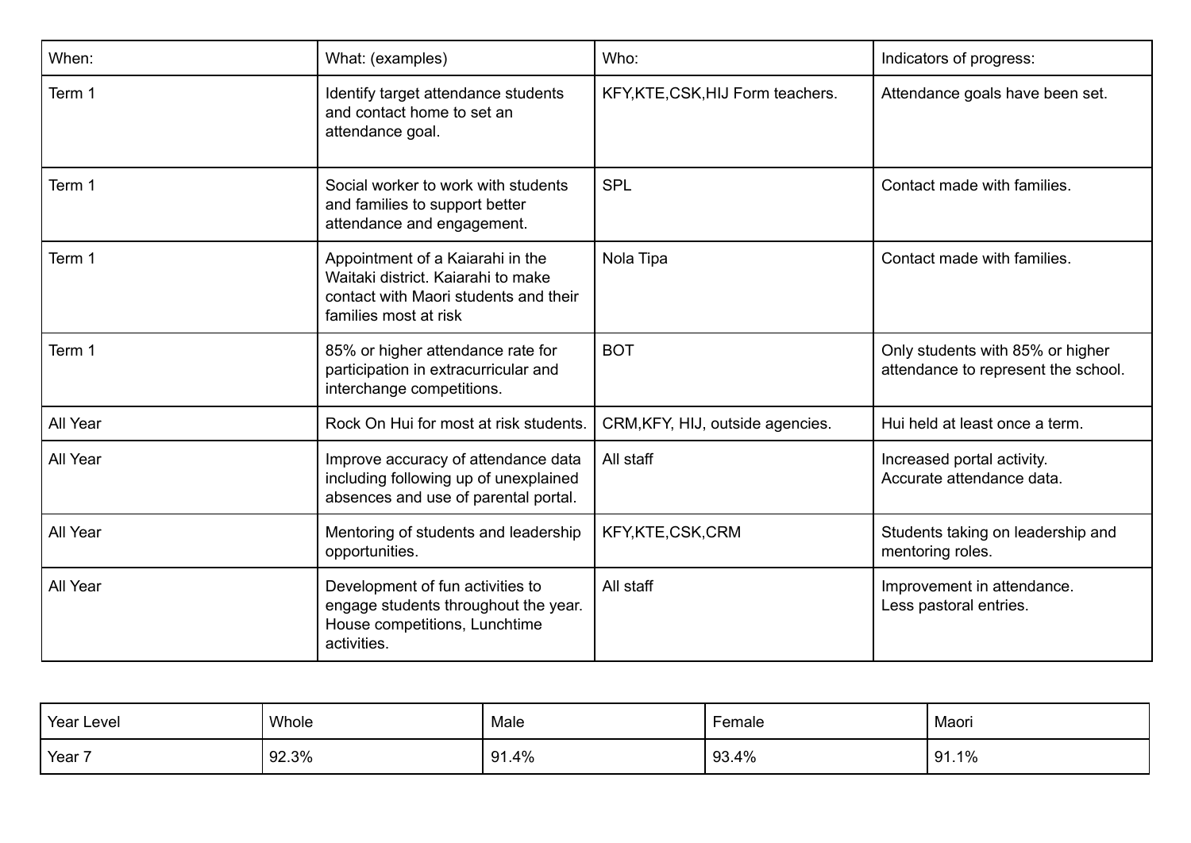| When: | What: (examples) | Who: | Indicators of progress: |
|---|---|---|---|
| Term 1 | Identify target attendance students and contact home to set an attendance goal. | KFY,KTE,CSK,HIJ Form teachers. | Attendance goals have been set. |
| Term 1 | Social worker to work with students and families to support better attendance and engagement. | SPL | Contact made with families. |
| Term 1 | Appointment of a Kaiarahi in the Waitaki district. Kaiarahi to make contact with Maori students and their families most at risk | Nola Tipa | Contact made with families. |
| Term 1 | 85% or higher attendance rate for participation in extracurricular and interchange competitions. | BOT | Only students with 85% or higher attendance to represent the school. |
| All Year | Rock On Hui for most at risk students. | CRM,KFY, HIJ, outside agencies. | Hui held at least once a term. |
| All Year | Improve accuracy of attendance data including following up of unexplained absences and use of parental portal. | All staff | Increased portal activity.<br>Accurate attendance data. |
| All Year | Mentoring of students and leadership opportunities. | KFY,KTE,CSK,CRM | Students taking on leadership and mentoring roles. |
| All Year | Development of fun activities to engage students throughout the year. House competitions, Lunchtime activities. | All staff | Improvement in attendance.<br>Less pastoral entries. |

| Year Level | Whole | Male | Female | Maori |
|---|---|---|---|---|
| Year 7 | 92.3% | 91.4% | 93.4% | 91.1% |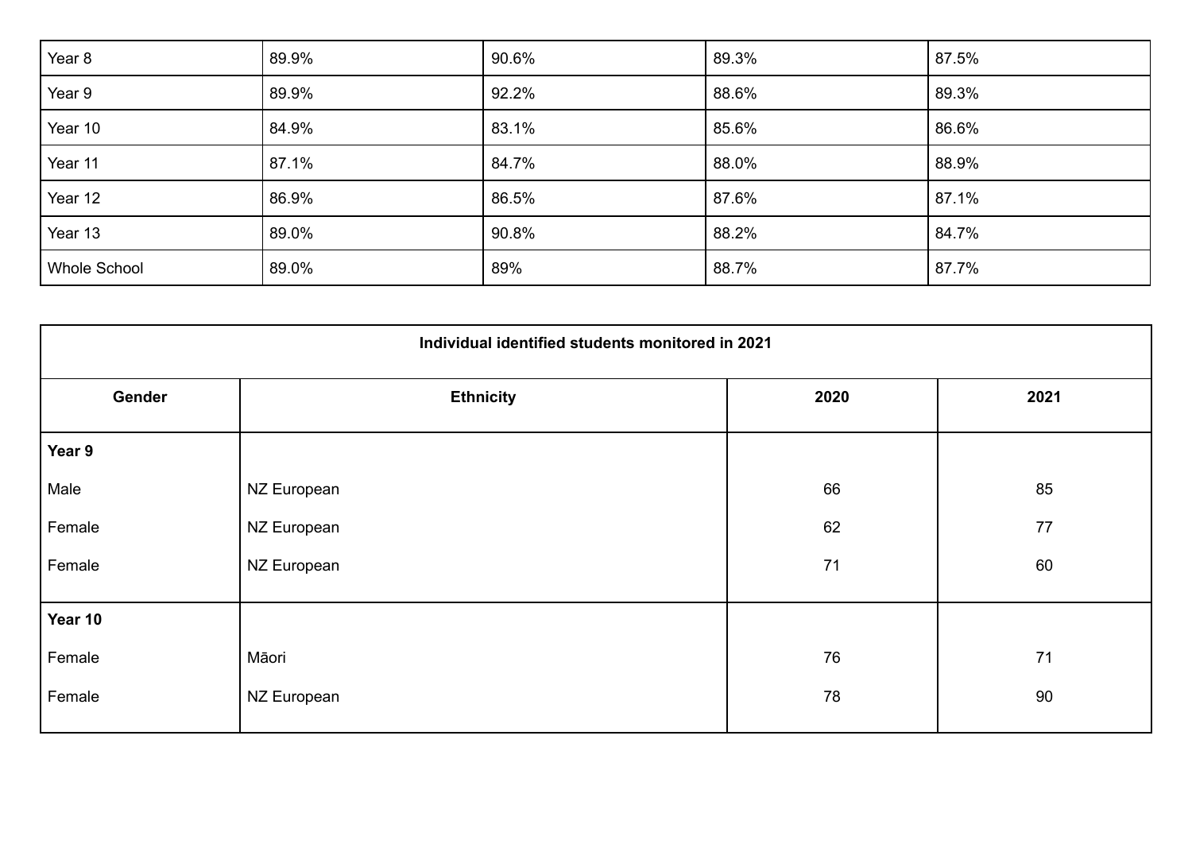| | | | | |
|---|---|---|---|---|
| Year 8 | 89.9% | 90.6% | 89.3% | 87.5% |
| Year 9 | 89.9% | 92.2% | 88.6% | 89.3% |
| Year 10 | 84.9% | 83.1% | 85.6% | 86.6% |
| Year 11 | 87.1% | 84.7% | 88.0% | 88.9% |
| Year 12 | 86.9% | 86.5% | 87.6% | 87.1% |
| Year 13 | 89.0% | 90.8% | 88.2% | 84.7% |
| Whole School | 89.0% | 89% | 88.7% | 87.7% |

| Individual identified students monitored in 2021 | | | |
|---|---|---|---|
| **Gender** | **Ethnicity** | **2020** | **2021** |
| **Year 9** | | | |
| Male | NZ European | 66 | 85 |
| Female | NZ European | 62 | 77 |
| Female | NZ European | 71 | 60 |
| **Year 10** | | | |
| Female | Māori | 76 | 71 |
| Female | NZ European | 78 | 90 |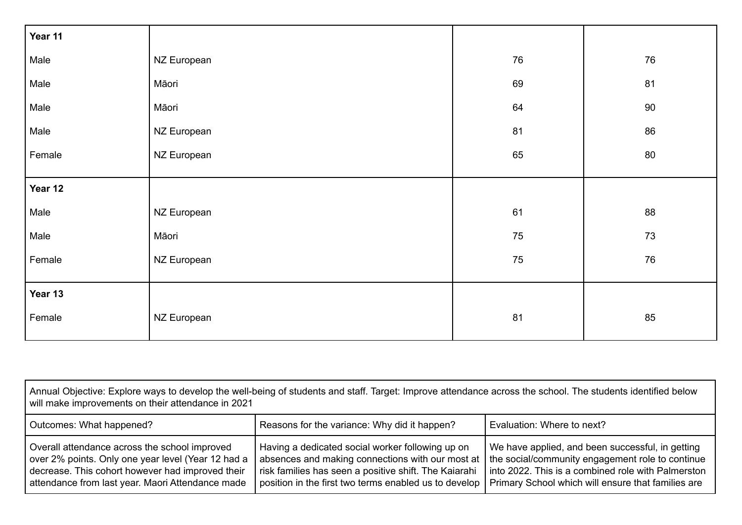| | | | |
|---|---|---|---|
| **Year 11** | | | |
| Male | NZ European | 76 | 76 |
| Male | Māori | 69 | 81 |
| Male | Māori | 64 | 90 |
| Male | NZ European | 81 | 86 |
| Female | NZ European | 65 | 80 |
| **Year 12** | | | |
| Male | NZ European | 61 | 88 |
| Male | Māori | 75 | 73 |
| Female | NZ European | 75 | 76 |
| **Year 13** | | | |
| Female | NZ European | 81 | 85 |

| Annual Objective: Explore ways to develop the well-being of students and staff. Target: Improve attendance across the school. The students identified below will make improvements on their attendance in 2021 | | |
|---|---|---|
| Outcomes: What happened? | Reasons for the variance: Why did it happen? | Evaluation: Where to next? |
| Overall attendance across the school improved over 2% points. Only one year level (Year 12 had a decrease. This cohort however had improved their attendance from last year. Maori Attendance made | Having a dedicated social worker following up on absences and making connections with our most at risk families has seen a positive shift. The Kaiarahi position in the first two terms enabled us to develop | We have applied, and been successful, in getting the social/community engagement role to continue into 2022. This is a combined role with Palmerston Primary School which will ensure that families are |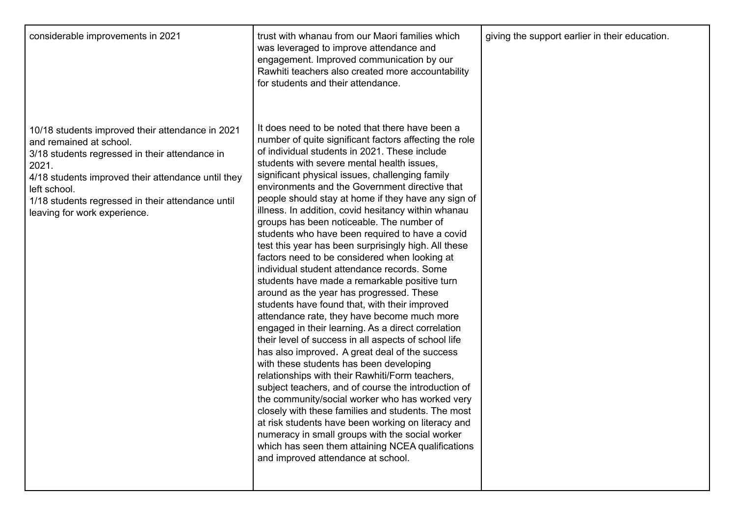| | | |
|---|---|---|
| considerable improvements in 2021<br><br>10/18 students improved their attendance in 2021 and remained at school.<br>3/18 students regressed in their attendance in 2021.<br>4/18 students improved their attendance until they left school.<br>1/18 students regressed in their attendance until leaving for work experience. | trust with whanau from our Maori families which was leveraged to improve attendance and engagement. Improved communication by our Rawhiti teachers also created more accountability for students and their attendance.<br><br>It does need to be noted that there have been a number of quite significant factors affecting the role of individual students in 2021. These include students with severe mental health issues, significant physical issues, challenging family environments and the Government directive that people should stay at home if they have any sign of illness. In addition, covid hesitancy within whanau groups has been noticeable. The number of students who have been required to have a covid test this year has been surprisingly high. All these factors need to be considered when looking at individual student attendance records. Some students have made a remarkable positive turn around as the year has progressed. These students have found that, with their improved attendance rate, they have become much more engaged in their learning. As a direct correlation their level of success in all aspects of school life has also improved. A great deal of the success with these students has been developing relationships with their Rawhiti/Form teachers, subject teachers, and of course the introduction of the community/social worker who has worked very closely with these families and students. The most at risk students have been working on literacy and numeracy in small groups with the social worker which has seen them attaining NCEA qualifications and improved attendance at school. | giving the support earlier in their education. |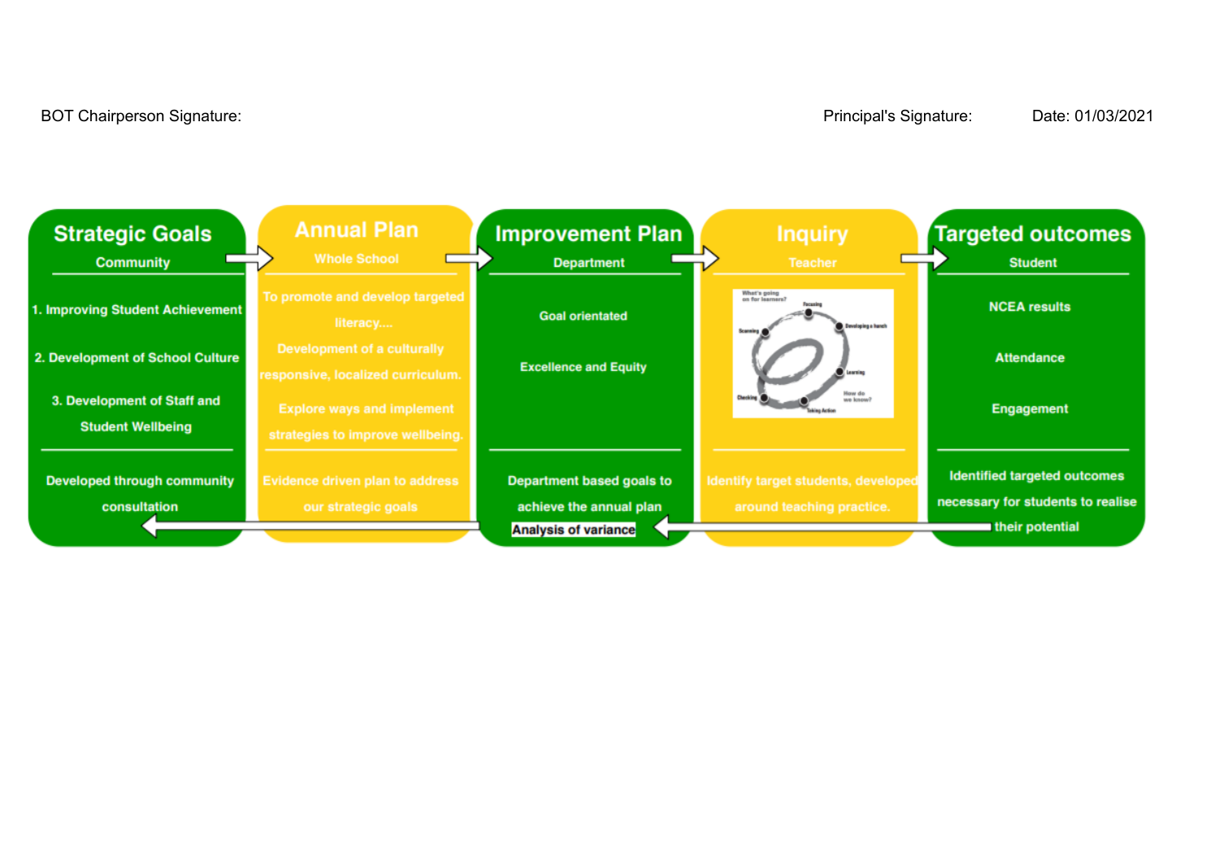BOT Chairperson Signature:

Principal's Signature:

Date: 01/03/2021

## Strategic Goals

Community

1. Improving Student Achievement
2. Development of School Culture
3. Development of Staff and Student Wellbeing

Developed through community consultation

## Annual Plan

Whole School

To promote and develop targeted literacy....

Development of a culturally responsive, localized curriculum.

Explore ways and implement strategies to improve wellbeing.

Evidence driven plan to address our strategic goals

## Improvement Plan

Department

Goal orientated

Excellence and Equity

Department based goals to achieve the annual plan

**Analysis of variance**

## Inquiry

Teacher

What's going on for learners?

Scanning

Focusing

Developing a hunch

Learning

Taking Action

Checking

How do we know?

Identify target students, developed around teaching practice.

## Targeted outcomes

Student

NCEA results

Attendance

Engagement

Identified targeted outcomes necessary for students to realise their potential